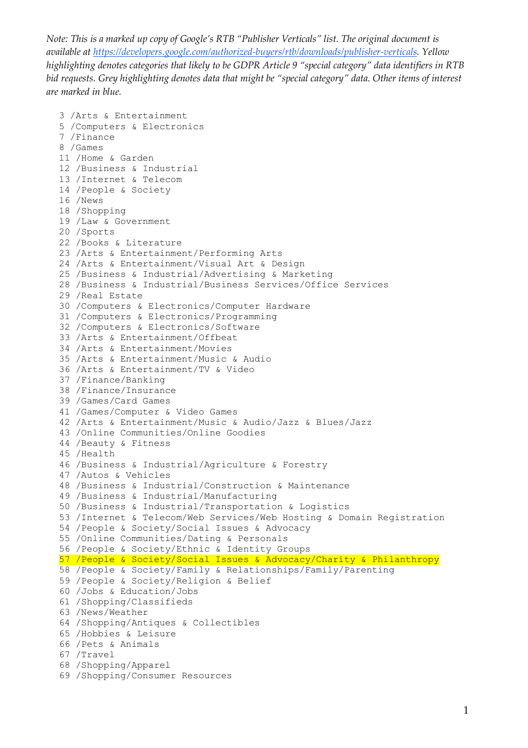*Note: This is a marked up copy of Google's RTB "Publisher Verticals" list. The original document is available at [https://developers.google.com/authorized-buyers/rtb/downloads/publisher-verticals](https://developers.google.com/authorized-buyers/rtb/downloads/publisher-verticals). Yellow highlighting denotes categories that likely to be GDPR Article 9 "special category" data identifiers in RTB bid requests. Grey highlighting denotes data that might be "special category" data. Other items of interest are marked in blue.*

```
3 /Arts & Entertainment
5 /Computers & Electronics
7 /Finance
8 /Games
11 /Home & Garden
12 /Business & Industrial
13 /Internet & Telecom
14 /People & Society
16 /News
18 /Shopping
19 /Law & Government
20 /Sports
22 /Books & Literature
23 /Arts & Entertainment/Performing Arts
24 /Arts & Entertainment/Visual Art & Design
25 /Business & Industrial/Advertising & Marketing
28 /Business & Industrial/Business Services/Office Services
29 /Real Estate
30 /Computers & Electronics/Computer Hardware
31 /Computers & Electronics/Programming
32 /Computers & Electronics/Software
33 /Arts & Entertainment/Offbeat
34 /Arts & Entertainment/Movies
35 /Arts & Entertainment/Music & Audio
36 /Arts & Entertainment/TV & Video
37 /Finance/Banking
38 /Finance/Insurance
39 /Games/Card Games
41 /Games/Computer & Video Games
42 /Arts & Entertainment/Music & Audio/Jazz & Blues/Jazz
43 /Online Communities/Online Goodies
44 /Beauty & Fitness
45 /Health
46 /Business & Industrial/Agriculture & Forestry
47 /Autos & Vehicles
48 /Business & Industrial/Construction & Maintenance
49 /Business & Industrial/Manufacturing
50 /Business & Industrial/Transportation & Logistics
53 /Internet & Telecom/Web Services/Web Hosting & Domain Registration
54 /People & Society/Social Issues & Advocacy
55 /Online Communities/Dating & Personals
56 /People & Society/Ethnic & Identity Groups
57 /People & Society/Social Issues & Advocacy/Charity & Philanthropy
58 /People & Society/Family & Relationships/Family/Parenting
59 /People & Society/Religion & Belief
60 /Jobs & Education/Jobs
61 /Shopping/Classifieds
63 /News/Weather
64 /Shopping/Antiques & Collectibles
65 /Hobbies & Leisure
66 /Pets & Animals
67 /Travel
68 /Shopping/Apparel
69 /Shopping/Consumer Resources
```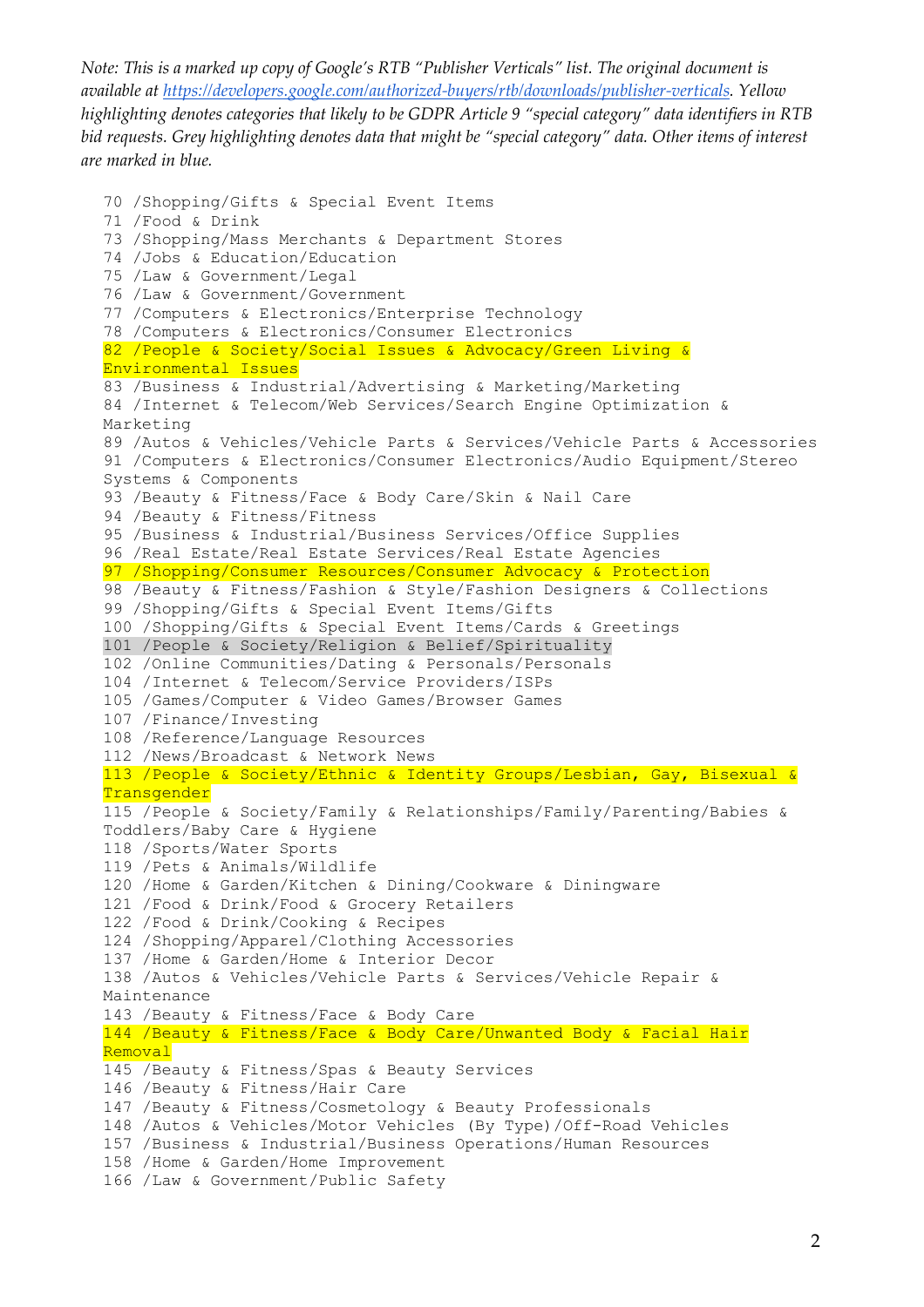*Note: This is a marked up copy of Google's RTB "Publisher Verticals" list. The original document is available at https://developers.google.com/authorized-buyers/rtb/downloads/publisher-verticals. Yellow highlighting denotes categories that likely to be GDPR Article 9 "special category" data identifiers in RTB bid requests. Grey highlighting denotes data that might be "special category" data. Other items of interest are marked in blue.*

```
70 /Shopping/Gifts & Special Event Items
71 /Food & Drink
73 /Shopping/Mass Merchants & Department Stores
74 /Jobs & Education/Education
75 /Law & Government/Legal
76 /Law & Government/Government
77 /Computers & Electronics/Enterprise Technology
78 /Computers & Electronics/Consumer Electronics
82 /People & Society/Social Issues & Advocacy/Green Living & Environmental Issues
83 /Business & Industrial/Advertising & Marketing/Marketing
84 /Internet & Telecom/Web Services/Search Engine Optimization & Marketing
89 /Autos & Vehicles/Vehicle Parts & Services/Vehicle Parts & Accessories
91 /Computers & Electronics/Consumer Electronics/Audio Equipment/Stereo Systems & Components
93 /Beauty & Fitness/Face & Body Care/Skin & Nail Care
94 /Beauty & Fitness/Fitness
95 /Business & Industrial/Business Services/Office Supplies
96 /Real Estate/Real Estate Services/Real Estate Agencies
97 /Shopping/Consumer Resources/Consumer Advocacy & Protection
98 /Beauty & Fitness/Fashion & Style/Fashion Designers & Collections
99 /Shopping/Gifts & Special Event Items/Gifts
100 /Shopping/Gifts & Special Event Items/Cards & Greetings
101 /People & Society/Religion & Belief/Spirituality
102 /Online Communities/Dating & Personals/Personals
104 /Internet & Telecom/Service Providers/ISPs
105 /Games/Computer & Video Games/Browser Games
107 /Finance/Investing
108 /Reference/Language Resources
112 /News/Broadcast & Network News
113 /People & Society/Ethnic & Identity Groups/Lesbian, Gay, Bisexual & Transgender
115 /People & Society/Family & Relationships/Family/Parenting/Babies & Toddlers/Baby Care & Hygiene
118 /Sports/Water Sports
119 /Pets & Animals/Wildlife
120 /Home & Garden/Kitchen & Dining/Cookware & Diningware
121 /Food & Drink/Food & Grocery Retailers
122 /Food & Drink/Cooking & Recipes
124 /Shopping/Apparel/Clothing Accessories
137 /Home & Garden/Home & Interior Decor
138 /Autos & Vehicles/Vehicle Parts & Services/Vehicle Repair & Maintenance
143 /Beauty & Fitness/Face & Body Care
144 /Beauty & Fitness/Face & Body Care/Unwanted Body & Facial Hair Removal
145 /Beauty & Fitness/Spas & Beauty Services
146 /Beauty & Fitness/Hair Care
147 /Beauty & Fitness/Cosmetology & Beauty Professionals
148 /Autos & Vehicles/Motor Vehicles (By Type)/Off-Road Vehicles
157 /Business & Industrial/Business Operations/Human Resources
158 /Home & Garden/Home Improvement
166 /Law & Government/Public Safety
```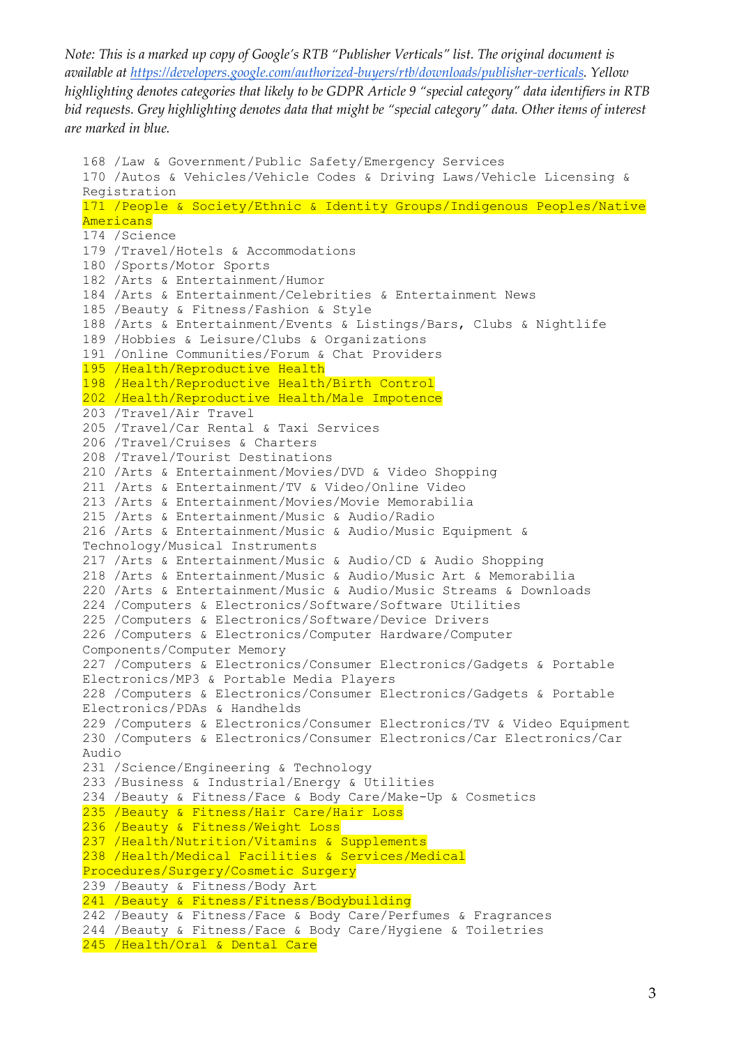*Note: This is a marked up copy of Google's RTB "Publisher Verticals" list. The original document is available at https://developers.google.com/authorized-buyers/rtb/downloads/publisher-verticals. Yellow highlighting denotes categories that likely to be GDPR Article 9 "special category" data identifiers in RTB bid requests. Grey highlighting denotes data that might be "special category" data. Other items of interest are marked in blue.*

```
168 /Law & Government/Public Safety/Emergency Services
170 /Autos & Vehicles/Vehicle Codes & Driving Laws/Vehicle Licensing & Registration
171 /People & Society/Ethnic & Identity Groups/Indigenous Peoples/Native Americans
174 /Science
179 /Travel/Hotels & Accommodations
180 /Sports/Motor Sports
182 /Arts & Entertainment/Humor
184 /Arts & Entertainment/Celebrities & Entertainment News
185 /Beauty & Fitness/Fashion & Style
188 /Arts & Entertainment/Events & Listings/Bars, Clubs & Nightlife
189 /Hobbies & Leisure/Clubs & Organizations
191 /Online Communities/Forum & Chat Providers
195 /Health/Reproductive Health
198 /Health/Reproductive Health/Birth Control
202 /Health/Reproductive Health/Male Impotence
203 /Travel/Air Travel
205 /Travel/Car Rental & Taxi Services
206 /Travel/Cruises & Charters
208 /Travel/Tourist Destinations
210 /Arts & Entertainment/Movies/DVD & Video Shopping
211 /Arts & Entertainment/TV & Video/Online Video
213 /Arts & Entertainment/Movies/Movie Memorabilia
215 /Arts & Entertainment/Music & Audio/Radio
216 /Arts & Entertainment/Music & Audio/Music Equipment & Technology/Musical Instruments
217 /Arts & Entertainment/Music & Audio/CD & Audio Shopping
218 /Arts & Entertainment/Music & Audio/Music Art & Memorabilia
220 /Arts & Entertainment/Music & Audio/Music Streams & Downloads
224 /Computers & Electronics/Software/Software Utilities
225 /Computers & Electronics/Software/Device Drivers
226 /Computers & Electronics/Computer Hardware/Computer Components/Computer Memory
227 /Computers & Electronics/Consumer Electronics/Gadgets & Portable Electronics/MP3 & Portable Media Players
228 /Computers & Electronics/Consumer Electronics/Gadgets & Portable Electronics/PDAs & Handhelds
229 /Computers & Electronics/Consumer Electronics/TV & Video Equipment
230 /Computers & Electronics/Consumer Electronics/Car Electronics/Car Audio
231 /Science/Engineering & Technology
233 /Business & Industrial/Energy & Utilities
234 /Beauty & Fitness/Face & Body Care/Make-Up & Cosmetics
235 /Beauty & Fitness/Hair Care/Hair Loss
236 /Beauty & Fitness/Weight Loss
237 /Health/Nutrition/Vitamins & Supplements
238 /Health/Medical Facilities & Services/Medical Procedures/Surgery/Cosmetic Surgery
239 /Beauty & Fitness/Body Art
241 /Beauty & Fitness/Fitness/Bodybuilding
242 /Beauty & Fitness/Face & Body Care/Perfumes & Fragrances
244 /Beauty & Fitness/Face & Body Care/Hygiene & Toiletries
245 /Health/Oral & Dental Care
```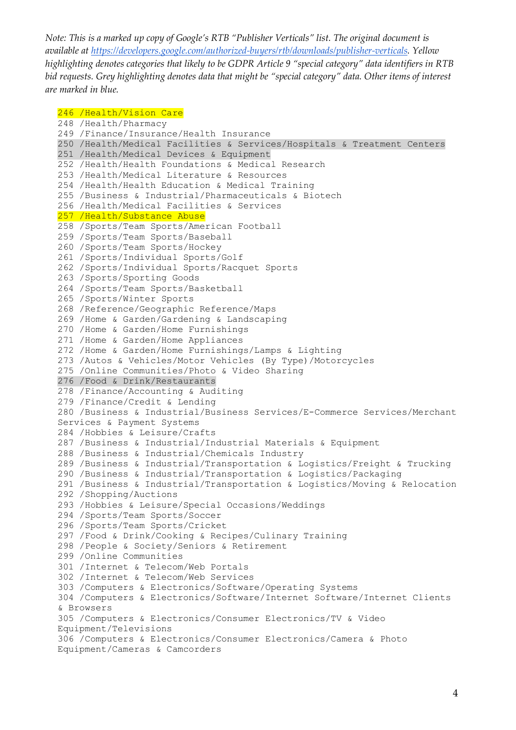*Note: This is a marked up copy of Google's RTB "Publisher Verticals" list. The original document is available at https://developers.google.com/authorized-buyers/rtb/downloads/publisher-verticals. Yellow highlighting denotes categories that likely to be GDPR Article 9 "special category" data identifiers in RTB bid requests. Grey highlighting denotes data that might be "special category" data. Other items of interest are marked in blue.*

```
246 /Health/Vision Care
248 /Health/Pharmacy
249 /Finance/Insurance/Health Insurance
250 /Health/Medical Facilities & Services/Hospitals & Treatment Centers
251 /Health/Medical Devices & Equipment
252 /Health/Health Foundations & Medical Research
253 /Health/Medical Literature & Resources
254 /Health/Health Education & Medical Training
255 /Business & Industrial/Pharmaceuticals & Biotech
256 /Health/Medical Facilities & Services
257 /Health/Substance Abuse
258 /Sports/Team Sports/American Football
259 /Sports/Team Sports/Baseball
260 /Sports/Team Sports/Hockey
261 /Sports/Individual Sports/Golf
262 /Sports/Individual Sports/Racquet Sports
263 /Sports/Sporting Goods
264 /Sports/Team Sports/Basketball
265 /Sports/Winter Sports
268 /Reference/Geographic Reference/Maps
269 /Home & Garden/Gardening & Landscaping
270 /Home & Garden/Home Furnishings
271 /Home & Garden/Home Appliances
272 /Home & Garden/Home Furnishings/Lamps & Lighting
273 /Autos & Vehicles/Motor Vehicles (By Type)/Motorcycles
275 /Online Communities/Photo & Video Sharing
276 /Food & Drink/Restaurants
278 /Finance/Accounting & Auditing
279 /Finance/Credit & Lending
280 /Business & Industrial/Business Services/E-Commerce Services/Merchant
Services & Payment Systems
284 /Hobbies & Leisure/Crafts
287 /Business & Industrial/Industrial Materials & Equipment
288 /Business & Industrial/Chemicals Industry
289 /Business & Industrial/Transportation & Logistics/Freight & Trucking
290 /Business & Industrial/Transportation & Logistics/Packaging
291 /Business & Industrial/Transportation & Logistics/Moving & Relocation
292 /Shopping/Auctions
293 /Hobbies & Leisure/Special Occasions/Weddings
294 /Sports/Team Sports/Soccer
296 /Sports/Team Sports/Cricket
297 /Food & Drink/Cooking & Recipes/Culinary Training
298 /People & Society/Seniors & Retirement
299 /Online Communities
301 /Internet & Telecom/Web Portals
302 /Internet & Telecom/Web Services
303 /Computers & Electronics/Software/Operating Systems
304 /Computers & Electronics/Software/Internet Software/Internet Clients
& Browsers
305 /Computers & Electronics/Consumer Electronics/TV & Video
Equipment/Televisions
306 /Computers & Electronics/Consumer Electronics/Camera & Photo
Equipment/Cameras & Camcorders
```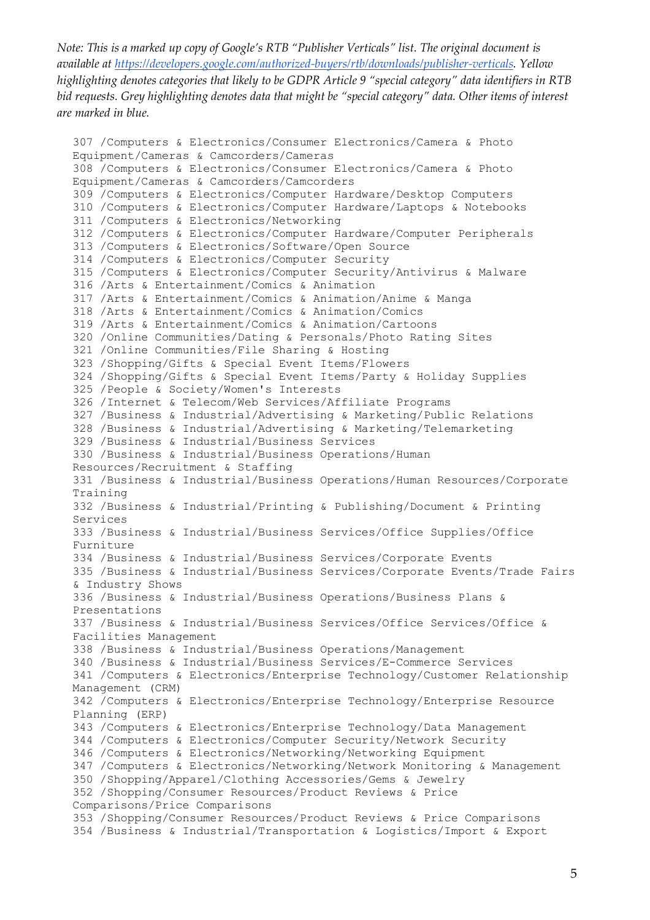*Note: This is a marked up copy of Google's RTB "Publisher Verticals" list. The original document is available at https://developers.google.com/authorized-buyers/rtb/downloads/publisher-verticals. Yellow highlighting denotes categories that likely to be GDPR Article 9 "special category" data identifiers in RTB bid requests. Grey highlighting denotes data that might be "special category" data. Other items of interest are marked in blue.*

```
307 /Computers & Electronics/Consumer Electronics/Camera & Photo
Equipment/Cameras & Camcorders/Cameras
308 /Computers & Electronics/Consumer Electronics/Camera & Photo
Equipment/Cameras & Camcorders/Camcorders
309 /Computers & Electronics/Computer Hardware/Desktop Computers
310 /Computers & Electronics/Computer Hardware/Laptops & Notebooks
311 /Computers & Electronics/Networking
312 /Computers & Electronics/Computer Hardware/Computer Peripherals
313 /Computers & Electronics/Software/Open Source
314 /Computers & Electronics/Computer Security
315 /Computers & Electronics/Computer Security/Antivirus & Malware
316 /Arts & Entertainment/Comics & Animation
317 /Arts & Entertainment/Comics & Animation/Anime & Manga
318 /Arts & Entertainment/Comics & Animation/Comics
319 /Arts & Entertainment/Comics & Animation/Cartoons
320 /Online Communities/Dating & Personals/Photo Rating Sites
321 /Online Communities/File Sharing & Hosting
323 /Shopping/Gifts & Special Event Items/Flowers
324 /Shopping/Gifts & Special Event Items/Party & Holiday Supplies
325 /People & Society/Women's Interests
326 /Internet & Telecom/Web Services/Affiliate Programs
327 /Business & Industrial/Advertising & Marketing/Public Relations
328 /Business & Industrial/Advertising & Marketing/Telemarketing
329 /Business & Industrial/Business Services
330 /Business & Industrial/Business Operations/Human
Resources/Recruitment & Staffing
331 /Business & Industrial/Business Operations/Human Resources/Corporate
Training
332 /Business & Industrial/Printing & Publishing/Document & Printing
Services
333 /Business & Industrial/Business Services/Office Supplies/Office
Furniture
334 /Business & Industrial/Business Services/Corporate Events
335 /Business & Industrial/Business Services/Corporate Events/Trade Fairs
& Industry Shows
336 /Business & Industrial/Business Operations/Business Plans &
Presentations
337 /Business & Industrial/Business Services/Office Services/Office &
Facilities Management
338 /Business & Industrial/Business Operations/Management
340 /Business & Industrial/Business Services/E-Commerce Services
341 /Computers & Electronics/Enterprise Technology/Customer Relationship
Management (CRM)
342 /Computers & Electronics/Enterprise Technology/Enterprise Resource
Planning (ERP)
343 /Computers & Electronics/Enterprise Technology/Data Management
344 /Computers & Electronics/Computer Security/Network Security
346 /Computers & Electronics/Networking/Networking Equipment
347 /Computers & Electronics/Networking/Network Monitoring & Management
350 /Shopping/Apparel/Clothing Accessories/Gems & Jewelry
352 /Shopping/Consumer Resources/Product Reviews & Price
Comparisons/Price Comparisons
353 /Shopping/Consumer Resources/Product Reviews & Price Comparisons
354 /Business & Industrial/Transportation & Logistics/Import & Export
```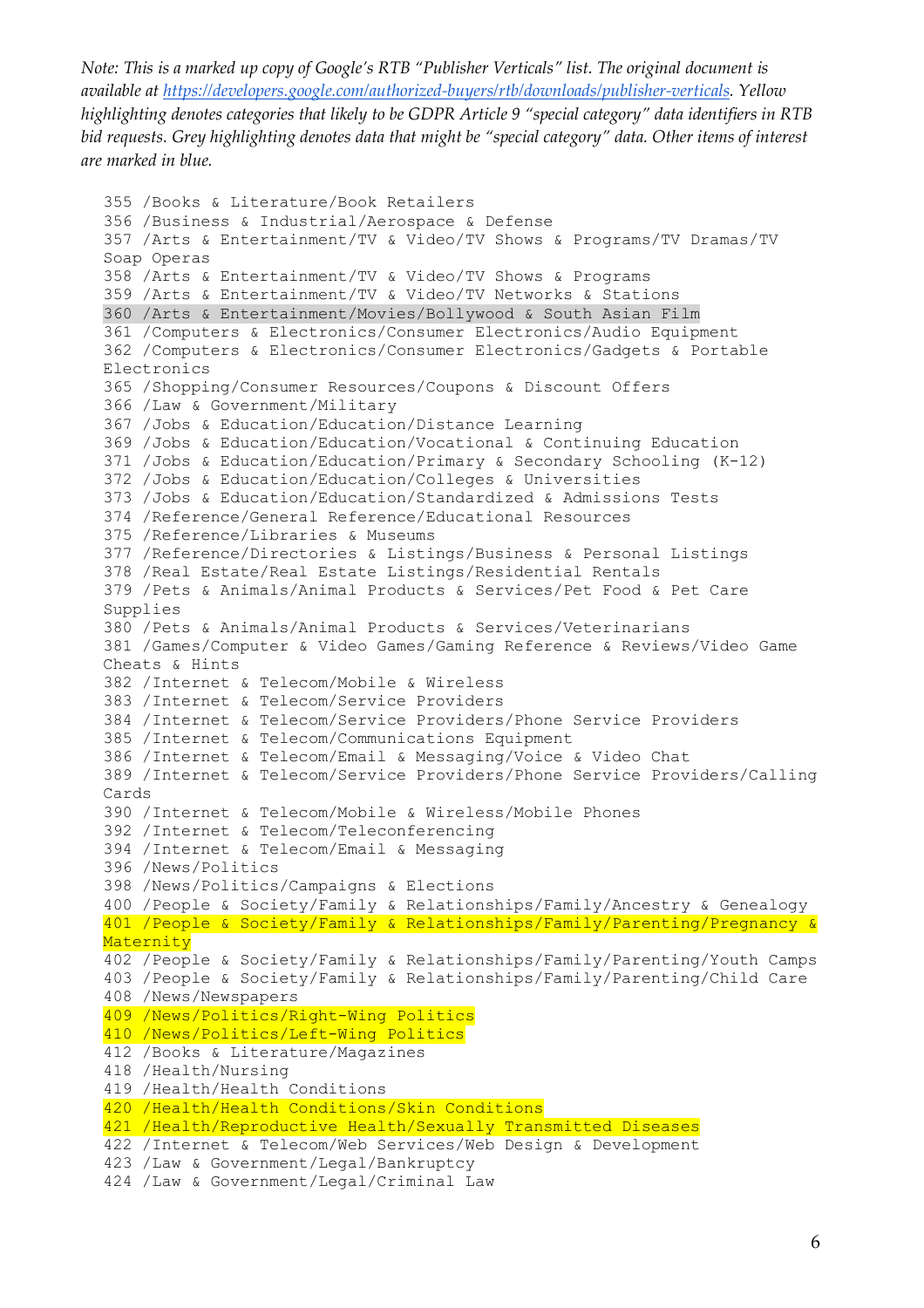*Note: This is a marked up copy of Google's RTB "Publisher Verticals" list. The original document is available at https://developers.google.com/authorized-buyers/rtb/downloads/publisher-verticals. Yellow highlighting denotes categories that likely to be GDPR Article 9 "special category" data identifiers in RTB bid requests. Grey highlighting denotes data that might be "special category" data. Other items of interest are marked in blue.*

```
355 /Books & Literature/Book Retailers
356 /Business & Industrial/Aerospace & Defense
357 /Arts & Entertainment/TV & Video/TV Shows & Programs/TV Dramas/TV Soap Operas
358 /Arts & Entertainment/TV & Video/TV Shows & Programs
359 /Arts & Entertainment/TV & Video/TV Networks & Stations
360 /Arts & Entertainment/Movies/Bollywood & South Asian Film
361 /Computers & Electronics/Consumer Electronics/Audio Equipment
362 /Computers & Electronics/Consumer Electronics/Gadgets & Portable Electronics
365 /Shopping/Consumer Resources/Coupons & Discount Offers
366 /Law & Government/Military
367 /Jobs & Education/Education/Distance Learning
369 /Jobs & Education/Education/Vocational & Continuing Education
371 /Jobs & Education/Education/Primary & Secondary Schooling (K-12)
372 /Jobs & Education/Education/Colleges & Universities
373 /Jobs & Education/Education/Standardized & Admissions Tests
374 /Reference/General Reference/Educational Resources
375 /Reference/Libraries & Museums
377 /Reference/Directories & Listings/Business & Personal Listings
378 /Real Estate/Real Estate Listings/Residential Rentals
379 /Pets & Animals/Animal Products & Services/Pet Food & Pet Care Supplies
380 /Pets & Animals/Animal Products & Services/Veterinarians
381 /Games/Computer & Video Games/Gaming Reference & Reviews/Video Game Cheats & Hints
382 /Internet & Telecom/Mobile & Wireless
383 /Internet & Telecom/Service Providers
384 /Internet & Telecom/Service Providers/Phone Service Providers
385 /Internet & Telecom/Communications Equipment
386 /Internet & Telecom/Email & Messaging/Voice & Video Chat
389 /Internet & Telecom/Service Providers/Phone Service Providers/Calling Cards
390 /Internet & Telecom/Mobile & Wireless/Mobile Phones
392 /Internet & Telecom/Teleconferencing
394 /Internet & Telecom/Email & Messaging
396 /News/Politics
398 /News/Politics/Campaigns & Elections
400 /People & Society/Family & Relationships/Family/Ancestry & Genealogy
401 /People & Society/Family & Relationships/Family/Parenting/Pregnancy & Maternity
402 /People & Society/Family & Relationships/Family/Parenting/Youth Camps
403 /People & Society/Family & Relationships/Family/Parenting/Child Care
408 /News/Newspapers
409 /News/Politics/Right-Wing Politics
410 /News/Politics/Left-Wing Politics
412 /Books & Literature/Magazines
418 /Health/Nursing
419 /Health/Health Conditions
420 /Health/Health Conditions/Skin Conditions
421 /Health/Reproductive Health/Sexually Transmitted Diseases
422 /Internet & Telecom/Web Services/Web Design & Development
423 /Law & Government/Legal/Bankruptcy
424 /Law & Government/Legal/Criminal Law
```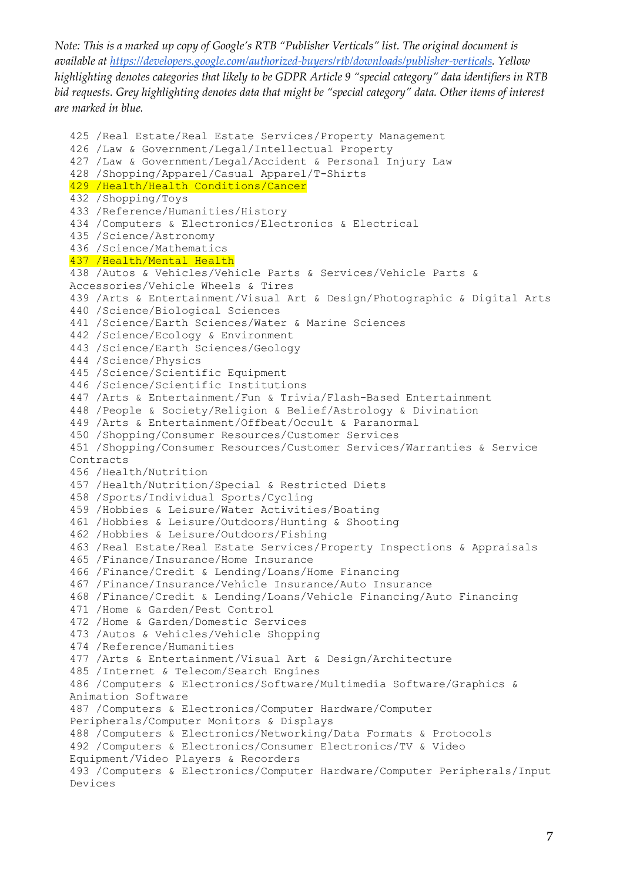*Note: This is a marked up copy of Google's RTB "Publisher Verticals" list. The original document is available at https://developers.google.com/authorized-buyers/rtb/downloads/publisher-verticals. Yellow highlighting denotes categories that likely to be GDPR Article 9 "special category" data identifiers in RTB bid requests. Grey highlighting denotes data that might be "special category" data. Other items of interest are marked in blue.*

```
425 /Real Estate/Real Estate Services/Property Management
426 /Law & Government/Legal/Intellectual Property
427 /Law & Government/Legal/Accident & Personal Injury Law
428 /Shopping/Apparel/Casual Apparel/T-Shirts
429 /Health/Health Conditions/Cancer
432 /Shopping/Toys
433 /Reference/Humanities/History
434 /Computers & Electronics/Electronics & Electrical
435 /Science/Astronomy
436 /Science/Mathematics
437 /Health/Mental Health
438 /Autos & Vehicles/Vehicle Parts & Services/Vehicle Parts & Accessories/Vehicle Wheels & Tires
439 /Arts & Entertainment/Visual Art & Design/Photographic & Digital Arts
440 /Science/Biological Sciences
441 /Science/Earth Sciences/Water & Marine Sciences
442 /Science/Ecology & Environment
443 /Science/Earth Sciences/Geology
444 /Science/Physics
445 /Science/Scientific Equipment
446 /Science/Scientific Institutions
447 /Arts & Entertainment/Fun & Trivia/Flash-Based Entertainment
448 /People & Society/Religion & Belief/Astrology & Divination
449 /Arts & Entertainment/Offbeat/Occult & Paranormal
450 /Shopping/Consumer Resources/Customer Services
451 /Shopping/Consumer Resources/Customer Services/Warranties & Service Contracts
456 /Health/Nutrition
457 /Health/Nutrition/Special & Restricted Diets
458 /Sports/Individual Sports/Cycling
459 /Hobbies & Leisure/Water Activities/Boating
461 /Hobbies & Leisure/Outdoors/Hunting & Shooting
462 /Hobbies & Leisure/Outdoors/Fishing
463 /Real Estate/Real Estate Services/Property Inspections & Appraisals
465 /Finance/Insurance/Home Insurance
466 /Finance/Credit & Lending/Loans/Home Financing
467 /Finance/Insurance/Vehicle Insurance/Auto Insurance
468 /Finance/Credit & Lending/Loans/Vehicle Financing/Auto Financing
471 /Home & Garden/Pest Control
472 /Home & Garden/Domestic Services
473 /Autos & Vehicles/Vehicle Shopping
474 /Reference/Humanities
477 /Arts & Entertainment/Visual Art & Design/Architecture
485 /Internet & Telecom/Search Engines
486 /Computers & Electronics/Software/Multimedia Software/Graphics & Animation Software
487 /Computers & Electronics/Computer Hardware/Computer Peripherals/Computer Monitors & Displays
488 /Computers & Electronics/Networking/Data Formats & Protocols
492 /Computers & Electronics/Consumer Electronics/TV & Video Equipment/Video Players & Recorders
493 /Computers & Electronics/Computer Hardware/Computer Peripherals/Input Devices
```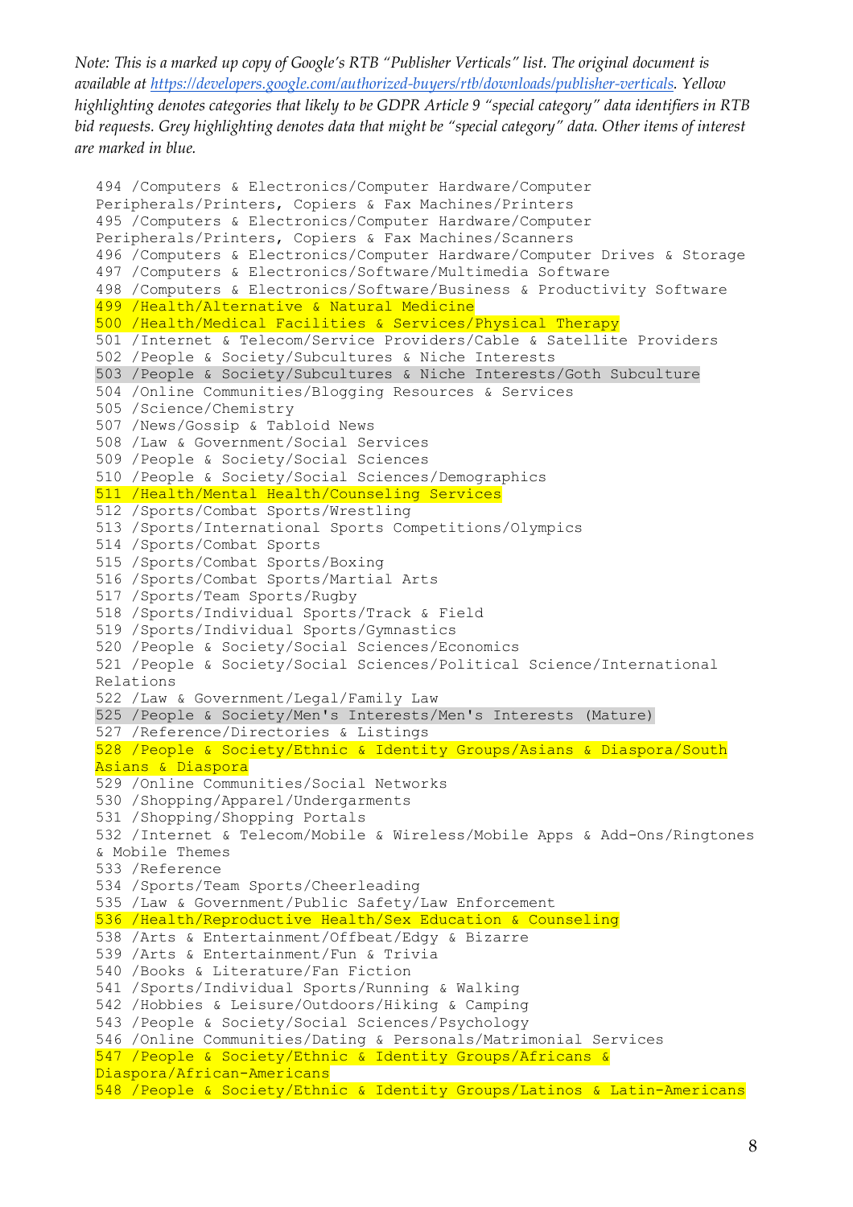*Note: This is a marked up copy of Google's RTB "Publisher Verticals" list. The original document is available at [https://developers.google.com/authorized-buyers/rtb/downloads/publisher-verticals](https://developers.google.com/authorized-buyers/rtb/downloads/publisher-verticals). Yellow highlighting denotes categories that likely to be GDPR Article 9 "special category" data identifiers in RTB bid requests. Grey highlighting denotes data that might be "special category" data. Other items of interest are marked in blue.*

```
494 /Computers & Electronics/Computer Hardware/Computer Peripherals/Printers, Copiers & Fax Machines/Printers
495 /Computers & Electronics/Computer Hardware/Computer Peripherals/Printers, Copiers & Fax Machines/Scanners
496 /Computers & Electronics/Computer Hardware/Computer Drives & Storage
497 /Computers & Electronics/Software/Multimedia Software
498 /Computers & Electronics/Software/Business & Productivity Software
499 /Health/Alternative & Natural Medicine
500 /Health/Medical Facilities & Services/Physical Therapy
501 /Internet & Telecom/Service Providers/Cable & Satellite Providers
502 /People & Society/Subcultures & Niche Interests
503 /People & Society/Subcultures & Niche Interests/Goth Subculture
504 /Online Communities/Blogging Resources & Services
505 /Science/Chemistry
507 /News/Gossip & Tabloid News
508 /Law & Government/Social Services
509 /People & Society/Social Sciences
510 /People & Society/Social Sciences/Demographics
511 /Health/Mental Health/Counseling Services
512 /Sports/Combat Sports/Wrestling
513 /Sports/International Sports Competitions/Olympics
514 /Sports/Combat Sports
515 /Sports/Combat Sports/Boxing
516 /Sports/Combat Sports/Martial Arts
517 /Sports/Team Sports/Rugby
518 /Sports/Individual Sports/Track & Field
519 /Sports/Individual Sports/Gymnastics
520 /People & Society/Social Sciences/Economics
521 /People & Society/Social Sciences/Political Science/International Relations
522 /Law & Government/Legal/Family Law
525 /People & Society/Men's Interests/Men's Interests (Mature)
527 /Reference/Directories & Listings
528 /People & Society/Ethnic & Identity Groups/Asians & Diaspora/South Asians & Diaspora
529 /Online Communities/Social Networks
530 /Shopping/Apparel/Undergarments
531 /Shopping/Shopping Portals
532 /Internet & Telecom/Mobile & Wireless/Mobile Apps & Add-Ons/Ringtones & Mobile Themes
533 /Reference
534 /Sports/Team Sports/Cheerleading
535 /Law & Government/Public Safety/Law Enforcement
536 /Health/Reproductive Health/Sex Education & Counseling
538 /Arts & Entertainment/Offbeat/Edgy & Bizarre
539 /Arts & Entertainment/Fun & Trivia
540 /Books & Literature/Fan Fiction
541 /Sports/Individual Sports/Running & Walking
542 /Hobbies & Leisure/Outdoors/Hiking & Camping
543 /People & Society/Social Sciences/Psychology
546 /Online Communities/Dating & Personals/Matrimonial Services
547 /People & Society/Ethnic & Identity Groups/Africans & Diaspora/African-Americans
548 /People & Society/Ethnic & Identity Groups/Latinos & Latin-Americans
```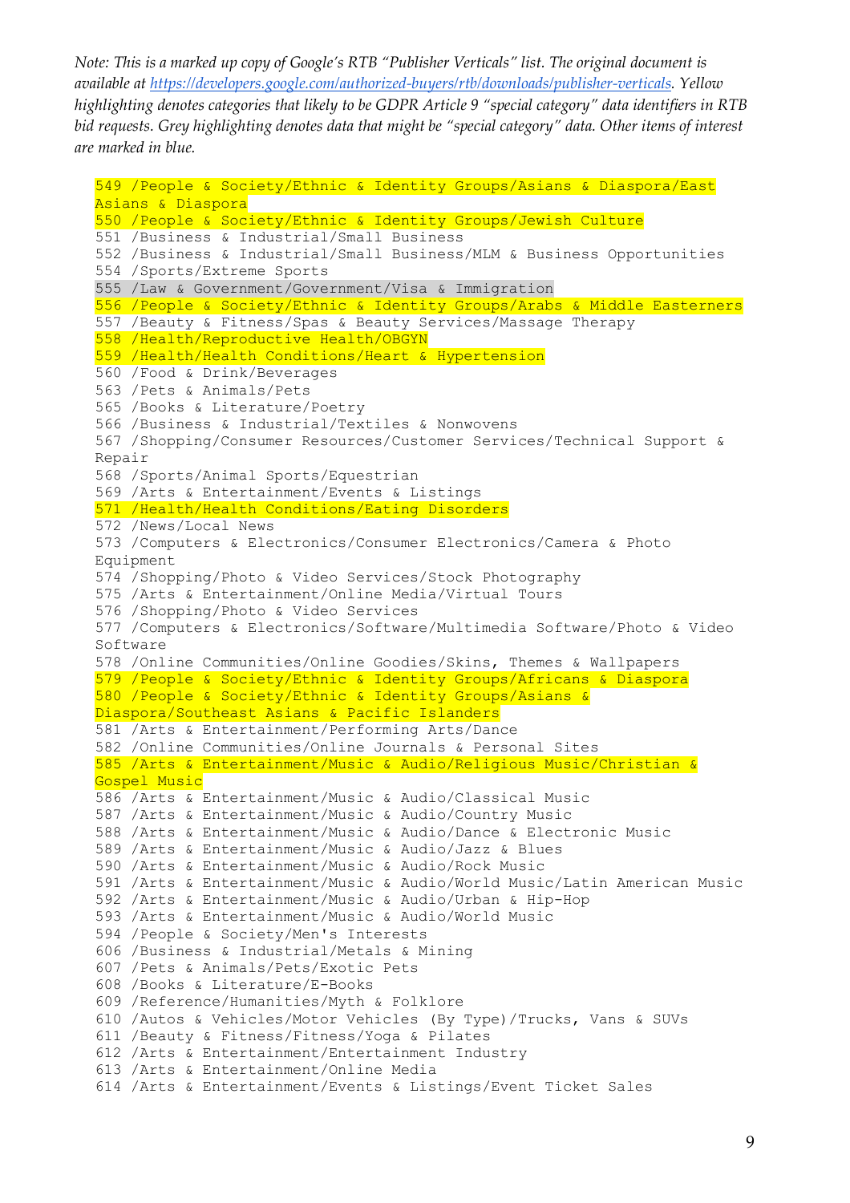*Note: This is a marked up copy of Google's RTB "Publisher Verticals" list. The original document is available at https://developers.google.com/authorized-buyers/rtb/downloads/publisher-verticals. Yellow highlighting denotes categories that likely to be GDPR Article 9 "special category" data identifiers in RTB bid requests. Grey highlighting denotes data that might be "special category" data. Other items of interest are marked in blue.*

```
549 /People & Society/Ethnic & Identity Groups/Asians & Diaspora/East
Asians & Diaspora
550 /People & Society/Ethnic & Identity Groups/Jewish Culture
551 /Business & Industrial/Small Business
552 /Business & Industrial/Small Business/MLM & Business Opportunities
554 /Sports/Extreme Sports
555 /Law & Government/Government/Visa & Immigration
556 /People & Society/Ethnic & Identity Groups/Arabs & Middle Easterners
557 /Beauty & Fitness/Spas & Beauty Services/Massage Therapy
558 /Health/Reproductive Health/OBGYN
559 /Health/Health Conditions/Heart & Hypertension
560 /Food & Drink/Beverages
563 /Pets & Animals/Pets
565 /Books & Literature/Poetry
566 /Business & Industrial/Textiles & Nonwovens
567 /Shopping/Consumer Resources/Customer Services/Technical Support &
Repair
568 /Sports/Animal Sports/Equestrian
569 /Arts & Entertainment/Events & Listings
571 /Health/Health Conditions/Eating Disorders
572 /News/Local News
573 /Computers & Electronics/Consumer Electronics/Camera & Photo
Equipment
574 /Shopping/Photo & Video Services/Stock Photography
575 /Arts & Entertainment/Online Media/Virtual Tours
576 /Shopping/Photo & Video Services
577 /Computers & Electronics/Software/Multimedia Software/Photo & Video
Software
578 /Online Communities/Online Goodies/Skins, Themes & Wallpapers
579 /People & Society/Ethnic & Identity Groups/Africans & Diaspora
580 /People & Society/Ethnic & Identity Groups/Asians &
Diaspora/Southeast Asians & Pacific Islanders
581 /Arts & Entertainment/Performing Arts/Dance
582 /Online Communities/Online Journals & Personal Sites
585 /Arts & Entertainment/Music & Audio/Religious Music/Christian &
Gospel Music
586 /Arts & Entertainment/Music & Audio/Classical Music
587 /Arts & Entertainment/Music & Audio/Country Music
588 /Arts & Entertainment/Music & Audio/Dance & Electronic Music
589 /Arts & Entertainment/Music & Audio/Jazz & Blues
590 /Arts & Entertainment/Music & Audio/Rock Music
591 /Arts & Entertainment/Music & Audio/World Music/Latin American Music
592 /Arts & Entertainment/Music & Audio/Urban & Hip-Hop
593 /Arts & Entertainment/Music & Audio/World Music
594 /People & Society/Men's Interests
606 /Business & Industrial/Metals & Mining
607 /Pets & Animals/Pets/Exotic Pets
608 /Books & Literature/E-Books
609 /Reference/Humanities/Myth & Folklore
610 /Autos & Vehicles/Motor Vehicles (By Type)/Trucks, Vans & SUVs
611 /Beauty & Fitness/Fitness/Yoga & Pilates
612 /Arts & Entertainment/Entertainment Industry
613 /Arts & Entertainment/Online Media
614 /Arts & Entertainment/Events & Listings/Event Ticket Sales
```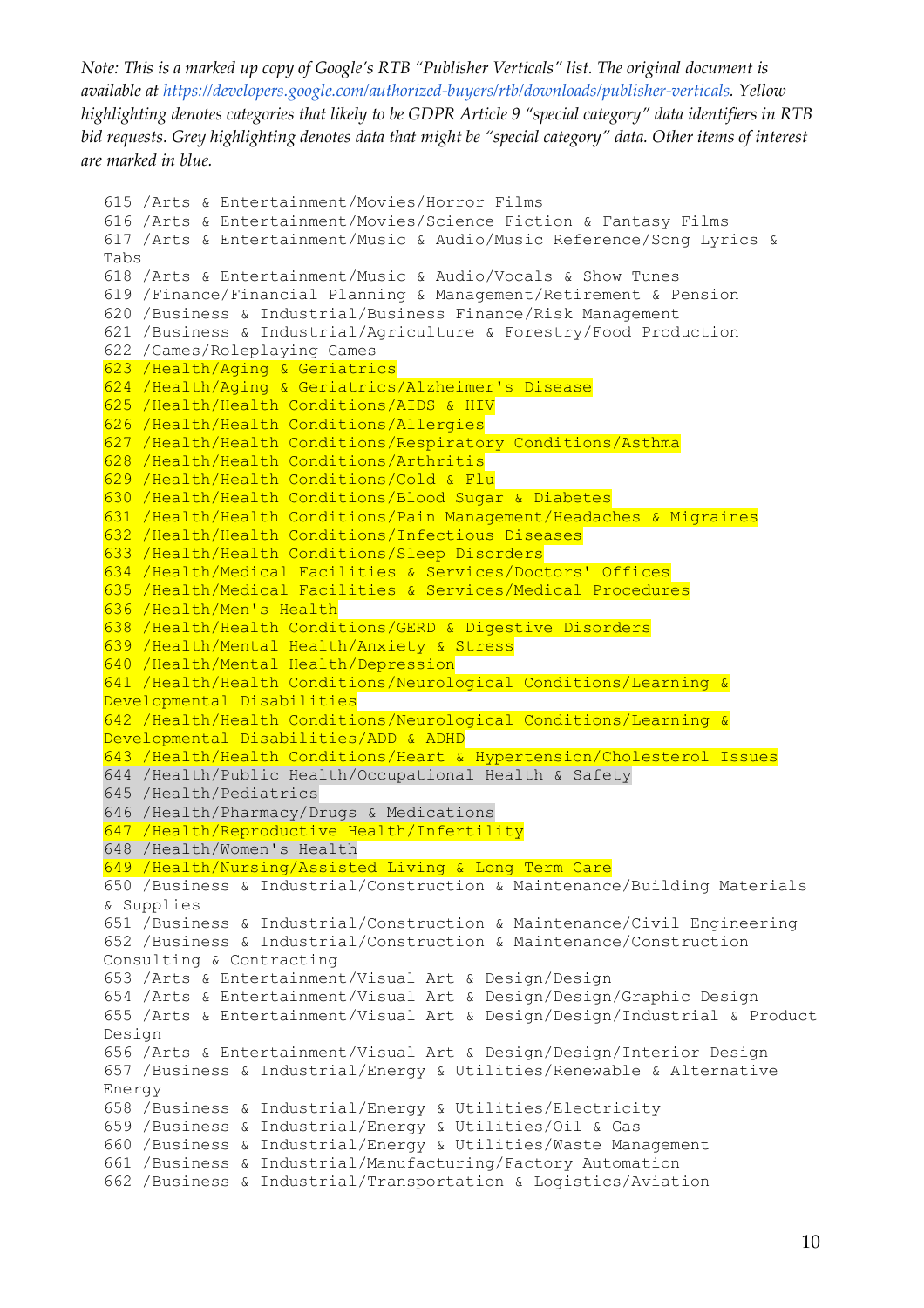*Note: This is a marked up copy of Google's RTB "Publisher Verticals" list. The original document is available at https://developers.google.com/authorized-buyers/rtb/downloads/publisher-verticals. Yellow highlighting denotes categories that likely to be GDPR Article 9 "special category" data identifiers in RTB bid requests. Grey highlighting denotes data that might be "special category" data. Other items of interest are marked in blue.*

```
615 /Arts & Entertainment/Movies/Horror Films
616 /Arts & Entertainment/Movies/Science Fiction & Fantasy Films
617 /Arts & Entertainment/Music & Audio/Music Reference/Song Lyrics & Tabs
618 /Arts & Entertainment/Music & Audio/Vocals & Show Tunes
619 /Finance/Financial Planning & Management/Retirement & Pension
620 /Business & Industrial/Business Finance/Risk Management
621 /Business & Industrial/Agriculture & Forestry/Food Production
622 /Games/Roleplaying Games
623 /Health/Aging & Geriatrics
624 /Health/Aging & Geriatrics/Alzheimer's Disease
625 /Health/Health Conditions/AIDS & HIV
626 /Health/Health Conditions/Allergies
627 /Health/Health Conditions/Respiratory Conditions/Asthma
628 /Health/Health Conditions/Arthritis
629 /Health/Health Conditions/Cold & Flu
630 /Health/Health Conditions/Blood Sugar & Diabetes
631 /Health/Health Conditions/Pain Management/Headaches & Migraines
632 /Health/Health Conditions/Infectious Diseases
633 /Health/Health Conditions/Sleep Disorders
634 /Health/Medical Facilities & Services/Doctors' Offices
635 /Health/Medical Facilities & Services/Medical Procedures
636 /Health/Men's Health
638 /Health/Health Conditions/GERD & Digestive Disorders
639 /Health/Mental Health/Anxiety & Stress
640 /Health/Mental Health/Depression
641 /Health/Health Conditions/Neurological Conditions/Learning & Developmental Disabilities
642 /Health/Health Conditions/Neurological Conditions/Learning & Developmental Disabilities/ADD & ADHD
643 /Health/Health Conditions/Heart & Hypertension/Cholesterol Issues
644 /Health/Public Health/Occupational Health & Safety
645 /Health/Pediatrics
646 /Health/Pharmacy/Drugs & Medications
647 /Health/Reproductive Health/Infertility
648 /Health/Women's Health
649 /Health/Nursing/Assisted Living & Long Term Care
650 /Business & Industrial/Construction & Maintenance/Building Materials & Supplies
651 /Business & Industrial/Construction & Maintenance/Civil Engineering
652 /Business & Industrial/Construction & Maintenance/Construction Consulting & Contracting
653 /Arts & Entertainment/Visual Art & Design/Design
654 /Arts & Entertainment/Visual Art & Design/Design/Graphic Design
655 /Arts & Entertainment/Visual Art & Design/Design/Industrial & Product Design
656 /Arts & Entertainment/Visual Art & Design/Design/Interior Design
657 /Business & Industrial/Energy & Utilities/Renewable & Alternative Energy
658 /Business & Industrial/Energy & Utilities/Electricity
659 /Business & Industrial/Energy & Utilities/Oil & Gas
660 /Business & Industrial/Energy & Utilities/Waste Management
661 /Business & Industrial/Manufacturing/Factory Automation
662 /Business & Industrial/Transportation & Logistics/Aviation
```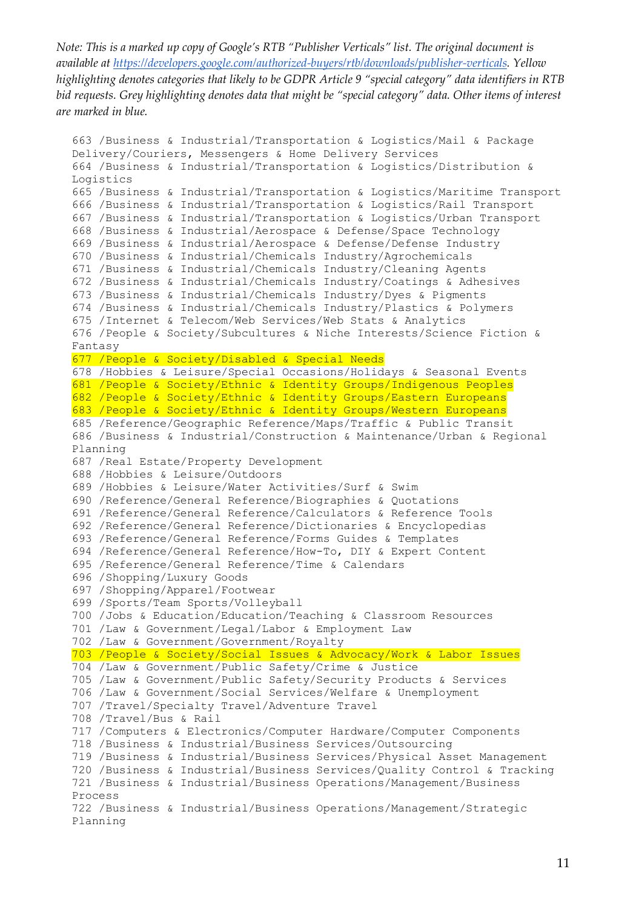*Note: This is a marked up copy of Google's RTB "Publisher Verticals" list. The original document is available at https://developers.google.com/authorized-buyers/rtb/downloads/publisher-verticals. Yellow highlighting denotes categories that likely to be GDPR Article 9 "special category" data identifiers in RTB bid requests. Grey highlighting denotes data that might be "special category" data. Other items of interest are marked in blue.*

```
663 /Business & Industrial/Transportation & Logistics/Mail & Package Delivery/Couriers, Messengers & Home Delivery Services
664 /Business & Industrial/Transportation & Logistics/Distribution & Logistics
665 /Business & Industrial/Transportation & Logistics/Maritime Transport
666 /Business & Industrial/Transportation & Logistics/Rail Transport
667 /Business & Industrial/Transportation & Logistics/Urban Transport
668 /Business & Industrial/Aerospace & Defense/Space Technology
669 /Business & Industrial/Aerospace & Defense/Defense Industry
670 /Business & Industrial/Chemicals Industry/Agrochemicals
671 /Business & Industrial/Chemicals Industry/Cleaning Agents
672 /Business & Industrial/Chemicals Industry/Coatings & Adhesives
673 /Business & Industrial/Chemicals Industry/Dyes & Pigments
674 /Business & Industrial/Chemicals Industry/Plastics & Polymers
675 /Internet & Telecom/Web Services/Web Stats & Analytics
676 /People & Society/Subcultures & Niche Interests/Science Fiction & Fantasy
677 /People & Society/Disabled & Special Needs
678 /Hobbies & Leisure/Special Occasions/Holidays & Seasonal Events
681 /People & Society/Ethnic & Identity Groups/Indigenous Peoples
682 /People & Society/Ethnic & Identity Groups/Eastern Europeans
683 /People & Society/Ethnic & Identity Groups/Western Europeans
685 /Reference/Geographic Reference/Maps/Traffic & Public Transit
686 /Business & Industrial/Construction & Maintenance/Urban & Regional Planning
687 /Real Estate/Property Development
688 /Hobbies & Leisure/Outdoors
689 /Hobbies & Leisure/Water Activities/Surf & Swim
690 /Reference/General Reference/Biographies & Quotations
691 /Reference/General Reference/Calculators & Reference Tools
692 /Reference/General Reference/Dictionaries & Encyclopedias
693 /Reference/General Reference/Forms Guides & Templates
694 /Reference/General Reference/How-To, DIY & Expert Content
695 /Reference/General Reference/Time & Calendars
696 /Shopping/Luxury Goods
697 /Shopping/Apparel/Footwear
699 /Sports/Team Sports/Volleyball
700 /Jobs & Education/Education/Teaching & Classroom Resources
701 /Law & Government/Legal/Labor & Employment Law
702 /Law & Government/Government/Royalty
703 /People & Society/Social Issues & Advocacy/Work & Labor Issues
704 /Law & Government/Public Safety/Crime & Justice
705 /Law & Government/Public Safety/Security Products & Services
706 /Law & Government/Social Services/Welfare & Unemployment
707 /Travel/Specialty Travel/Adventure Travel
708 /Travel/Bus & Rail
717 /Computers & Electronics/Computer Hardware/Computer Components
718 /Business & Industrial/Business Services/Outsourcing
719 /Business & Industrial/Business Services/Physical Asset Management
720 /Business & Industrial/Business Services/Quality Control & Tracking
721 /Business & Industrial/Business Operations/Management/Business Process
722 /Business & Industrial/Business Operations/Management/Strategic Planning
```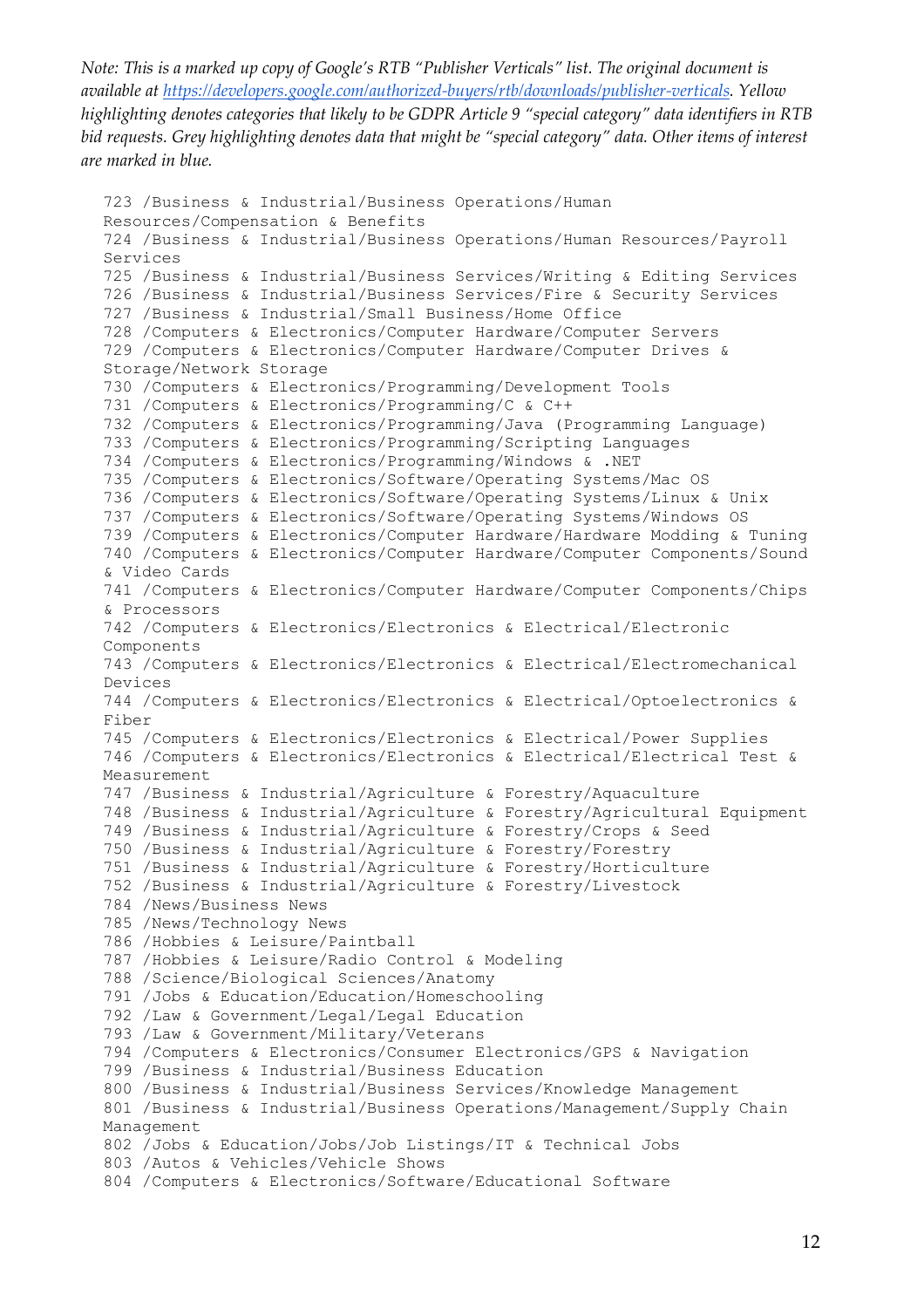*Note: This is a marked up copy of Google's RTB "Publisher Verticals" list. The original document is available at [https://developers.google.com/authorized-buyers/rtb/downloads/publisher-verticals](https://developers.google.com/authorized-buyers/rtb/downloads/publisher-verticals). Yellow highlighting denotes categories that likely to be GDPR Article 9 "special category" data identifiers in RTB bid requests. Grey highlighting denotes data that might be "special category" data. Other items of interest are marked in blue.*

```
723 /Business & Industrial/Business Operations/Human Resources/Compensation & Benefits
724 /Business & Industrial/Business Operations/Human Resources/Payroll Services
725 /Business & Industrial/Business Services/Writing & Editing Services
726 /Business & Industrial/Business Services/Fire & Security Services
727 /Business & Industrial/Small Business/Home Office
728 /Computers & Electronics/Computer Hardware/Computer Servers
729 /Computers & Electronics/Computer Hardware/Computer Drives & Storage/Network Storage
730 /Computers & Electronics/Programming/Development Tools
731 /Computers & Electronics/Programming/C & C++
732 /Computers & Electronics/Programming/Java (Programming Language)
733 /Computers & Electronics/Programming/Scripting Languages
734 /Computers & Electronics/Programming/Windows & .NET
735 /Computers & Electronics/Software/Operating Systems/Mac OS
736 /Computers & Electronics/Software/Operating Systems/Linux & Unix
737 /Computers & Electronics/Software/Operating Systems/Windows OS
739 /Computers & Electronics/Computer Hardware/Hardware Modding & Tuning
740 /Computers & Electronics/Computer Hardware/Computer Components/Sound & Video Cards
741 /Computers & Electronics/Computer Hardware/Computer Components/Chips & Processors
742 /Computers & Electronics/Electronics & Electrical/Electronic Components
743 /Computers & Electronics/Electronics & Electrical/Electromechanical Devices
744 /Computers & Electronics/Electronics & Electrical/Optoelectronics & Fiber
745 /Computers & Electronics/Electronics & Electrical/Power Supplies
746 /Computers & Electronics/Electronics & Electrical/Electrical Test & Measurement
747 /Business & Industrial/Agriculture & Forestry/Aquaculture
748 /Business & Industrial/Agriculture & Forestry/Agricultural Equipment
749 /Business & Industrial/Agriculture & Forestry/Crops & Seed
750 /Business & Industrial/Agriculture & Forestry/Forestry
751 /Business & Industrial/Agriculture & Forestry/Horticulture
752 /Business & Industrial/Agriculture & Forestry/Livestock
784 /News/Business News
785 /News/Technology News
786 /Hobbies & Leisure/Paintball
787 /Hobbies & Leisure/Radio Control & Modeling
788 /Science/Biological Sciences/Anatomy
791 /Jobs & Education/Education/Homeschooling
792 /Law & Government/Legal/Legal Education
793 /Law & Government/Military/Veterans
794 /Computers & Electronics/Consumer Electronics/GPS & Navigation
799 /Business & Industrial/Business Education
800 /Business & Industrial/Business Services/Knowledge Management
801 /Business & Industrial/Business Operations/Management/Supply Chain Management
802 /Jobs & Education/Jobs/Job Listings/IT & Technical Jobs
803 /Autos & Vehicles/Vehicle Shows
804 /Computers & Electronics/Software/Educational Software
```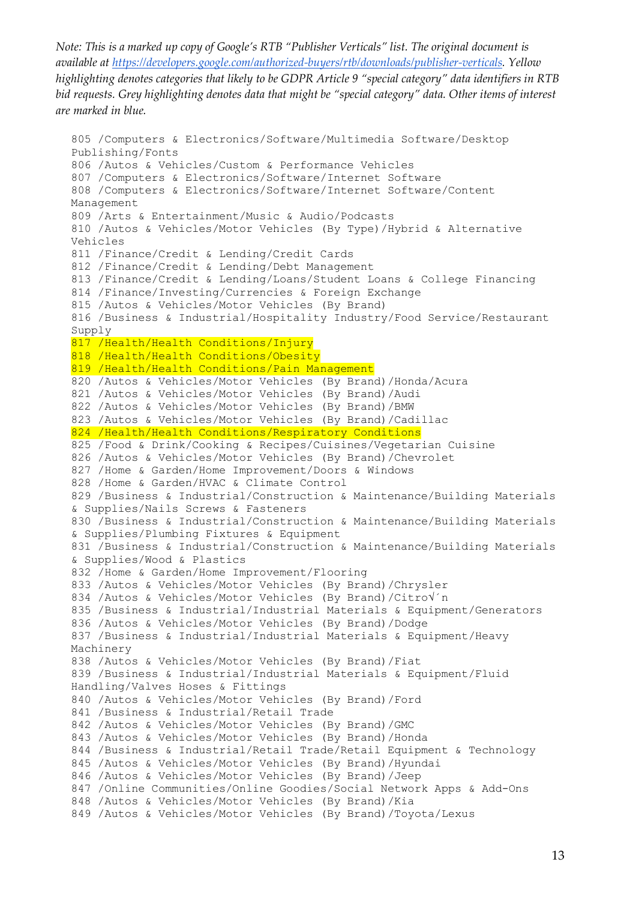*Note: This is a marked up copy of Google's RTB "Publisher Verticals" list. The original document is available at [https://developers.google.com/authorized-buyers/rtb/downloads/publisher-verticals](https://developers.google.com/authorized-buyers/rtb/downloads/publisher-verticals). Yellow highlighting denotes categories that likely to be GDPR Article 9 "special category" data identifiers in RTB bid requests. Grey highlighting denotes data that might be "special category" data. Other items of interest are marked in blue.*

```
805 /Computers & Electronics/Software/Multimedia Software/Desktop Publishing/Fonts
806 /Autos & Vehicles/Custom & Performance Vehicles
807 /Computers & Electronics/Software/Internet Software
808 /Computers & Electronics/Software/Internet Software/Content Management
809 /Arts & Entertainment/Music & Audio/Podcasts
810 /Autos & Vehicles/Motor Vehicles (By Type)/Hybrid & Alternative Vehicles
811 /Finance/Credit & Lending/Credit Cards
812 /Finance/Credit & Lending/Debt Management
813 /Finance/Credit & Lending/Loans/Student Loans & College Financing
814 /Finance/Investing/Currencies & Foreign Exchange
815 /Autos & Vehicles/Motor Vehicles (By Brand)
816 /Business & Industrial/Hospitality Industry/Food Service/Restaurant Supply
817 /Health/Health Conditions/Injury
818 /Health/Health Conditions/Obesity
819 /Health/Health Conditions/Pain Management
820 /Autos & Vehicles/Motor Vehicles (By Brand)/Honda/Acura
821 /Autos & Vehicles/Motor Vehicles (By Brand)/Audi
822 /Autos & Vehicles/Motor Vehicles (By Brand)/BMW
823 /Autos & Vehicles/Motor Vehicles (By Brand)/Cadillac
824 /Health/Health Conditions/Respiratory Conditions
825 /Food & Drink/Cooking & Recipes/Cuisines/Vegetarian Cuisine
826 /Autos & Vehicles/Motor Vehicles (By Brand)/Chevrolet
827 /Home & Garden/Home Improvement/Doors & Windows
828 /Home & Garden/HVAC & Climate Control
829 /Business & Industrial/Construction & Maintenance/Building Materials & Supplies/Nails Screws & Fasteners
830 /Business & Industrial/Construction & Maintenance/Building Materials & Supplies/Plumbing Fixtures & Equipment
831 /Business & Industrial/Construction & Maintenance/Building Materials & Supplies/Wood & Plastics
832 /Home & Garden/Home Improvement/Flooring
833 /Autos & Vehicles/Motor Vehicles (By Brand)/Chrysler
834 /Autos & Vehicles/Motor Vehicles (By Brand)/Citro√´n
835 /Business & Industrial/Industrial Materials & Equipment/Generators
836 /Autos & Vehicles/Motor Vehicles (By Brand)/Dodge
837 /Business & Industrial/Industrial Materials & Equipment/Heavy Machinery
838 /Autos & Vehicles/Motor Vehicles (By Brand)/Fiat
839 /Business & Industrial/Industrial Materials & Equipment/Fluid Handling/Valves Hoses & Fittings
840 /Autos & Vehicles/Motor Vehicles (By Brand)/Ford
841 /Business & Industrial/Retail Trade
842 /Autos & Vehicles/Motor Vehicles (By Brand)/GMC
843 /Autos & Vehicles/Motor Vehicles (By Brand)/Honda
844 /Business & Industrial/Retail Trade/Retail Equipment & Technology
845 /Autos & Vehicles/Motor Vehicles (By Brand)/Hyundai
846 /Autos & Vehicles/Motor Vehicles (By Brand)/Jeep
847 /Online Communities/Online Goodies/Social Network Apps & Add-Ons
848 /Autos & Vehicles/Motor Vehicles (By Brand)/Kia
849 /Autos & Vehicles/Motor Vehicles (By Brand)/Toyota/Lexus
```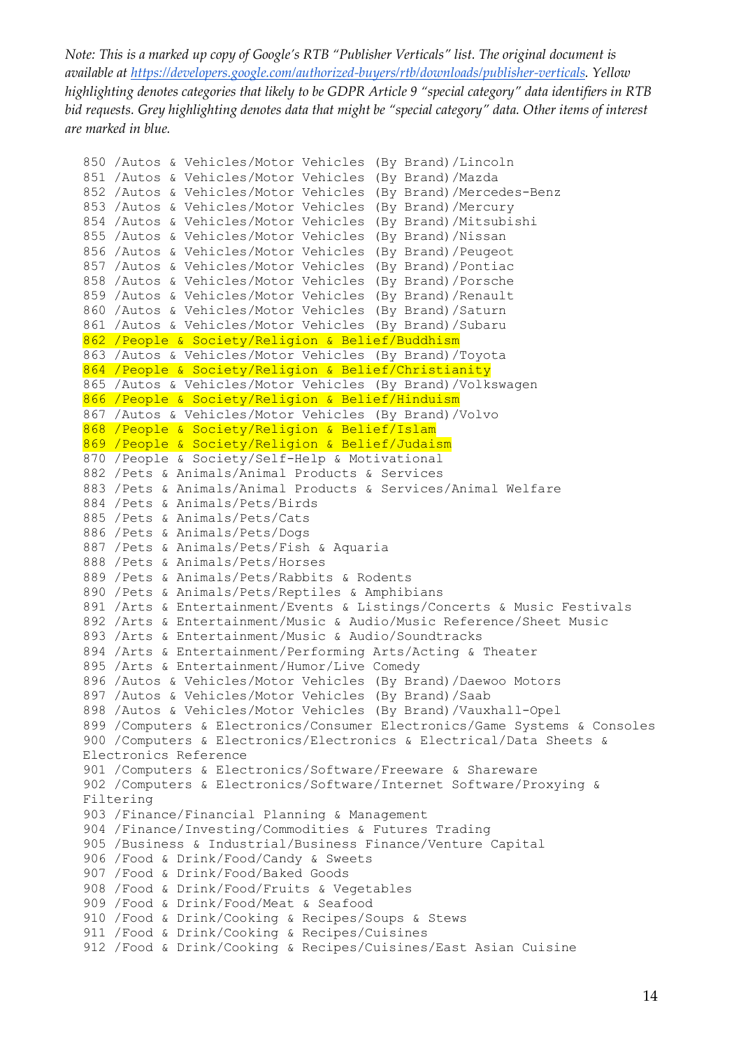*Note: This is a marked up copy of Google's RTB "Publisher Verticals" list. The original document is available at https://developers.google.com/authorized-buyers/rtb/downloads/publisher-verticals. Yellow highlighting denotes categories that likely to be GDPR Article 9 "special category" data identifiers in RTB bid requests. Grey highlighting denotes data that might be "special category" data. Other items of interest are marked in blue.*

```
850 /Autos & Vehicles/Motor Vehicles (By Brand)/Lincoln
851 /Autos & Vehicles/Motor Vehicles (By Brand)/Mazda
852 /Autos & Vehicles/Motor Vehicles (By Brand)/Mercedes-Benz
853 /Autos & Vehicles/Motor Vehicles (By Brand)/Mercury
854 /Autos & Vehicles/Motor Vehicles (By Brand)/Mitsubishi
855 /Autos & Vehicles/Motor Vehicles (By Brand)/Nissan
856 /Autos & Vehicles/Motor Vehicles (By Brand)/Peugeot
857 /Autos & Vehicles/Motor Vehicles (By Brand)/Pontiac
858 /Autos & Vehicles/Motor Vehicles (By Brand)/Porsche
859 /Autos & Vehicles/Motor Vehicles (By Brand)/Renault
860 /Autos & Vehicles/Motor Vehicles (By Brand)/Saturn
861 /Autos & Vehicles/Motor Vehicles (By Brand)/Subaru
862 /People & Society/Religion & Belief/Buddhism
863 /Autos & Vehicles/Motor Vehicles (By Brand)/Toyota
864 /People & Society/Religion & Belief/Christianity
865 /Autos & Vehicles/Motor Vehicles (By Brand)/Volkswagen
866 /People & Society/Religion & Belief/Hinduism
867 /Autos & Vehicles/Motor Vehicles (By Brand)/Volvo
868 /People & Society/Religion & Belief/Islam
869 /People & Society/Religion & Belief/Judaism
870 /People & Society/Self-Help & Motivational
882 /Pets & Animals/Animal Products & Services
883 /Pets & Animals/Animal Products & Services/Animal Welfare
884 /Pets & Animals/Pets/Birds
885 /Pets & Animals/Pets/Cats
886 /Pets & Animals/Pets/Dogs
887 /Pets & Animals/Pets/Fish & Aquaria
888 /Pets & Animals/Pets/Horses
889 /Pets & Animals/Pets/Rabbits & Rodents
890 /Pets & Animals/Pets/Reptiles & Amphibians
891 /Arts & Entertainment/Events & Listings/Concerts & Music Festivals
892 /Arts & Entertainment/Music & Audio/Music Reference/Sheet Music
893 /Arts & Entertainment/Music & Audio/Soundtracks
894 /Arts & Entertainment/Performing Arts/Acting & Theater
895 /Arts & Entertainment/Humor/Live Comedy
896 /Autos & Vehicles/Motor Vehicles (By Brand)/Daewoo Motors
897 /Autos & Vehicles/Motor Vehicles (By Brand)/Saab
898 /Autos & Vehicles/Motor Vehicles (By Brand)/Vauxhall-Opel
899 /Computers & Electronics/Consumer Electronics/Game Systems & Consoles
900 /Computers & Electronics/Electronics & Electrical/Data Sheets &
Electronics Reference
901 /Computers & Electronics/Software/Freeware & Shareware
902 /Computers & Electronics/Software/Internet Software/Proxying &
Filtering
903 /Finance/Financial Planning & Management
904 /Finance/Investing/Commodities & Futures Trading
905 /Business & Industrial/Business Finance/Venture Capital
906 /Food & Drink/Food/Candy & Sweets
907 /Food & Drink/Food/Baked Goods
908 /Food & Drink/Food/Fruits & Vegetables
909 /Food & Drink/Food/Meat & Seafood
910 /Food & Drink/Cooking & Recipes/Soups & Stews
911 /Food & Drink/Cooking & Recipes/Cuisines
912 /Food & Drink/Cooking & Recipes/Cuisines/East Asian Cuisine
```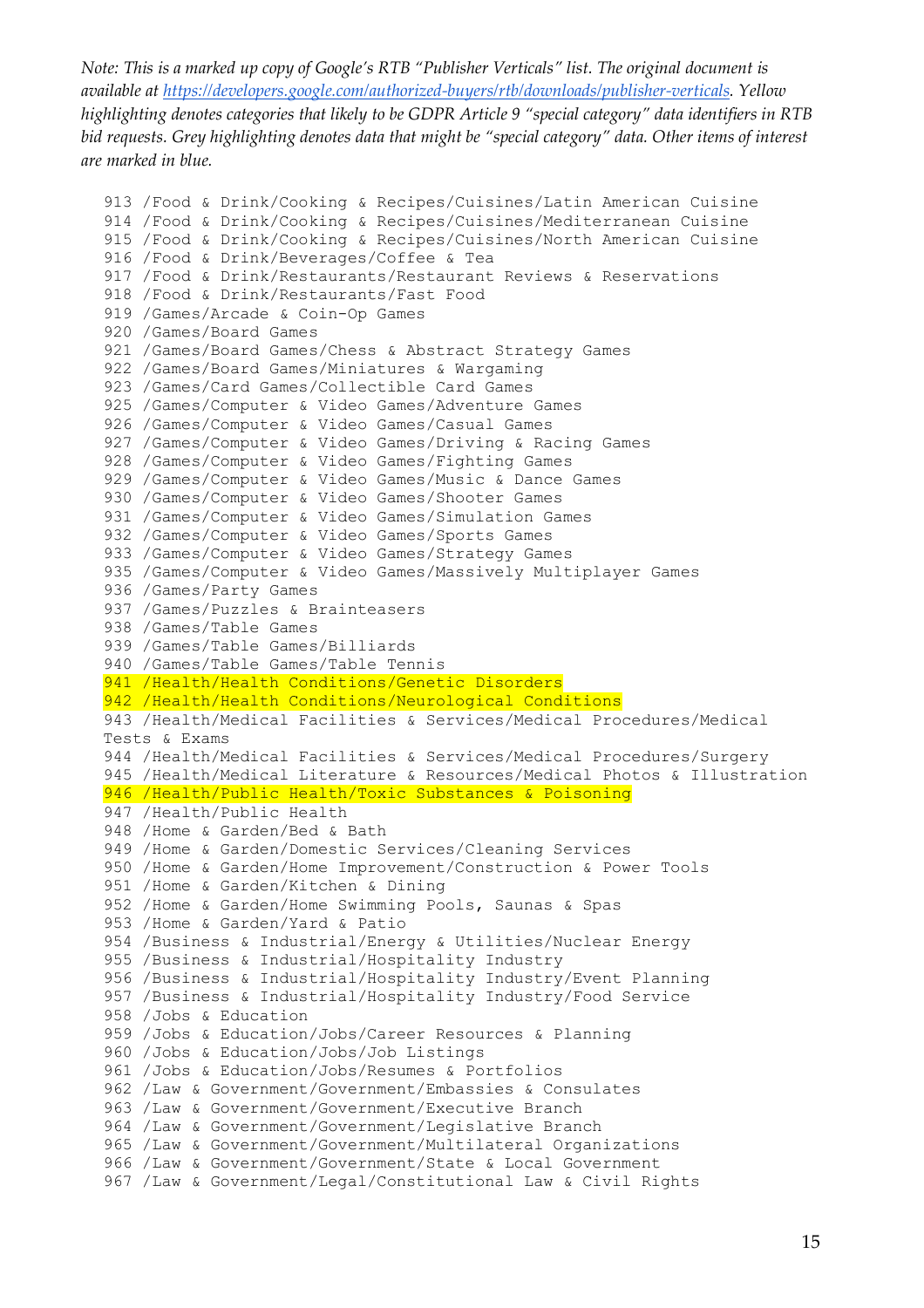*Note: This is a marked up copy of Google's RTB "Publisher Verticals" list. The original document is available at [https://developers.google.com/authorized-buyers/rtb/downloads/publisher-verticals](https://developers.google.com/authorized-buyers/rtb/downloads/publisher-verticals). Yellow highlighting denotes categories that likely to be GDPR Article 9 "special category" data identifiers in RTB bid requests. Grey highlighting denotes data that might be "special category" data. Other items of interest are marked in blue.*

```
913 /Food & Drink/Cooking & Recipes/Cuisines/Latin American Cuisine
914 /Food & Drink/Cooking & Recipes/Cuisines/Mediterranean Cuisine
915 /Food & Drink/Cooking & Recipes/Cuisines/North American Cuisine
916 /Food & Drink/Beverages/Coffee & Tea
917 /Food & Drink/Restaurants/Restaurant Reviews & Reservations
918 /Food & Drink/Restaurants/Fast Food
919 /Games/Arcade & Coin-Op Games
920 /Games/Board Games
921 /Games/Board Games/Chess & Abstract Strategy Games
922 /Games/Board Games/Miniatures & Wargaming
923 /Games/Card Games/Collectible Card Games
925 /Games/Computer & Video Games/Adventure Games
926 /Games/Computer & Video Games/Casual Games
927 /Games/Computer & Video Games/Driving & Racing Games
928 /Games/Computer & Video Games/Fighting Games
929 /Games/Computer & Video Games/Music & Dance Games
930 /Games/Computer & Video Games/Shooter Games
931 /Games/Computer & Video Games/Simulation Games
932 /Games/Computer & Video Games/Sports Games
933 /Games/Computer & Video Games/Strategy Games
935 /Games/Computer & Video Games/Massively Multiplayer Games
936 /Games/Party Games
937 /Games/Puzzles & Brainteasers
938 /Games/Table Games
939 /Games/Table Games/Billiards
940 /Games/Table Games/Table Tennis
941 /Health/Health Conditions/Genetic Disorders
942 /Health/Health Conditions/Neurological Conditions
943 /Health/Medical Facilities & Services/Medical Procedures/Medical
Tests & Exams
944 /Health/Medical Facilities & Services/Medical Procedures/Surgery
945 /Health/Medical Literature & Resources/Medical Photos & Illustration
946 /Health/Public Health/Toxic Substances & Poisoning
947 /Health/Public Health
948 /Home & Garden/Bed & Bath
949 /Home & Garden/Domestic Services/Cleaning Services
950 /Home & Garden/Home Improvement/Construction & Power Tools
951 /Home & Garden/Kitchen & Dining
952 /Home & Garden/Home Swimming Pools, Saunas & Spas
953 /Home & Garden/Yard & Patio
954 /Business & Industrial/Energy & Utilities/Nuclear Energy
955 /Business & Industrial/Hospitality Industry
956 /Business & Industrial/Hospitality Industry/Event Planning
957 /Business & Industrial/Hospitality Industry/Food Service
958 /Jobs & Education
959 /Jobs & Education/Jobs/Career Resources & Planning
960 /Jobs & Education/Jobs/Job Listings
961 /Jobs & Education/Jobs/Resumes & Portfolios
962 /Law & Government/Government/Embassies & Consulates
963 /Law & Government/Government/Executive Branch
964 /Law & Government/Government/Legislative Branch
965 /Law & Government/Government/Multilateral Organizations
966 /Law & Government/Government/State & Local Government
967 /Law & Government/Legal/Constitutional Law & Civil Rights
```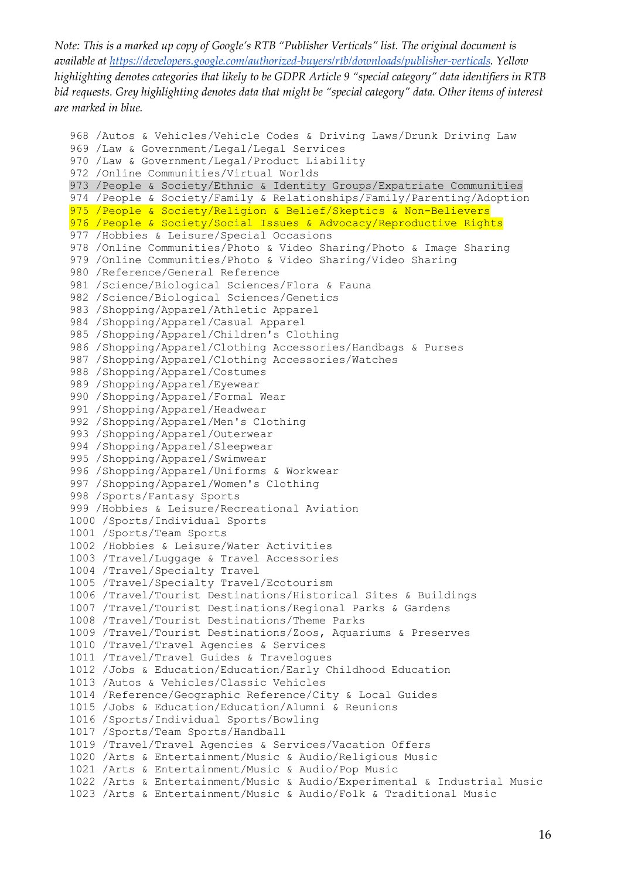*Note: This is a marked up copy of Google's RTB "Publisher Verticals" list. The original document is available at https://developers.google.com/authorized-buyers/rtb/downloads/publisher-verticals. Yellow highlighting denotes categories that likely to be GDPR Article 9 "special category" data identifiers in RTB bid requests. Grey highlighting denotes data that might be "special category" data. Other items of interest are marked in blue.*

```
968 /Autos & Vehicles/Vehicle Codes & Driving Laws/Drunk Driving Law
969 /Law & Government/Legal/Legal Services
970 /Law & Government/Legal/Product Liability
972 /Online Communities/Virtual Worlds
973 /People & Society/Ethnic & Identity Groups/Expatriate Communities
974 /People & Society/Family & Relationships/Family/Parenting/Adoption
975 /People & Society/Religion & Belief/Skeptics & Non-Believers
976 /People & Society/Social Issues & Advocacy/Reproductive Rights
977 /Hobbies & Leisure/Special Occasions
978 /Online Communities/Photo & Video Sharing/Photo & Image Sharing
979 /Online Communities/Photo & Video Sharing/Video Sharing
980 /Reference/General Reference
981 /Science/Biological Sciences/Flora & Fauna
982 /Science/Biological Sciences/Genetics
983 /Shopping/Apparel/Athletic Apparel
984 /Shopping/Apparel/Casual Apparel
985 /Shopping/Apparel/Children's Clothing
986 /Shopping/Apparel/Clothing Accessories/Handbags & Purses
987 /Shopping/Apparel/Clothing Accessories/Watches
988 /Shopping/Apparel/Costumes
989 /Shopping/Apparel/Eyewear
990 /Shopping/Apparel/Formal Wear
991 /Shopping/Apparel/Headwear
992 /Shopping/Apparel/Men's Clothing
993 /Shopping/Apparel/Outerwear
994 /Shopping/Apparel/Sleepwear
995 /Shopping/Apparel/Swimwear
996 /Shopping/Apparel/Uniforms & Workwear
997 /Shopping/Apparel/Women's Clothing
998 /Sports/Fantasy Sports
999 /Hobbies & Leisure/Recreational Aviation
1000 /Sports/Individual Sports
1001 /Sports/Team Sports
1002 /Hobbies & Leisure/Water Activities
1003 /Travel/Luggage & Travel Accessories
1004 /Travel/Specialty Travel
1005 /Travel/Specialty Travel/Ecotourism
1006 /Travel/Tourist Destinations/Historical Sites & Buildings
1007 /Travel/Tourist Destinations/Regional Parks & Gardens
1008 /Travel/Tourist Destinations/Theme Parks
1009 /Travel/Tourist Destinations/Zoos, Aquariums & Preserves
1010 /Travel/Travel Agencies & Services
1011 /Travel/Travel Guides & Travelogues
1012 /Jobs & Education/Education/Early Childhood Education
1013 /Autos & Vehicles/Classic Vehicles
1014 /Reference/Geographic Reference/City & Local Guides
1015 /Jobs & Education/Education/Alumni & Reunions
1016 /Sports/Individual Sports/Bowling
1017 /Sports/Team Sports/Handball
1019 /Travel/Travel Agencies & Services/Vacation Offers
1020 /Arts & Entertainment/Music & Audio/Religious Music
1021 /Arts & Entertainment/Music & Audio/Pop Music
1022 /Arts & Entertainment/Music & Audio/Experimental & Industrial Music
1023 /Arts & Entertainment/Music & Audio/Folk & Traditional Music
```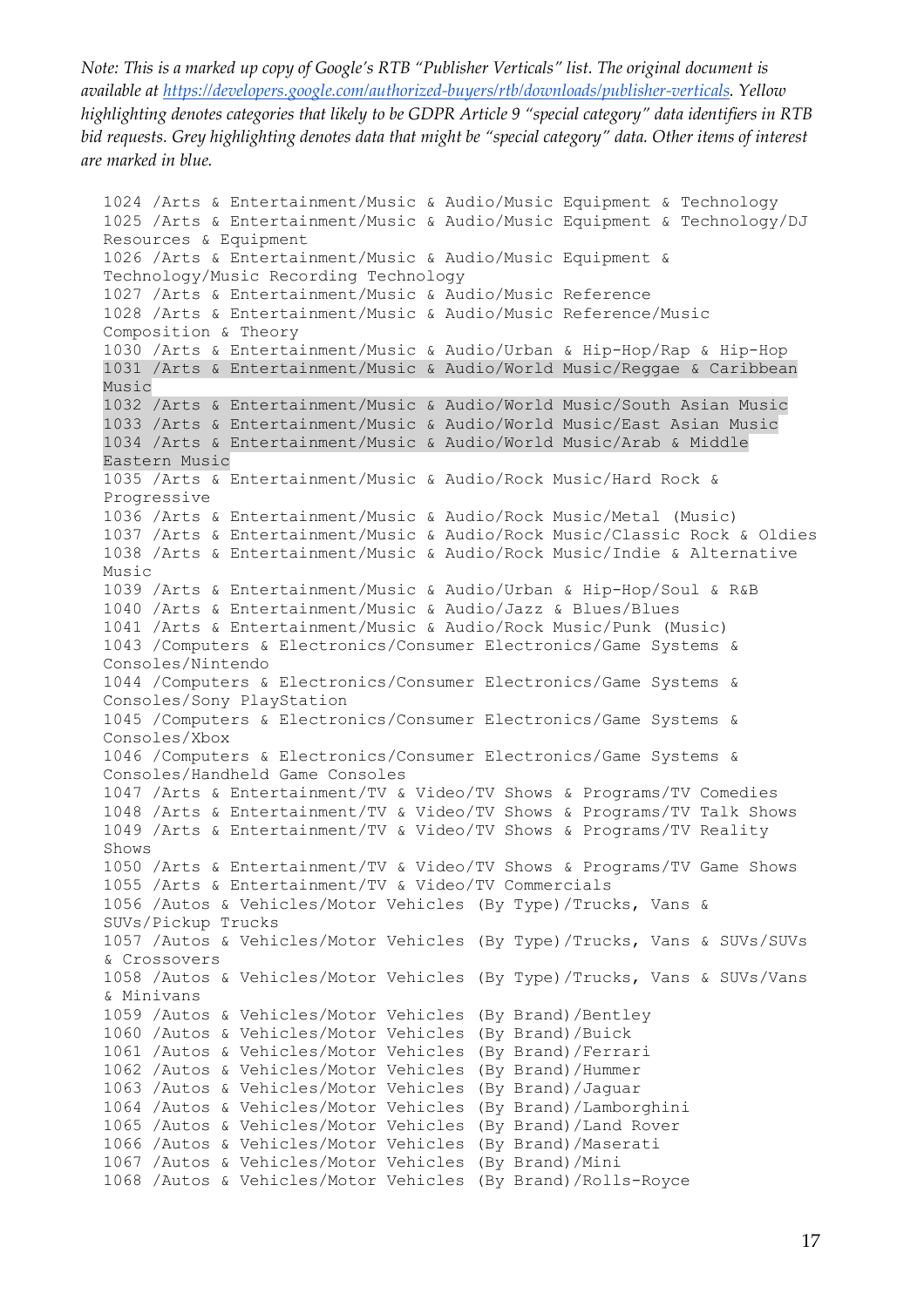*Note: This is a marked up copy of Google's RTB "Publisher Verticals" list. The original document is available at https://developers.google.com/authorized-buyers/rtb/downloads/publisher-verticals. Yellow highlighting denotes categories that likely to be GDPR Article 9 "special category" data identifiers in RTB bid requests. Grey highlighting denotes data that might be "special category" data. Other items of interest are marked in blue.*

```
1024 /Arts & Entertainment/Music & Audio/Music Equipment & Technology
1025 /Arts & Entertainment/Music & Audio/Music Equipment & Technology/DJ Resources & Equipment
1026 /Arts & Entertainment/Music & Audio/Music Equipment & Technology/Music Recording Technology
1027 /Arts & Entertainment/Music & Audio/Music Reference
1028 /Arts & Entertainment/Music & Audio/Music Reference/Music Composition & Theory
1030 /Arts & Entertainment/Music & Audio/Urban & Hip-Hop/Rap & Hip-Hop
1031 /Arts & Entertainment/Music & Audio/World Music/Reggae & Caribbean Music
1032 /Arts & Entertainment/Music & Audio/World Music/South Asian Music
1033 /Arts & Entertainment/Music & Audio/World Music/East Asian Music
1034 /Arts & Entertainment/Music & Audio/World Music/Arab & Middle Eastern Music
1035 /Arts & Entertainment/Music & Audio/Rock Music/Hard Rock & Progressive
1036 /Arts & Entertainment/Music & Audio/Rock Music/Metal (Music)
1037 /Arts & Entertainment/Music & Audio/Rock Music/Classic Rock & Oldies
1038 /Arts & Entertainment/Music & Audio/Rock Music/Indie & Alternative Music
1039 /Arts & Entertainment/Music & Audio/Urban & Hip-Hop/Soul & R&B
1040 /Arts & Entertainment/Music & Audio/Jazz & Blues/Blues
1041 /Arts & Entertainment/Music & Audio/Rock Music/Punk (Music)
1043 /Computers & Electronics/Consumer Electronics/Game Systems & Consoles/Nintendo
1044 /Computers & Electronics/Consumer Electronics/Game Systems & Consoles/Sony PlayStation
1045 /Computers & Electronics/Consumer Electronics/Game Systems & Consoles/Xbox
1046 /Computers & Electronics/Consumer Electronics/Game Systems & Consoles/Handheld Game Consoles
1047 /Arts & Entertainment/TV & Video/TV Shows & Programs/TV Comedies
1048 /Arts & Entertainment/TV & Video/TV Shows & Programs/TV Talk Shows
1049 /Arts & Entertainment/TV & Video/TV Shows & Programs/TV Reality Shows
1050 /Arts & Entertainment/TV & Video/TV Shows & Programs/TV Game Shows
1055 /Arts & Entertainment/TV & Video/TV Commercials
1056 /Autos & Vehicles/Motor Vehicles (By Type)/Trucks, Vans & SUVs/Pickup Trucks
1057 /Autos & Vehicles/Motor Vehicles (By Type)/Trucks, Vans & SUVs/SUVs & Crossovers
1058 /Autos & Vehicles/Motor Vehicles (By Type)/Trucks, Vans & SUVs/Vans & Minivans
1059 /Autos & Vehicles/Motor Vehicles (By Brand)/Bentley
1060 /Autos & Vehicles/Motor Vehicles (By Brand)/Buick
1061 /Autos & Vehicles/Motor Vehicles (By Brand)/Ferrari
1062 /Autos & Vehicles/Motor Vehicles (By Brand)/Hummer
1063 /Autos & Vehicles/Motor Vehicles (By Brand)/Jaguar
1064 /Autos & Vehicles/Motor Vehicles (By Brand)/Lamborghini
1065 /Autos & Vehicles/Motor Vehicles (By Brand)/Land Rover
1066 /Autos & Vehicles/Motor Vehicles (By Brand)/Maserati
1067 /Autos & Vehicles/Motor Vehicles (By Brand)/Mini
1068 /Autos & Vehicles/Motor Vehicles (By Brand)/Rolls-Royce
```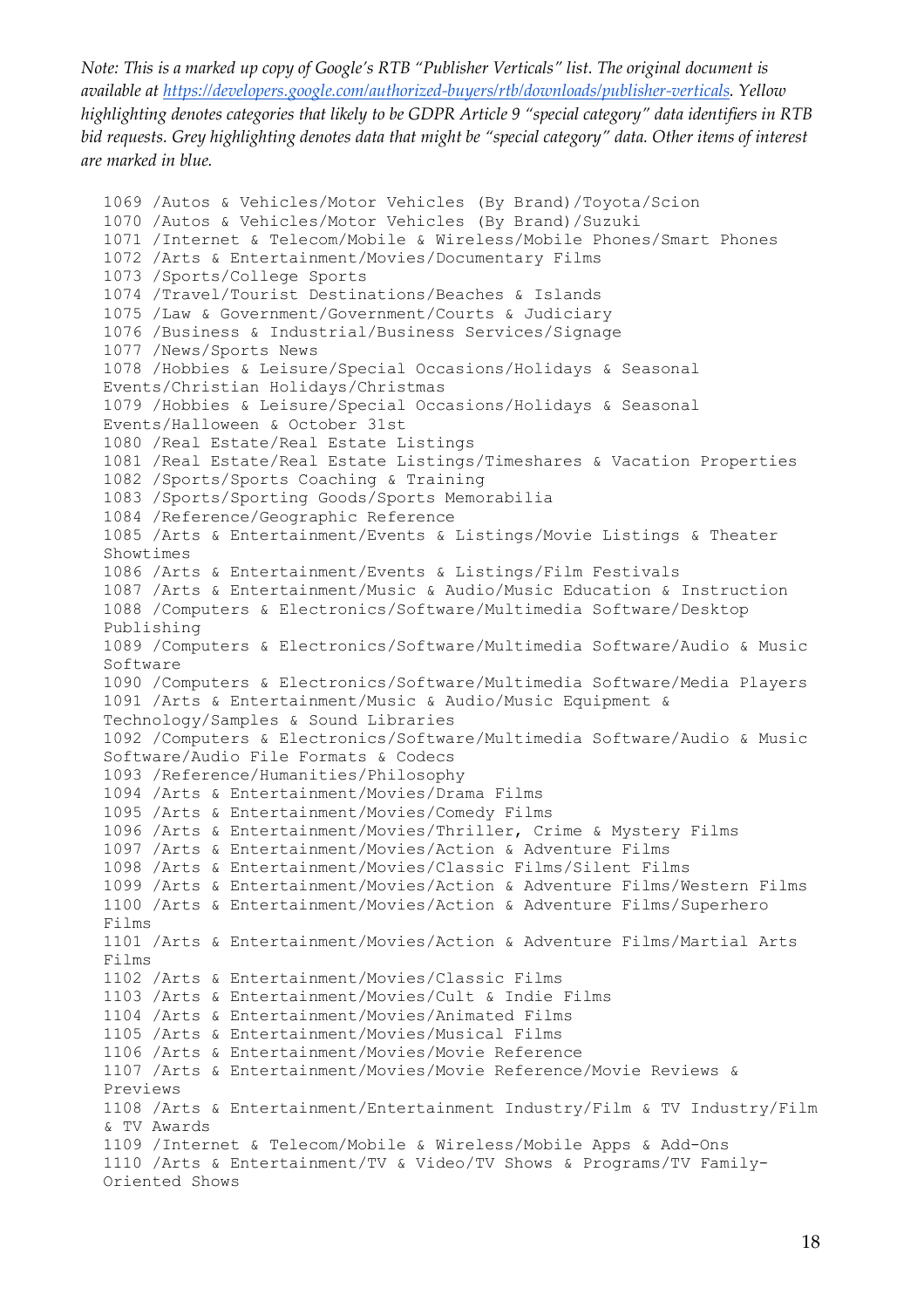*Note: This is a marked up copy of Google's RTB "Publisher Verticals" list. The original document is available at https://developers.google.com/authorized-buyers/rtb/downloads/publisher-verticals. Yellow highlighting denotes categories that likely to be GDPR Article 9 "special category" data identifiers in RTB bid requests. Grey highlighting denotes data that might be "special category" data. Other items of interest are marked in blue.*

```
1069 /Autos & Vehicles/Motor Vehicles (By Brand)/Toyota/Scion
1070 /Autos & Vehicles/Motor Vehicles (By Brand)/Suzuki
1071 /Internet & Telecom/Mobile & Wireless/Mobile Phones/Smart Phones
1072 /Arts & Entertainment/Movies/Documentary Films
1073 /Sports/College Sports
1074 /Travel/Tourist Destinations/Beaches & Islands
1075 /Law & Government/Government/Courts & Judiciary
1076 /Business & Industrial/Business Services/Signage
1077 /News/Sports News
1078 /Hobbies & Leisure/Special Occasions/Holidays & Seasonal
Events/Christian Holidays/Christmas
1079 /Hobbies & Leisure/Special Occasions/Holidays & Seasonal
Events/Halloween & October 31st
1080 /Real Estate/Real Estate Listings
1081 /Real Estate/Real Estate Listings/Timeshares & Vacation Properties
1082 /Sports/Sports Coaching & Training
1083 /Sports/Sporting Goods/Sports Memorabilia
1084 /Reference/Geographic Reference
1085 /Arts & Entertainment/Events & Listings/Movie Listings & Theater
Showtimes
1086 /Arts & Entertainment/Events & Listings/Film Festivals
1087 /Arts & Entertainment/Music & Audio/Music Education & Instruction
1088 /Computers & Electronics/Software/Multimedia Software/Desktop
Publishing
1089 /Computers & Electronics/Software/Multimedia Software/Audio & Music
Software
1090 /Computers & Electronics/Software/Multimedia Software/Media Players
1091 /Arts & Entertainment/Music & Audio/Music Equipment &
Technology/Samples & Sound Libraries
1092 /Computers & Electronics/Software/Multimedia Software/Audio & Music
Software/Audio File Formats & Codecs
1093 /Reference/Humanities/Philosophy
1094 /Arts & Entertainment/Movies/Drama Films
1095 /Arts & Entertainment/Movies/Comedy Films
1096 /Arts & Entertainment/Movies/Thriller, Crime & Mystery Films
1097 /Arts & Entertainment/Movies/Action & Adventure Films
1098 /Arts & Entertainment/Movies/Classic Films/Silent Films
1099 /Arts & Entertainment/Movies/Action & Adventure Films/Western Films
1100 /Arts & Entertainment/Movies/Action & Adventure Films/Superhero
Films
1101 /Arts & Entertainment/Movies/Action & Adventure Films/Martial Arts
Films
1102 /Arts & Entertainment/Movies/Classic Films
1103 /Arts & Entertainment/Movies/Cult & Indie Films
1104 /Arts & Entertainment/Movies/Animated Films
1105 /Arts & Entertainment/Movies/Musical Films
1106 /Arts & Entertainment/Movies/Movie Reference
1107 /Arts & Entertainment/Movies/Movie Reference/Movie Reviews &
Previews
1108 /Arts & Entertainment/Entertainment Industry/Film & TV Industry/Film
& TV Awards
1109 /Internet & Telecom/Mobile & Wireless/Mobile Apps & Add-Ons
1110 /Arts & Entertainment/TV & Video/TV Shows & Programs/TV Family-
Oriented Shows
```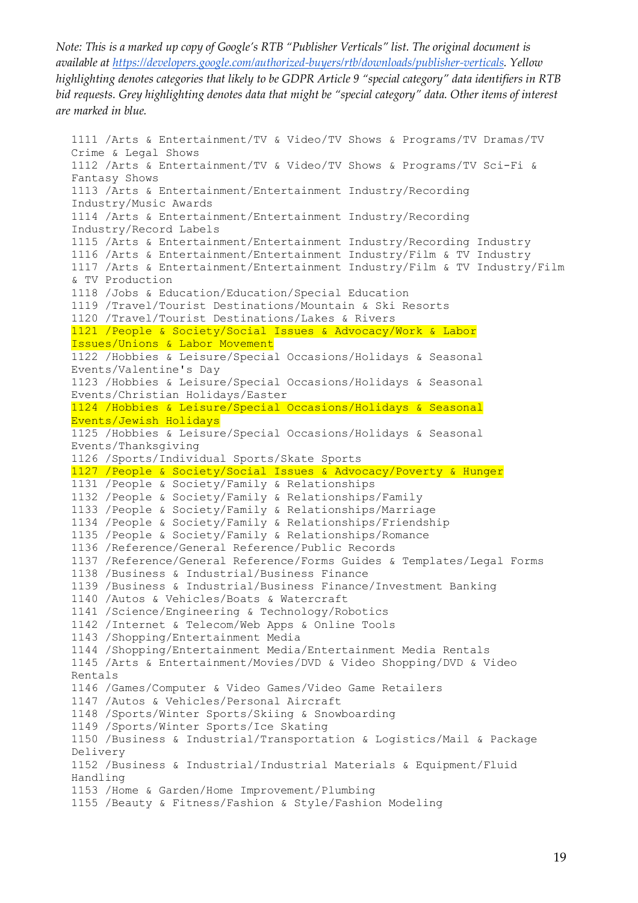*Note: This is a marked up copy of Google's RTB "Publisher Verticals" list. The original document is available at https://developers.google.com/authorized-buyers/rtb/downloads/publisher-verticals. Yellow highlighting denotes categories that likely to be GDPR Article 9 "special category" data identifiers in RTB bid requests. Grey highlighting denotes data that might be "special category" data. Other items of interest are marked in blue.*

```
1111 /Arts & Entertainment/TV & Video/TV Shows & Programs/TV Dramas/TV Crime & Legal Shows
1112 /Arts & Entertainment/TV & Video/TV Shows & Programs/TV Sci-Fi & Fantasy Shows
1113 /Arts & Entertainment/Entertainment Industry/Recording Industry/Music Awards
1114 /Arts & Entertainment/Entertainment Industry/Recording Industry/Record Labels
1115 /Arts & Entertainment/Entertainment Industry/Recording Industry
1116 /Arts & Entertainment/Entertainment Industry/Film & TV Industry
1117 /Arts & Entertainment/Entertainment Industry/Film & TV Industry/Film & TV Production
1118 /Jobs & Education/Education/Special Education
1119 /Travel/Tourist Destinations/Mountain & Ski Resorts
1120 /Travel/Tourist Destinations/Lakes & Rivers
1121 /People & Society/Social Issues & Advocacy/Work & Labor Issues/Unions & Labor Movement
1122 /Hobbies & Leisure/Special Occasions/Holidays & Seasonal Events/Valentine's Day
1123 /Hobbies & Leisure/Special Occasions/Holidays & Seasonal Events/Christian Holidays/Easter
1124 /Hobbies & Leisure/Special Occasions/Holidays & Seasonal Events/Jewish Holidays
1125 /Hobbies & Leisure/Special Occasions/Holidays & Seasonal Events/Thanksgiving
1126 /Sports/Individual Sports/Skate Sports
1127 /People & Society/Social Issues & Advocacy/Poverty & Hunger
1131 /People & Society/Family & Relationships
1132 /People & Society/Family & Relationships/Family
1133 /People & Society/Family & Relationships/Marriage
1134 /People & Society/Family & Relationships/Friendship
1135 /People & Society/Family & Relationships/Romance
1136 /Reference/General Reference/Public Records
1137 /Reference/General Reference/Forms Guides & Templates/Legal Forms
1138 /Business & Industrial/Business Finance
1139 /Business & Industrial/Business Finance/Investment Banking
1140 /Autos & Vehicles/Boats & Watercraft
1141 /Science/Engineering & Technology/Robotics
1142 /Internet & Telecom/Web Apps & Online Tools
1143 /Shopping/Entertainment Media
1144 /Shopping/Entertainment Media/Entertainment Media Rentals
1145 /Arts & Entertainment/Movies/DVD & Video Shopping/DVD & Video Rentals
1146 /Games/Computer & Video Games/Video Game Retailers
1147 /Autos & Vehicles/Personal Aircraft
1148 /Sports/Winter Sports/Skiing & Snowboarding
1149 /Sports/Winter Sports/Ice Skating
1150 /Business & Industrial/Transportation & Logistics/Mail & Package Delivery
1152 /Business & Industrial/Industrial Materials & Equipment/Fluid Handling
1153 /Home & Garden/Home Improvement/Plumbing
1155 /Beauty & Fitness/Fashion & Style/Fashion Modeling
```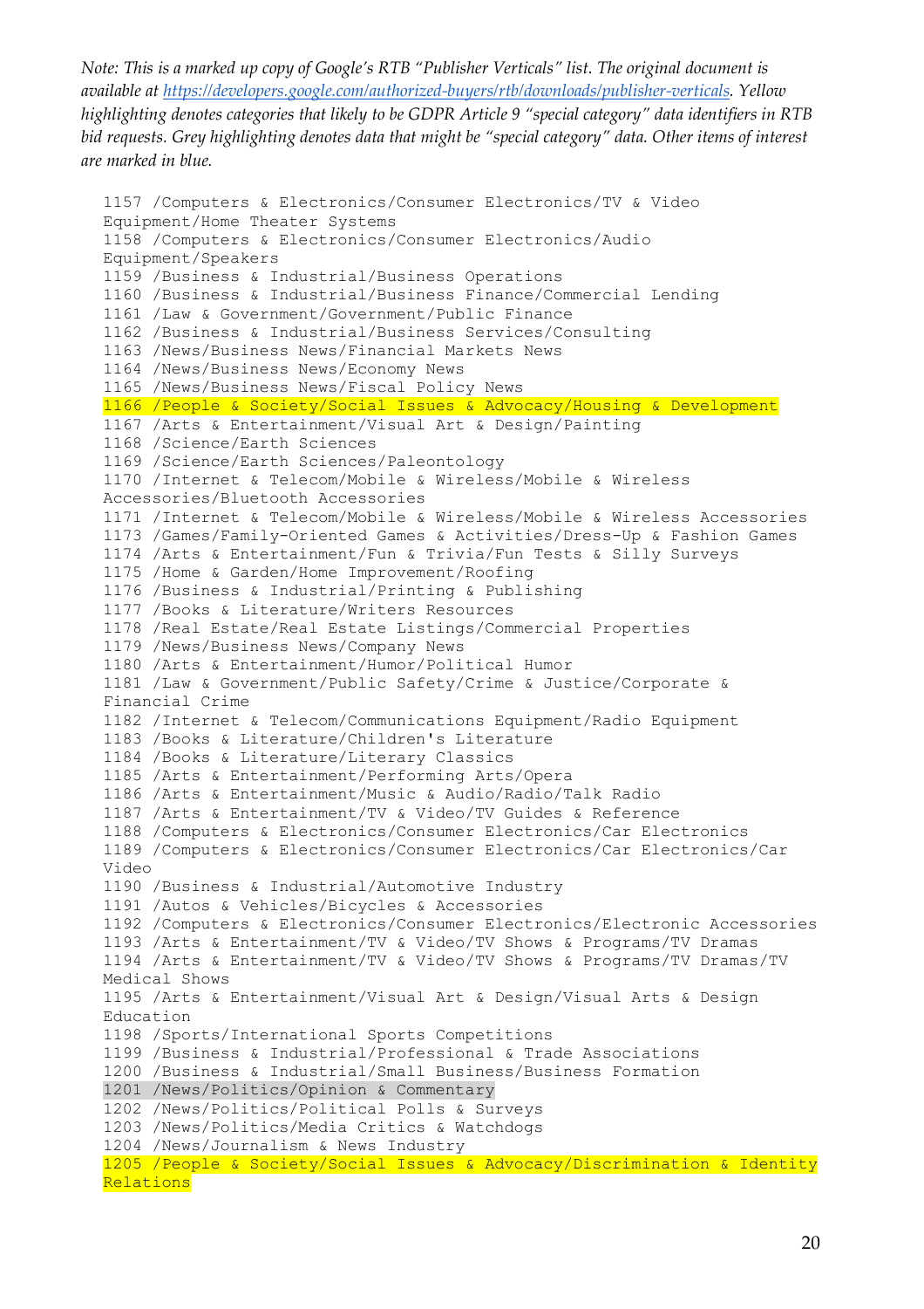*Note: This is a marked up copy of Google's RTB "Publisher Verticals" list. The original document is available at https://developers.google.com/authorized-buyers/rtb/downloads/publisher-verticals. Yellow highlighting denotes categories that likely to be GDPR Article 9 "special category" data identifiers in RTB bid requests. Grey highlighting denotes data that might be "special category" data. Other items of interest are marked in blue.*

```
1157 /Computers & Electronics/Consumer Electronics/TV & Video Equipment/Home Theater Systems
1158 /Computers & Electronics/Consumer Electronics/Audio Equipment/Speakers
1159 /Business & Industrial/Business Operations
1160 /Business & Industrial/Business Finance/Commercial Lending
1161 /Law & Government/Government/Public Finance
1162 /Business & Industrial/Business Services/Consulting
1163 /News/Business News/Financial Markets News
1164 /News/Business News/Economy News
1165 /News/Business News/Fiscal Policy News
1166 /People & Society/Social Issues & Advocacy/Housing & Development
1167 /Arts & Entertainment/Visual Art & Design/Painting
1168 /Science/Earth Sciences
1169 /Science/Earth Sciences/Paleontology
1170 /Internet & Telecom/Mobile & Wireless/Mobile & Wireless Accessories/Bluetooth Accessories
1171 /Internet & Telecom/Mobile & Wireless/Mobile & Wireless Accessories
1173 /Games/Family-Oriented Games & Activities/Dress-Up & Fashion Games
1174 /Arts & Entertainment/Fun & Trivia/Fun Tests & Silly Surveys
1175 /Home & Garden/Home Improvement/Roofing
1176 /Business & Industrial/Printing & Publishing
1177 /Books & Literature/Writers Resources
1178 /Real Estate/Real Estate Listings/Commercial Properties
1179 /News/Business News/Company News
1180 /Arts & Entertainment/Humor/Political Humor
1181 /Law & Government/Public Safety/Crime & Justice/Corporate & Financial Crime
1182 /Internet & Telecom/Communications Equipment/Radio Equipment
1183 /Books & Literature/Children's Literature
1184 /Books & Literature/Literary Classics
1185 /Arts & Entertainment/Performing Arts/Opera
1186 /Arts & Entertainment/Music & Audio/Radio/Talk Radio
1187 /Arts & Entertainment/TV & Video/TV Guides & Reference
1188 /Computers & Electronics/Consumer Electronics/Car Electronics
1189 /Computers & Electronics/Consumer Electronics/Car Electronics/Car Video
1190 /Business & Industrial/Automotive Industry
1191 /Autos & Vehicles/Bicycles & Accessories
1192 /Computers & Electronics/Consumer Electronics/Electronic Accessories
1193 /Arts & Entertainment/TV & Video/TV Shows & Programs/TV Dramas
1194 /Arts & Entertainment/TV & Video/TV Shows & Programs/TV Dramas/TV Medical Shows
1195 /Arts & Entertainment/Visual Art & Design/Visual Arts & Design Education
1198 /Sports/International Sports Competitions
1199 /Business & Industrial/Professional & Trade Associations
1200 /Business & Industrial/Small Business/Business Formation
1201 /News/Politics/Opinion & Commentary
1202 /News/Politics/Political Polls & Surveys
1203 /News/Politics/Media Critics & Watchdogs
1204 /News/Journalism & News Industry
1205 /People & Society/Social Issues & Advocacy/Discrimination & Identity Relations
```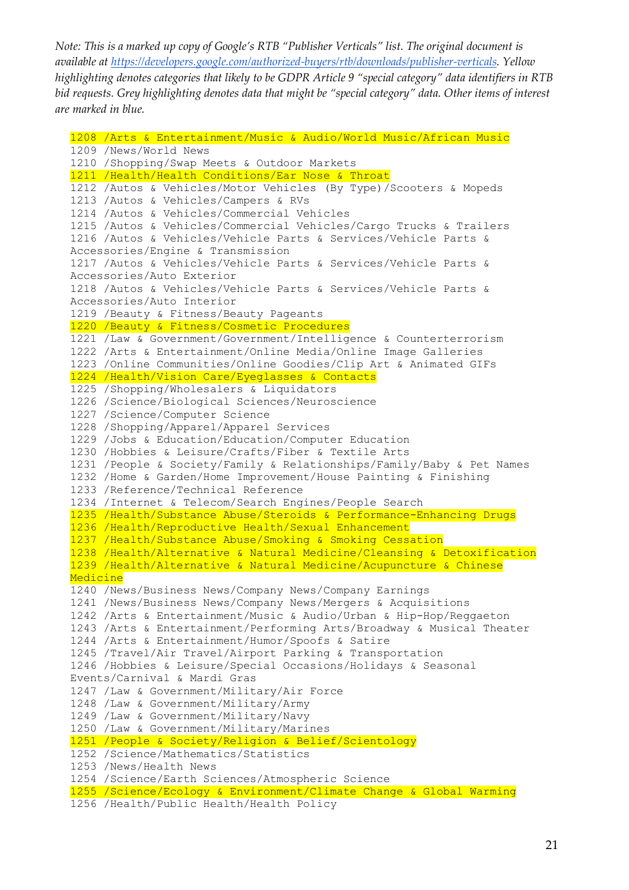*Note: This is a marked up copy of Google's RTB "Publisher Verticals" list. The original document is available at https://developers.google.com/authorized-buyers/rtb/downloads/publisher-verticals. Yellow highlighting denotes categories that likely to be GDPR Article 9 "special category" data identifiers in RTB bid requests. Grey highlighting denotes data that might be "special category" data. Other items of interest are marked in blue.*

```
1208 /Arts & Entertainment/Music & Audio/World Music/African Music
1209 /News/World News
1210 /Shopping/Swap Meets & Outdoor Markets
1211 /Health/Health Conditions/Ear Nose & Throat
1212 /Autos & Vehicles/Motor Vehicles (By Type)/Scooters & Mopeds
1213 /Autos & Vehicles/Campers & RVs
1214 /Autos & Vehicles/Commercial Vehicles
1215 /Autos & Vehicles/Commercial Vehicles/Cargo Trucks & Trailers
1216 /Autos & Vehicles/Vehicle Parts & Services/Vehicle Parts & 
Accessories/Engine & Transmission
1217 /Autos & Vehicles/Vehicle Parts & Services/Vehicle Parts & 
Accessories/Auto Exterior
1218 /Autos & Vehicles/Vehicle Parts & Services/Vehicle Parts & 
Accessories/Auto Interior
1219 /Beauty & Fitness/Beauty Pageants
1220 /Beauty & Fitness/Cosmetic Procedures
1221 /Law & Government/Government/Intelligence & Counterterrorism
1222 /Arts & Entertainment/Online Media/Online Image Galleries
1223 /Online Communities/Online Goodies/Clip Art & Animated GIFs
1224 /Health/Vision Care/Eyeglasses & Contacts
1225 /Shopping/Wholesalers & Liquidators
1226 /Science/Biological Sciences/Neuroscience
1227 /Science/Computer Science
1228 /Shopping/Apparel/Apparel Services
1229 /Jobs & Education/Education/Computer Education
1230 /Hobbies & Leisure/Crafts/Fiber & Textile Arts
1231 /People & Society/Family & Relationships/Family/Baby & Pet Names
1232 /Home & Garden/Home Improvement/House Painting & Finishing
1233 /Reference/Technical Reference
1234 /Internet & Telecom/Search Engines/People Search
1235 /Health/Substance Abuse/Steroids & Performance-Enhancing Drugs
1236 /Health/Reproductive Health/Sexual Enhancement
1237 /Health/Substance Abuse/Smoking & Smoking Cessation
1238 /Health/Alternative & Natural Medicine/Cleansing & Detoxification
1239 /Health/Alternative & Natural Medicine/Acupuncture & Chinese 
Medicine
1240 /News/Business News/Company News/Company Earnings
1241 /News/Business News/Company News/Mergers & Acquisitions
1242 /Arts & Entertainment/Music & Audio/Urban & Hip-Hop/Reggaeton
1243 /Arts & Entertainment/Performing Arts/Broadway & Musical Theater
1244 /Arts & Entertainment/Humor/Spoofs & Satire
1245 /Travel/Air Travel/Airport Parking & Transportation
1246 /Hobbies & Leisure/Special Occasions/Holidays & Seasonal 
Events/Carnival & Mardi Gras
1247 /Law & Government/Military/Air Force
1248 /Law & Government/Military/Army
1249 /Law & Government/Military/Navy
1250 /Law & Government/Military/Marines
1251 /People & Society/Religion & Belief/Scientology
1252 /Science/Mathematics/Statistics
1253 /News/Health News
1254 /Science/Earth Sciences/Atmospheric Science
1255 /Science/Ecology & Environment/Climate Change & Global Warming
1256 /Health/Public Health/Health Policy
```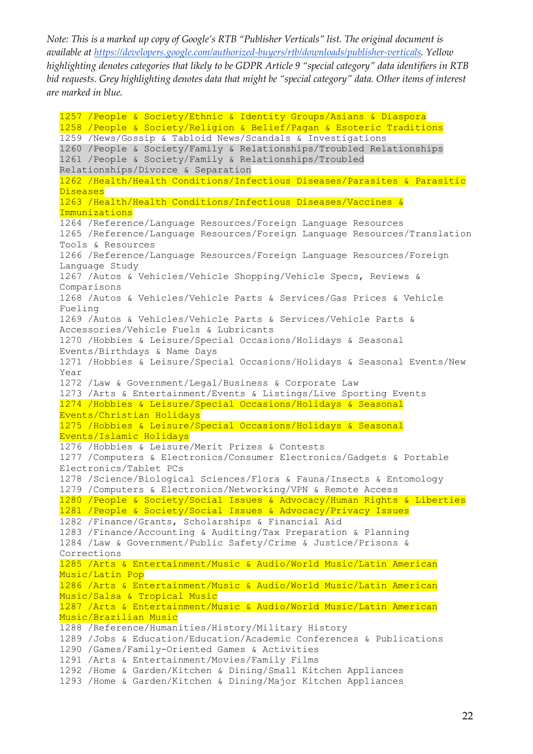*Note: This is a marked up copy of Google's RTB "Publisher Verticals" list. The original document is available at https://developers.google.com/authorized-buyers/rtb/downloads/publisher-verticals. Yellow highlighting denotes categories that likely to be GDPR Article 9 "special category" data identifiers in RTB bid requests. Grey highlighting denotes data that might be "special category" data. Other items of interest are marked in blue.*

```
1257 /People & Society/Ethnic & Identity Groups/Asians & Diaspora
1258 /People & Society/Religion & Belief/Pagan & Esoteric Traditions
1259 /News/Gossip & Tabloid News/Scandals & Investigations
1260 /People & Society/Family & Relationships/Troubled Relationships
1261 /People & Society/Family & Relationships/Troubled Relationships/Divorce & Separation
1262 /Health/Health Conditions/Infectious Diseases/Parasites & Parasitic Diseases
1263 /Health/Health Conditions/Infectious Diseases/Vaccines & Immunizations
1264 /Reference/Language Resources/Foreign Language Resources
1265 /Reference/Language Resources/Foreign Language Resources/Translation Tools & Resources
1266 /Reference/Language Resources/Foreign Language Resources/Foreign Language Study
1267 /Autos & Vehicles/Vehicle Shopping/Vehicle Specs, Reviews & Comparisons
1268 /Autos & Vehicles/Vehicle Parts & Services/Gas Prices & Vehicle Fueling
1269 /Autos & Vehicles/Vehicle Parts & Services/Vehicle Parts & Accessories/Vehicle Fuels & Lubricants
1270 /Hobbies & Leisure/Special Occasions/Holidays & Seasonal Events/Birthdays & Name Days
1271 /Hobbies & Leisure/Special Occasions/Holidays & Seasonal Events/New Year
1272 /Law & Government/Legal/Business & Corporate Law
1273 /Arts & Entertainment/Events & Listings/Live Sporting Events
1274 /Hobbies & Leisure/Special Occasions/Holidays & Seasonal Events/Christian Holidays
1275 /Hobbies & Leisure/Special Occasions/Holidays & Seasonal Events/Islamic Holidays
1276 /Hobbies & Leisure/Merit Prizes & Contests
1277 /Computers & Electronics/Consumer Electronics/Gadgets & Portable Electronics/Tablet PCs
1278 /Science/Biological Sciences/Flora & Fauna/Insects & Entomology
1279 /Computers & Electronics/Networking/VPN & Remote Access
1280 /People & Society/Social Issues & Advocacy/Human Rights & Liberties
1281 /People & Society/Social Issues & Advocacy/Privacy Issues
1282 /Finance/Grants, Scholarships & Financial Aid
1283 /Finance/Accounting & Auditing/Tax Preparation & Planning
1284 /Law & Government/Public Safety/Crime & Justice/Prisons & Corrections
1285 /Arts & Entertainment/Music & Audio/World Music/Latin American Music/Latin Pop
1286 /Arts & Entertainment/Music & Audio/World Music/Latin American Music/Salsa & Tropical Music
1287 /Arts & Entertainment/Music & Audio/World Music/Latin American Music/Brazilian Music
1288 /Reference/Humanities/History/Military History
1289 /Jobs & Education/Education/Academic Conferences & Publications
1290 /Games/Family-Oriented Games & Activities
1291 /Arts & Entertainment/Movies/Family Films
1292 /Home & Garden/Kitchen & Dining/Small Kitchen Appliances
1293 /Home & Garden/Kitchen & Dining/Major Kitchen Appliances
```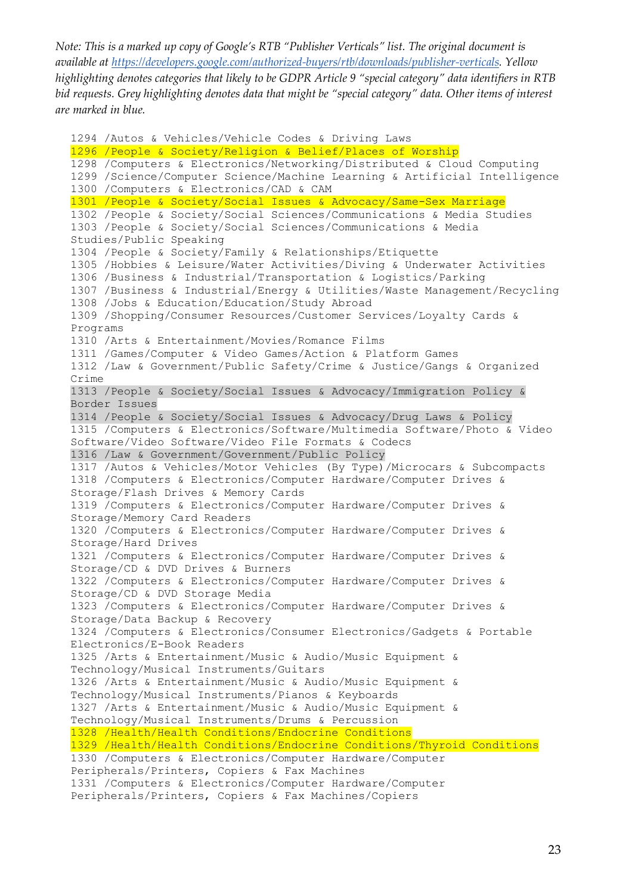*Note: This is a marked up copy of Google's RTB "Publisher Verticals" list. The original document is available at https://developers.google.com/authorized-buyers/rtb/downloads/publisher-verticals. Yellow highlighting denotes categories that likely to be GDPR Article 9 "special category" data identifiers in RTB bid requests. Grey highlighting denotes data that might be "special category" data. Other items of interest are marked in blue.*

```
1294 /Autos & Vehicles/Vehicle Codes & Driving Laws
1296 /People & Society/Religion & Belief/Places of Worship
1298 /Computers & Electronics/Networking/Distributed & Cloud Computing
1299 /Science/Computer Science/Machine Learning & Artificial Intelligence
1300 /Computers & Electronics/CAD & CAM
1301 /People & Society/Social Issues & Advocacy/Same-Sex Marriage
1302 /People & Society/Social Sciences/Communications & Media Studies
1303 /People & Society/Social Sciences/Communications & Media
Studies/Public Speaking
1304 /People & Society/Family & Relationships/Etiquette
1305 /Hobbies & Leisure/Water Activities/Diving & Underwater Activities
1306 /Business & Industrial/Transportation & Logistics/Parking
1307 /Business & Industrial/Energy & Utilities/Waste Management/Recycling
1308 /Jobs & Education/Education/Study Abroad
1309 /Shopping/Consumer Resources/Customer Services/Loyalty Cards &
Programs
1310 /Arts & Entertainment/Movies/Romance Films
1311 /Games/Computer & Video Games/Action & Platform Games
1312 /Law & Government/Public Safety/Crime & Justice/Gangs & Organized
Crime
1313 /People & Society/Social Issues & Advocacy/Immigration Policy &
Border Issues
1314 /People & Society/Social Issues & Advocacy/Drug Laws & Policy
1315 /Computers & Electronics/Software/Multimedia Software/Photo & Video
Software/Video Software/Video File Formats & Codecs
1316 /Law & Government/Government/Public Policy
1317 /Autos & Vehicles/Motor Vehicles (By Type)/Microcars & Subcompacts
1318 /Computers & Electronics/Computer Hardware/Computer Drives &
Storage/Flash Drives & Memory Cards
1319 /Computers & Electronics/Computer Hardware/Computer Drives &
Storage/Memory Card Readers
1320 /Computers & Electronics/Computer Hardware/Computer Drives &
Storage/Hard Drives
1321 /Computers & Electronics/Computer Hardware/Computer Drives &
Storage/CD & DVD Drives & Burners
1322 /Computers & Electronics/Computer Hardware/Computer Drives &
Storage/CD & DVD Storage Media
1323 /Computers & Electronics/Computer Hardware/Computer Drives &
Storage/Data Backup & Recovery
1324 /Computers & Electronics/Consumer Electronics/Gadgets & Portable
Electronics/E-Book Readers
1325 /Arts & Entertainment/Music & Audio/Music Equipment &
Technology/Musical Instruments/Guitars
1326 /Arts & Entertainment/Music & Audio/Music Equipment &
Technology/Musical Instruments/Pianos & Keyboards
1327 /Arts & Entertainment/Music & Audio/Music Equipment &
Technology/Musical Instruments/Drums & Percussion
1328 /Health/Health Conditions/Endocrine Conditions
1329 /Health/Health Conditions/Endocrine Conditions/Thyroid Conditions
1330 /Computers & Electronics/Computer Hardware/Computer
Peripherals/Printers, Copiers & Fax Machines
1331 /Computers & Electronics/Computer Hardware/Computer
Peripherals/Printers, Copiers & Fax Machines/Copiers
```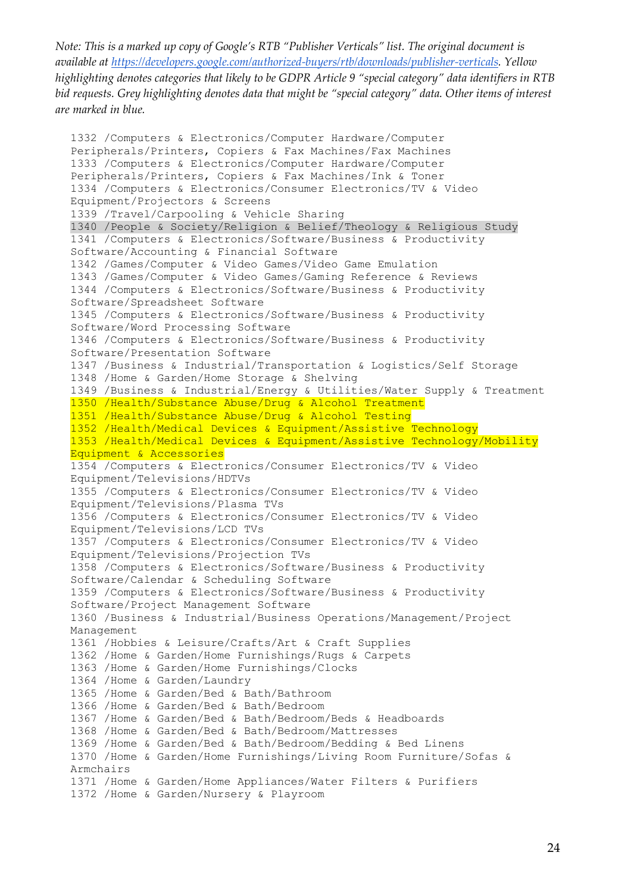*Note: This is a marked up copy of Google's RTB "Publisher Verticals" list. The original document is available at [https://developers.google.com/authorized-buyers/rtb/downloads/publisher-verticals](https://developers.google.com/authorized-buyers/rtb/downloads/publisher-verticals). Yellow highlighting denotes categories that likely to be GDPR Article 9 "special category" data identifiers in RTB bid requests. Grey highlighting denotes data that might be "special category" data. Other items of interest are marked in blue.*

```
1332 /Computers & Electronics/Computer Hardware/Computer
Peripherals/Printers, Copiers & Fax Machines/Fax Machines
1333 /Computers & Electronics/Computer Hardware/Computer
Peripherals/Printers, Copiers & Fax Machines/Ink & Toner
1334 /Computers & Electronics/Consumer Electronics/TV & Video
Equipment/Projectors & Screens
1339 /Travel/Carpooling & Vehicle Sharing
1340 /People & Society/Religion & Belief/Theology & Religious Study
1341 /Computers & Electronics/Software/Business & Productivity
Software/Accounting & Financial Software
1342 /Games/Computer & Video Games/Video Game Emulation
1343 /Games/Computer & Video Games/Gaming Reference & Reviews
1344 /Computers & Electronics/Software/Business & Productivity
Software/Spreadsheet Software
1345 /Computers & Electronics/Software/Business & Productivity
Software/Word Processing Software
1346 /Computers & Electronics/Software/Business & Productivity
Software/Presentation Software
1347 /Business & Industrial/Transportation & Logistics/Self Storage
1348 /Home & Garden/Home Storage & Shelving
1349 /Business & Industrial/Energy & Utilities/Water Supply & Treatment
1350 /Health/Substance Abuse/Drug & Alcohol Treatment
1351 /Health/Substance Abuse/Drug & Alcohol Testing
1352 /Health/Medical Devices & Equipment/Assistive Technology
1353 /Health/Medical Devices & Equipment/Assistive Technology/Mobility
Equipment & Accessories
1354 /Computers & Electronics/Consumer Electronics/TV & Video
Equipment/Televisions/HDTVs
1355 /Computers & Electronics/Consumer Electronics/TV & Video
Equipment/Televisions/Plasma TVs
1356 /Computers & Electronics/Consumer Electronics/TV & Video
Equipment/Televisions/LCD TVs
1357 /Computers & Electronics/Consumer Electronics/TV & Video
Equipment/Televisions/Projection TVs
1358 /Computers & Electronics/Software/Business & Productivity
Software/Calendar & Scheduling Software
1359 /Computers & Electronics/Software/Business & Productivity
Software/Project Management Software
1360 /Business & Industrial/Business Operations/Management/Project
Management
1361 /Hobbies & Leisure/Crafts/Art & Craft Supplies
1362 /Home & Garden/Home Furnishings/Rugs & Carpets
1363 /Home & Garden/Home Furnishings/Clocks
1364 /Home & Garden/Laundry
1365 /Home & Garden/Bed & Bath/Bathroom
1366 /Home & Garden/Bed & Bath/Bedroom
1367 /Home & Garden/Bed & Bath/Bedroom/Beds & Headboards
1368 /Home & Garden/Bed & Bath/Bedroom/Mattresses
1369 /Home & Garden/Bed & Bath/Bedroom/Bedding & Bed Linens
1370 /Home & Garden/Home Furnishings/Living Room Furniture/Sofas &
Armchairs
1371 /Home & Garden/Home Appliances/Water Filters & Purifiers
1372 /Home & Garden/Nursery & Playroom
```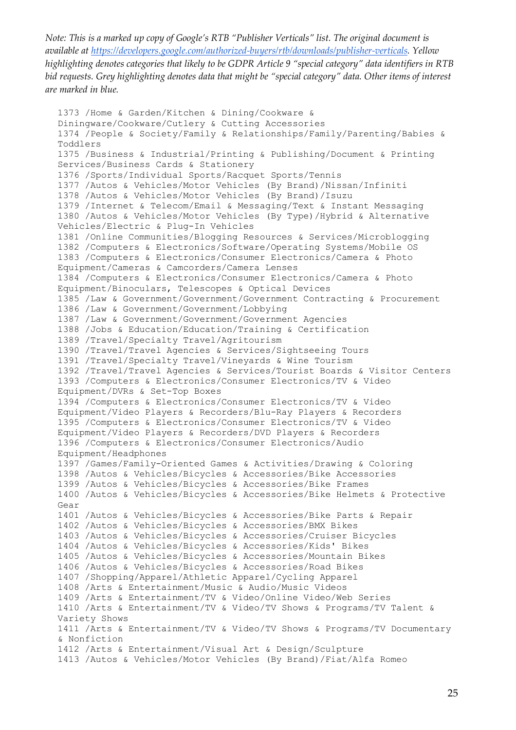*Note: This is a marked up copy of Google's RTB "Publisher Verticals" list. The original document is available at https://developers.google.com/authorized-buyers/rtb/downloads/publisher-verticals. Yellow highlighting denotes categories that likely to be GDPR Article 9 "special category" data identifiers in RTB bid requests. Grey highlighting denotes data that might be "special category" data. Other items of interest are marked in blue.*

```
1373 /Home & Garden/Kitchen & Dining/Cookware & Diningware/Cookware/Cutlery & Cutting Accessories
1374 /People & Society/Family & Relationships/Family/Parenting/Babies & Toddlers
1375 /Business & Industrial/Printing & Publishing/Document & Printing Services/Business Cards & Stationery
1376 /Sports/Individual Sports/Racquet Sports/Tennis
1377 /Autos & Vehicles/Motor Vehicles (By Brand)/Nissan/Infiniti
1378 /Autos & Vehicles/Motor Vehicles (By Brand)/Isuzu
1379 /Internet & Telecom/Email & Messaging/Text & Instant Messaging
1380 /Autos & Vehicles/Motor Vehicles (By Type)/Hybrid & Alternative Vehicles/Electric & Plug-In Vehicles
1381 /Online Communities/Blogging Resources & Services/Microblogging
1382 /Computers & Electronics/Software/Operating Systems/Mobile OS
1383 /Computers & Electronics/Consumer Electronics/Camera & Photo Equipment/Cameras & Camcorders/Camera Lenses
1384 /Computers & Electronics/Consumer Electronics/Camera & Photo Equipment/Binoculars, Telescopes & Optical Devices
1385 /Law & Government/Government/Government Contracting & Procurement
1386 /Law & Government/Government/Lobbying
1387 /Law & Government/Government/Government Agencies
1388 /Jobs & Education/Education/Training & Certification
1389 /Travel/Specialty Travel/Agritourism
1390 /Travel/Travel Agencies & Services/Sightseeing Tours
1391 /Travel/Specialty Travel/Vineyards & Wine Tourism
1392 /Travel/Travel Agencies & Services/Tourist Boards & Visitor Centers
1393 /Computers & Electronics/Consumer Electronics/TV & Video Equipment/DVRs & Set-Top Boxes
1394 /Computers & Electronics/Consumer Electronics/TV & Video Equipment/Video Players & Recorders/Blu-Ray Players & Recorders
1395 /Computers & Electronics/Consumer Electronics/TV & Video Equipment/Video Players & Recorders/DVD Players & Recorders
1396 /Computers & Electronics/Consumer Electronics/Audio Equipment/Headphones
1397 /Games/Family-Oriented Games & Activities/Drawing & Coloring
1398 /Autos & Vehicles/Bicycles & Accessories/Bike Accessories
1399 /Autos & Vehicles/Bicycles & Accessories/Bike Frames
1400 /Autos & Vehicles/Bicycles & Accessories/Bike Helmets & Protective Gear
1401 /Autos & Vehicles/Bicycles & Accessories/Bike Parts & Repair
1402 /Autos & Vehicles/Bicycles & Accessories/BMX Bikes
1403 /Autos & Vehicles/Bicycles & Accessories/Cruiser Bicycles
1404 /Autos & Vehicles/Bicycles & Accessories/Kids' Bikes
1405 /Autos & Vehicles/Bicycles & Accessories/Mountain Bikes
1406 /Autos & Vehicles/Bicycles & Accessories/Road Bikes
1407 /Shopping/Apparel/Athletic Apparel/Cycling Apparel
1408 /Arts & Entertainment/Music & Audio/Music Videos
1409 /Arts & Entertainment/TV & Video/Online Video/Web Series
1410 /Arts & Entertainment/TV & Video/TV Shows & Programs/TV Talent & Variety Shows
1411 /Arts & Entertainment/TV & Video/TV Shows & Programs/TV Documentary & Nonfiction
1412 /Arts & Entertainment/Visual Art & Design/Sculpture
1413 /Autos & Vehicles/Motor Vehicles (By Brand)/Fiat/Alfa Romeo
```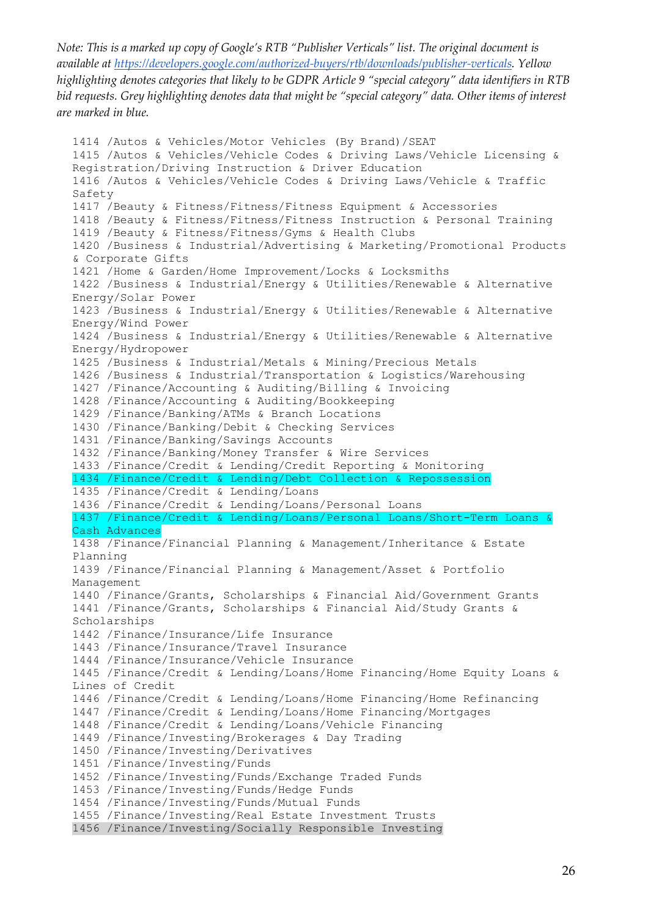*Note: This is a marked up copy of Google's RTB "Publisher Verticals" list. The original document is available at https://developers.google.com/authorized-buyers/rtb/downloads/publisher-verticals. Yellow highlighting denotes categories that likely to be GDPR Article 9 "special category" data identifiers in RTB bid requests. Grey highlighting denotes data that might be "special category" data. Other items of interest are marked in blue.*

```
1414 /Autos & Vehicles/Motor Vehicles (By Brand)/SEAT
1415 /Autos & Vehicles/Vehicle Codes & Driving Laws/Vehicle Licensing &
Registration/Driving Instruction & Driver Education
1416 /Autos & Vehicles/Vehicle Codes & Driving Laws/Vehicle & Traffic
Safety
1417 /Beauty & Fitness/Fitness/Fitness Equipment & Accessories
1418 /Beauty & Fitness/Fitness/Fitness Instruction & Personal Training
1419 /Beauty & Fitness/Fitness/Gyms & Health Clubs
1420 /Business & Industrial/Advertising & Marketing/Promotional Products
& Corporate Gifts
1421 /Home & Garden/Home Improvement/Locks & Locksmiths
1422 /Business & Industrial/Energy & Utilities/Renewable & Alternative
Energy/Solar Power
1423 /Business & Industrial/Energy & Utilities/Renewable & Alternative
Energy/Wind Power
1424 /Business & Industrial/Energy & Utilities/Renewable & Alternative
Energy/Hydropower
1425 /Business & Industrial/Metals & Mining/Precious Metals
1426 /Business & Industrial/Transportation & Logistics/Warehousing
1427 /Finance/Accounting & Auditing/Billing & Invoicing
1428 /Finance/Accounting & Auditing/Bookkeeping
1429 /Finance/Banking/ATMs & Branch Locations
1430 /Finance/Banking/Debit & Checking Services
1431 /Finance/Banking/Savings Accounts
1432 /Finance/Banking/Money Transfer & Wire Services
1433 /Finance/Credit & Lending/Credit Reporting & Monitoring
1434 /Finance/Credit & Lending/Debt Collection & Repossession
1435 /Finance/Credit & Lending/Loans
1436 /Finance/Credit & Lending/Loans/Personal Loans
1437 /Finance/Credit & Lending/Loans/Personal Loans/Short-Term Loans &
Cash Advances
1438 /Finance/Financial Planning & Management/Inheritance & Estate
Planning
1439 /Finance/Financial Planning & Management/Asset & Portfolio
Management
1440 /Finance/Grants, Scholarships & Financial Aid/Government Grants
1441 /Finance/Grants, Scholarships & Financial Aid/Study Grants &
Scholarships
1442 /Finance/Insurance/Life Insurance
1443 /Finance/Insurance/Travel Insurance
1444 /Finance/Insurance/Vehicle Insurance
1445 /Finance/Credit & Lending/Loans/Home Financing/Home Equity Loans &
Lines of Credit
1446 /Finance/Credit & Lending/Loans/Home Financing/Home Refinancing
1447 /Finance/Credit & Lending/Loans/Home Financing/Mortgages
1448 /Finance/Credit & Lending/Loans/Vehicle Financing
1449 /Finance/Investing/Brokerages & Day Trading
1450 /Finance/Investing/Derivatives
1451 /Finance/Investing/Funds
1452 /Finance/Investing/Funds/Exchange Traded Funds
1453 /Finance/Investing/Funds/Hedge Funds
1454 /Finance/Investing/Funds/Mutual Funds
1455 /Finance/Investing/Real Estate Investment Trusts
1456 /Finance/Investing/Socially Responsible Investing
```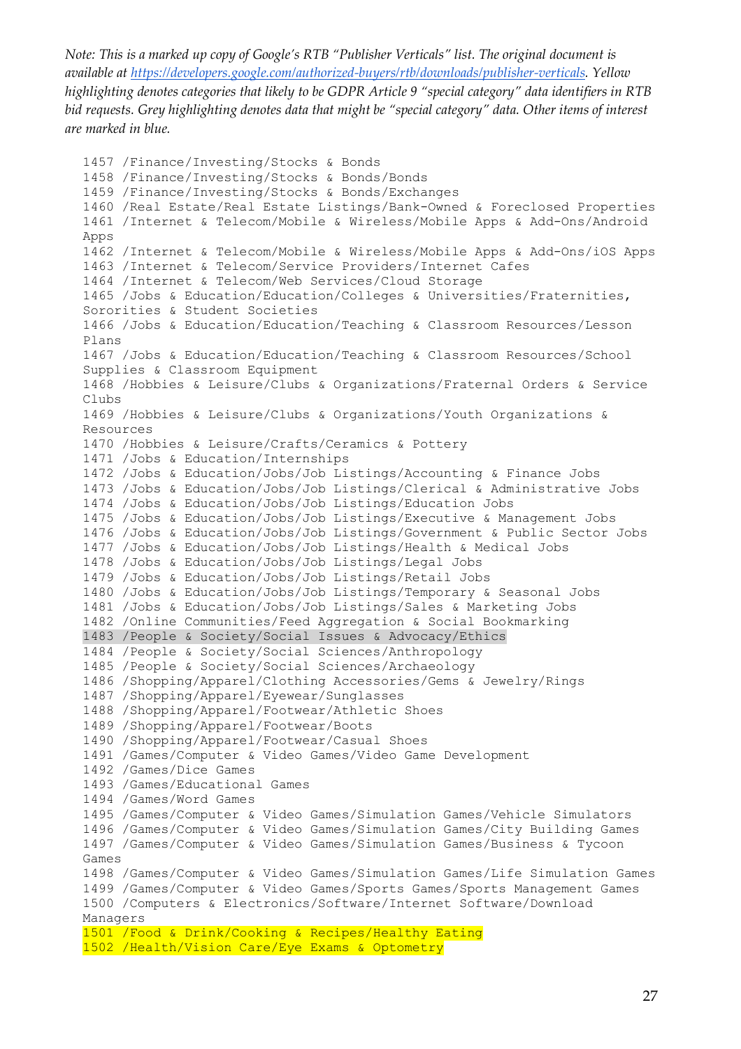*Note: This is a marked up copy of Google's RTB "Publisher Verticals" list. The original document is available at https://developers.google.com/authorized-buyers/rtb/downloads/publisher-verticals. Yellow highlighting denotes categories that likely to be GDPR Article 9 "special category" data identifiers in RTB bid requests. Grey highlighting denotes data that might be "special category" data. Other items of interest are marked in blue.*

```
1457 /Finance/Investing/Stocks & Bonds
1458 /Finance/Investing/Stocks & Bonds/Bonds
1459 /Finance/Investing/Stocks & Bonds/Exchanges
1460 /Real Estate/Real Estate Listings/Bank-Owned & Foreclosed Properties
1461 /Internet & Telecom/Mobile & Wireless/Mobile Apps & Add-Ons/Android Apps
1462 /Internet & Telecom/Mobile & Wireless/Mobile Apps & Add-Ons/iOS Apps
1463 /Internet & Telecom/Service Providers/Internet Cafes
1464 /Internet & Telecom/Web Services/Cloud Storage
1465 /Jobs & Education/Education/Colleges & Universities/Fraternities, Sororities & Student Societies
1466 /Jobs & Education/Education/Teaching & Classroom Resources/Lesson Plans
1467 /Jobs & Education/Education/Teaching & Classroom Resources/School Supplies & Classroom Equipment
1468 /Hobbies & Leisure/Clubs & Organizations/Fraternal Orders & Service Clubs
1469 /Hobbies & Leisure/Clubs & Organizations/Youth Organizations & Resources
1470 /Hobbies & Leisure/Crafts/Ceramics & Pottery
1471 /Jobs & Education/Internships
1472 /Jobs & Education/Jobs/Job Listings/Accounting & Finance Jobs
1473 /Jobs & Education/Jobs/Job Listings/Clerical & Administrative Jobs
1474 /Jobs & Education/Jobs/Job Listings/Education Jobs
1475 /Jobs & Education/Jobs/Job Listings/Executive & Management Jobs
1476 /Jobs & Education/Jobs/Job Listings/Government & Public Sector Jobs
1477 /Jobs & Education/Jobs/Job Listings/Health & Medical Jobs
1478 /Jobs & Education/Jobs/Job Listings/Legal Jobs
1479 /Jobs & Education/Jobs/Job Listings/Retail Jobs
1480 /Jobs & Education/Jobs/Job Listings/Temporary & Seasonal Jobs
1481 /Jobs & Education/Jobs/Job Listings/Sales & Marketing Jobs
1482 /Online Communities/Feed Aggregation & Social Bookmarking
1483 /People & Society/Social Issues & Advocacy/Ethics
1484 /People & Society/Social Sciences/Anthropology
1485 /People & Society/Social Sciences/Archaeology
1486 /Shopping/Apparel/Clothing Accessories/Gems & Jewelry/Rings
1487 /Shopping/Apparel/Eyewear/Sunglasses
1488 /Shopping/Apparel/Footwear/Athletic Shoes
1489 /Shopping/Apparel/Footwear/Boots
1490 /Shopping/Apparel/Footwear/Casual Shoes
1491 /Games/Computer & Video Games/Video Game Development
1492 /Games/Dice Games
1493 /Games/Educational Games
1494 /Games/Word Games
1495 /Games/Computer & Video Games/Simulation Games/Vehicle Simulators
1496 /Games/Computer & Video Games/Simulation Games/City Building Games
1497 /Games/Computer & Video Games/Simulation Games/Business & Tycoon Games
1498 /Games/Computer & Video Games/Simulation Games/Life Simulation Games
1499 /Games/Computer & Video Games/Sports Games/Sports Management Games
1500 /Computers & Electronics/Software/Internet Software/Download Managers
1501 /Food & Drink/Cooking & Recipes/Healthy Eating
1502 /Health/Vision Care/Eye Exams & Optometry
```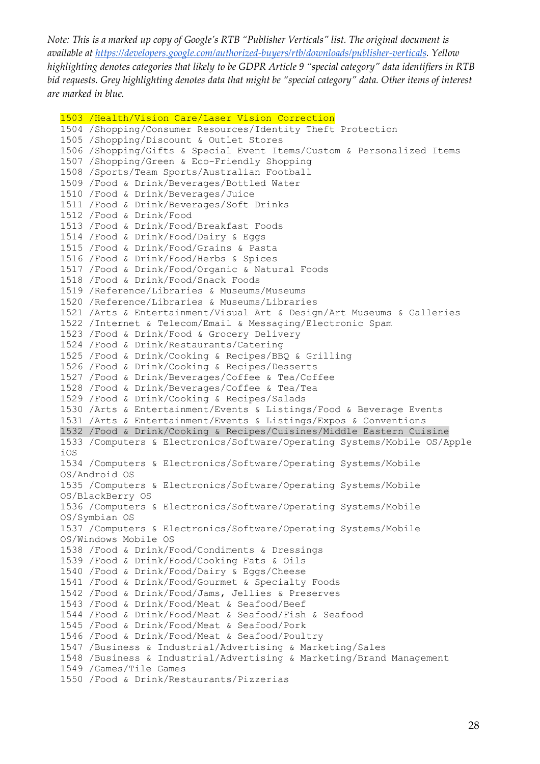*Note: This is a marked up copy of Google's RTB "Publisher Verticals" list. The original document is available at https://developers.google.com/authorized-buyers/rtb/downloads/publisher-verticals. Yellow highlighting denotes categories that likely to be GDPR Article 9 "special category" data identifiers in RTB bid requests. Grey highlighting denotes data that might be "special category" data. Other items of interest are marked in blue.*

```
1503 /Health/Vision Care/Laser Vision Correction
1504 /Shopping/Consumer Resources/Identity Theft Protection
1505 /Shopping/Discount & Outlet Stores
1506 /Shopping/Gifts & Special Event Items/Custom & Personalized Items
1507 /Shopping/Green & Eco-Friendly Shopping
1508 /Sports/Team Sports/Australian Football
1509 /Food & Drink/Beverages/Bottled Water
1510 /Food & Drink/Beverages/Juice
1511 /Food & Drink/Beverages/Soft Drinks
1512 /Food & Drink/Food
1513 /Food & Drink/Food/Breakfast Foods
1514 /Food & Drink/Food/Dairy & Eggs
1515 /Food & Drink/Food/Grains & Pasta
1516 /Food & Drink/Food/Herbs & Spices
1517 /Food & Drink/Food/Organic & Natural Foods
1518 /Food & Drink/Food/Snack Foods
1519 /Reference/Libraries & Museums/Museums
1520 /Reference/Libraries & Museums/Libraries
1521 /Arts & Entertainment/Visual Art & Design/Art Museums & Galleries
1522 /Internet & Telecom/Email & Messaging/Electronic Spam
1523 /Food & Drink/Food & Grocery Delivery
1524 /Food & Drink/Restaurants/Catering
1525 /Food & Drink/Cooking & Recipes/BBQ & Grilling
1526 /Food & Drink/Cooking & Recipes/Desserts
1527 /Food & Drink/Beverages/Coffee & Tea/Coffee
1528 /Food & Drink/Beverages/Coffee & Tea/Tea
1529 /Food & Drink/Cooking & Recipes/Salads
1530 /Arts & Entertainment/Events & Listings/Food & Beverage Events
1531 /Arts & Entertainment/Events & Listings/Expos & Conventions
1532 /Food & Drink/Cooking & Recipes/Cuisines/Middle Eastern Cuisine
1533 /Computers & Electronics/Software/Operating Systems/Mobile OS/Apple iOS
1534 /Computers & Electronics/Software/Operating Systems/Mobile OS/Android OS
1535 /Computers & Electronics/Software/Operating Systems/Mobile OS/BlackBerry OS
1536 /Computers & Electronics/Software/Operating Systems/Mobile OS/Symbian OS
1537 /Computers & Electronics/Software/Operating Systems/Mobile OS/Windows Mobile OS
1538 /Food & Drink/Food/Condiments & Dressings
1539 /Food & Drink/Food/Cooking Fats & Oils
1540 /Food & Drink/Food/Dairy & Eggs/Cheese
1541 /Food & Drink/Food/Gourmet & Specialty Foods
1542 /Food & Drink/Food/Jams, Jellies & Preserves
1543 /Food & Drink/Food/Meat & Seafood/Beef
1544 /Food & Drink/Food/Meat & Seafood/Fish & Seafood
1545 /Food & Drink/Food/Meat & Seafood/Pork
1546 /Food & Drink/Food/Meat & Seafood/Poultry
1547 /Business & Industrial/Advertising & Marketing/Sales
1548 /Business & Industrial/Advertising & Marketing/Brand Management
1549 /Games/Tile Games
1550 /Food & Drink/Restaurants/Pizzerias
```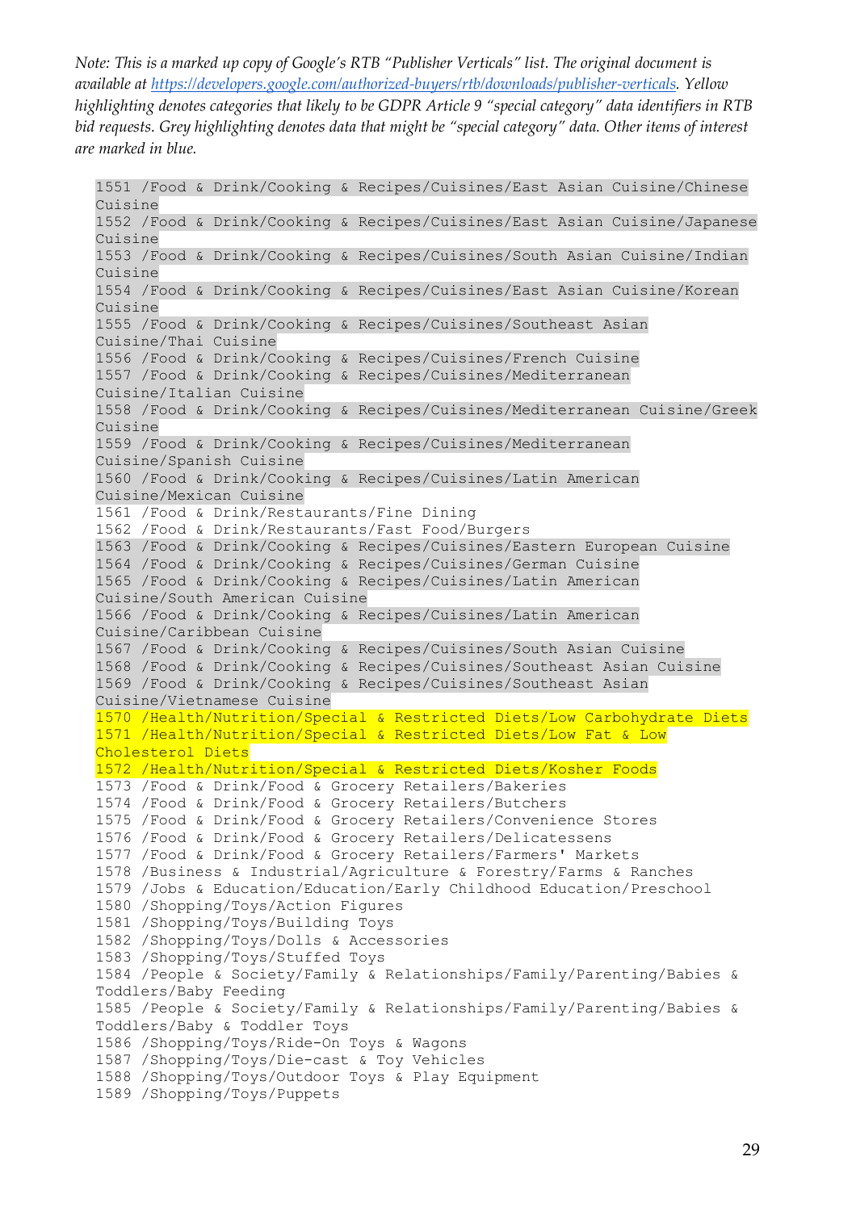*Note: This is a marked up copy of Google's RTB "Publisher Verticals" list. The original document is available at https://developers.google.com/authorized-buyers/rtb/downloads/publisher-verticals. Yellow highlighting denotes categories that likely to be GDPR Article 9 "special category" data identifiers in RTB bid requests. Grey highlighting denotes data that might be "special category" data. Other items of interest are marked in blue.*

```
1551 /Food & Drink/Cooking & Recipes/Cuisines/East Asian Cuisine/Chinese Cuisine
1552 /Food & Drink/Cooking & Recipes/Cuisines/East Asian Cuisine/Japanese Cuisine
1553 /Food & Drink/Cooking & Recipes/Cuisines/South Asian Cuisine/Indian Cuisine
1554 /Food & Drink/Cooking & Recipes/Cuisines/East Asian Cuisine/Korean Cuisine
1555 /Food & Drink/Cooking & Recipes/Cuisines/Southeast Asian Cuisine/Thai Cuisine
1556 /Food & Drink/Cooking & Recipes/Cuisines/French Cuisine
1557 /Food & Drink/Cooking & Recipes/Cuisines/Mediterranean Cuisine/Italian Cuisine
1558 /Food & Drink/Cooking & Recipes/Cuisines/Mediterranean Cuisine/Greek Cuisine
1559 /Food & Drink/Cooking & Recipes/Cuisines/Mediterranean Cuisine/Spanish Cuisine
1560 /Food & Drink/Cooking & Recipes/Cuisines/Latin American Cuisine/Mexican Cuisine
1561 /Food & Drink/Restaurants/Fine Dining
1562 /Food & Drink/Restaurants/Fast Food/Burgers
1563 /Food & Drink/Cooking & Recipes/Cuisines/Eastern European Cuisine
1564 /Food & Drink/Cooking & Recipes/Cuisines/German Cuisine
1565 /Food & Drink/Cooking & Recipes/Cuisines/Latin American Cuisine/South American Cuisine
1566 /Food & Drink/Cooking & Recipes/Cuisines/Latin American Cuisine/Caribbean Cuisine
1567 /Food & Drink/Cooking & Recipes/Cuisines/South Asian Cuisine
1568 /Food & Drink/Cooking & Recipes/Cuisines/Southeast Asian Cuisine
1569 /Food & Drink/Cooking & Recipes/Cuisines/Southeast Asian Cuisine/Vietnamese Cuisine
1570 /Health/Nutrition/Special & Restricted Diets/Low Carbohydrate Diets
1571 /Health/Nutrition/Special & Restricted Diets/Low Fat & Low Cholesterol Diets
1572 /Health/Nutrition/Special & Restricted Diets/Kosher Foods
1573 /Food & Drink/Food & Grocery Retailers/Bakeries
1574 /Food & Drink/Food & Grocery Retailers/Butchers
1575 /Food & Drink/Food & Grocery Retailers/Convenience Stores
1576 /Food & Drink/Food & Grocery Retailers/Delicatessens
1577 /Food & Drink/Food & Grocery Retailers/Farmers' Markets
1578 /Business & Industrial/Agriculture & Forestry/Farms & Ranches
1579 /Jobs & Education/Education/Early Childhood Education/Preschool
1580 /Shopping/Toys/Action Figures
1581 /Shopping/Toys/Building Toys
1582 /Shopping/Toys/Dolls & Accessories
1583 /Shopping/Toys/Stuffed Toys
1584 /People & Society/Family & Relationships/Family/Parenting/Babies & Toddlers/Baby Feeding
1585 /People & Society/Family & Relationships/Family/Parenting/Babies & Toddlers/Baby & Toddler Toys
1586 /Shopping/Toys/Ride-On Toys & Wagons
1587 /Shopping/Toys/Die-cast & Toy Vehicles
1588 /Shopping/Toys/Outdoor Toys & Play Equipment
1589 /Shopping/Toys/Puppets
```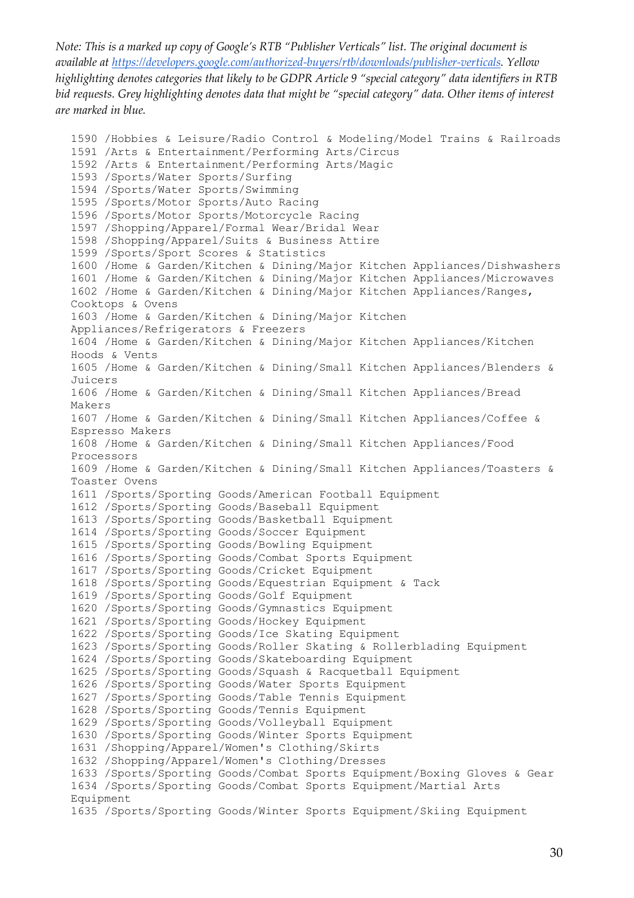*Note: This is a marked up copy of Google's RTB "Publisher Verticals" list. The original document is available at https://developers.google.com/authorized-buyers/rtb/downloads/publisher-verticals. Yellow highlighting denotes categories that likely to be GDPR Article 9 "special category" data identifiers in RTB bid requests. Grey highlighting denotes data that might be "special category" data. Other items of interest are marked in blue.*

```
1590 /Hobbies & Leisure/Radio Control & Modeling/Model Trains & Railroads
1591 /Arts & Entertainment/Performing Arts/Circus
1592 /Arts & Entertainment/Performing Arts/Magic
1593 /Sports/Water Sports/Surfing
1594 /Sports/Water Sports/Swimming
1595 /Sports/Motor Sports/Auto Racing
1596 /Sports/Motor Sports/Motorcycle Racing
1597 /Shopping/Apparel/Formal Wear/Bridal Wear
1598 /Shopping/Apparel/Suits & Business Attire
1599 /Sports/Sport Scores & Statistics
1600 /Home & Garden/Kitchen & Dining/Major Kitchen Appliances/Dishwashers
1601 /Home & Garden/Kitchen & Dining/Major Kitchen Appliances/Microwaves
1602 /Home & Garden/Kitchen & Dining/Major Kitchen Appliances/Ranges, Cooktops & Ovens
1603 /Home & Garden/Kitchen & Dining/Major Kitchen Appliances/Refrigerators & Freezers
1604 /Home & Garden/Kitchen & Dining/Major Kitchen Appliances/Kitchen Hoods & Vents
1605 /Home & Garden/Kitchen & Dining/Small Kitchen Appliances/Blenders & Juicers
1606 /Home & Garden/Kitchen & Dining/Small Kitchen Appliances/Bread Makers
1607 /Home & Garden/Kitchen & Dining/Small Kitchen Appliances/Coffee & Espresso Makers
1608 /Home & Garden/Kitchen & Dining/Small Kitchen Appliances/Food Processors
1609 /Home & Garden/Kitchen & Dining/Small Kitchen Appliances/Toasters & Toaster Ovens
1611 /Sports/Sporting Goods/American Football Equipment
1612 /Sports/Sporting Goods/Baseball Equipment
1613 /Sports/Sporting Goods/Basketball Equipment
1614 /Sports/Sporting Goods/Soccer Equipment
1615 /Sports/Sporting Goods/Bowling Equipment
1616 /Sports/Sporting Goods/Combat Sports Equipment
1617 /Sports/Sporting Goods/Cricket Equipment
1618 /Sports/Sporting Goods/Equestrian Equipment & Tack
1619 /Sports/Sporting Goods/Golf Equipment
1620 /Sports/Sporting Goods/Gymnastics Equipment
1621 /Sports/Sporting Goods/Hockey Equipment
1622 /Sports/Sporting Goods/Ice Skating Equipment
1623 /Sports/Sporting Goods/Roller Skating & Rollerblading Equipment
1624 /Sports/Sporting Goods/Skateboarding Equipment
1625 /Sports/Sporting Goods/Squash & Racquetball Equipment
1626 /Sports/Sporting Goods/Water Sports Equipment
1627 /Sports/Sporting Goods/Table Tennis Equipment
1628 /Sports/Sporting Goods/Tennis Equipment
1629 /Sports/Sporting Goods/Volleyball Equipment
1630 /Sports/Sporting Goods/Winter Sports Equipment
1631 /Shopping/Apparel/Women's Clothing/Skirts
1632 /Shopping/Apparel/Women's Clothing/Dresses
1633 /Sports/Sporting Goods/Combat Sports Equipment/Boxing Gloves & Gear
1634 /Sports/Sporting Goods/Combat Sports Equipment/Martial Arts Equipment
1635 /Sports/Sporting Goods/Winter Sports Equipment/Skiing Equipment
```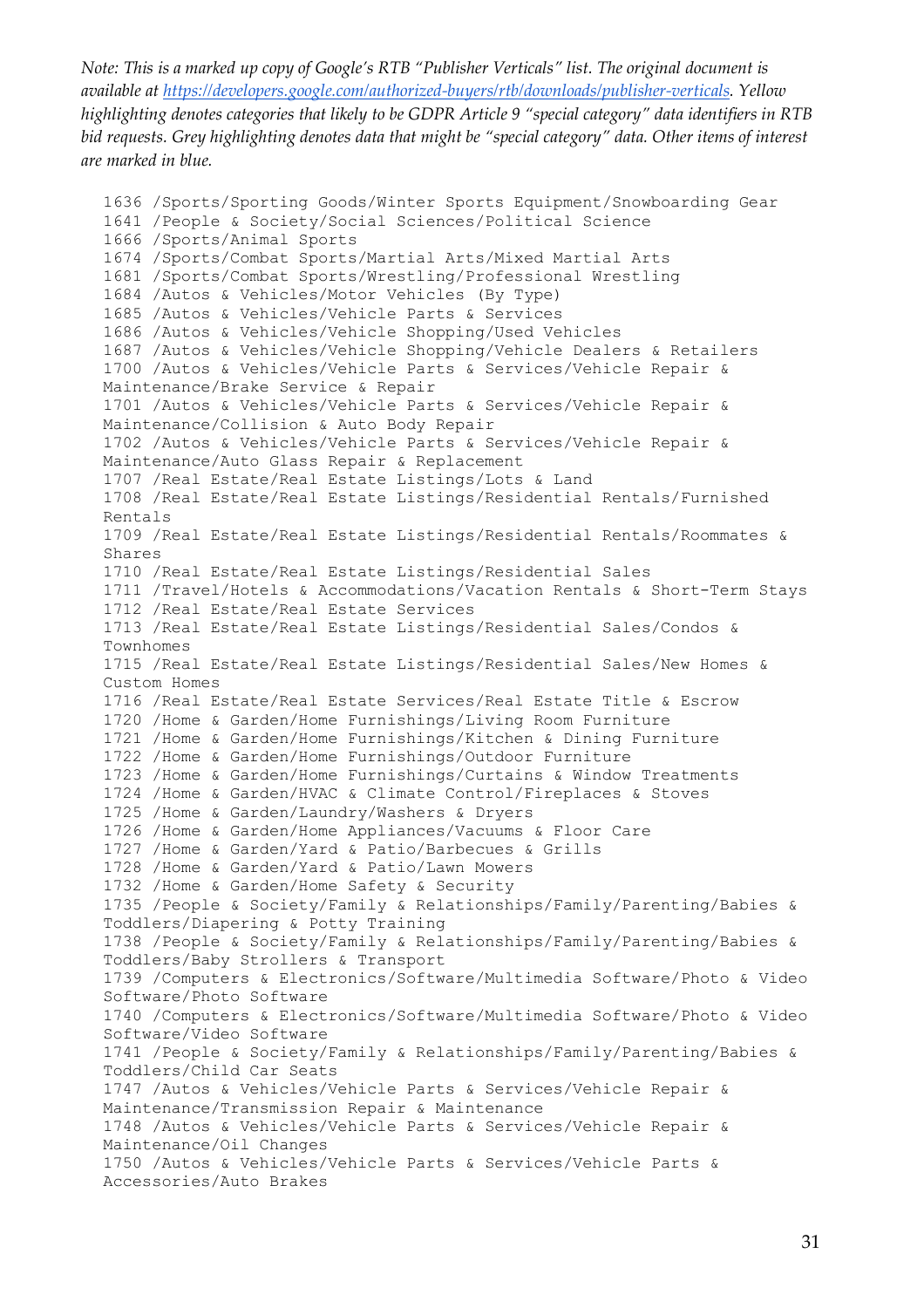*Note: This is a marked up copy of Google's RTB "Publisher Verticals" list. The original document is available at https://developers.google.com/authorized-buyers/rtb/downloads/publisher-verticals. Yellow highlighting denotes categories that likely to be GDPR Article 9 "special category" data identifiers in RTB bid requests. Grey highlighting denotes data that might be "special category" data. Other items of interest are marked in blue.*

```
1636 /Sports/Sporting Goods/Winter Sports Equipment/Snowboarding Gear
1641 /People & Society/Social Sciences/Political Science
1666 /Sports/Animal Sports
1674 /Sports/Combat Sports/Martial Arts/Mixed Martial Arts
1681 /Sports/Combat Sports/Wrestling/Professional Wrestling
1684 /Autos & Vehicles/Motor Vehicles (By Type)
1685 /Autos & Vehicles/Vehicle Parts & Services
1686 /Autos & Vehicles/Vehicle Shopping/Used Vehicles
1687 /Autos & Vehicles/Vehicle Shopping/Vehicle Dealers & Retailers
1700 /Autos & Vehicles/Vehicle Parts & Services/Vehicle Repair & Maintenance/Brake Service & Repair
1701 /Autos & Vehicles/Vehicle Parts & Services/Vehicle Repair & Maintenance/Collision & Auto Body Repair
1702 /Autos & Vehicles/Vehicle Parts & Services/Vehicle Repair & Maintenance/Auto Glass Repair & Replacement
1707 /Real Estate/Real Estate Listings/Lots & Land
1708 /Real Estate/Real Estate Listings/Residential Rentals/Furnished Rentals
1709 /Real Estate/Real Estate Listings/Residential Rentals/Roommates & Shares
1710 /Real Estate/Real Estate Listings/Residential Sales
1711 /Travel/Hotels & Accommodations/Vacation Rentals & Short-Term Stays
1712 /Real Estate/Real Estate Services
1713 /Real Estate/Real Estate Listings/Residential Sales/Condos & Townhomes
1715 /Real Estate/Real Estate Listings/Residential Sales/New Homes & Custom Homes
1716 /Real Estate/Real Estate Services/Real Estate Title & Escrow
1720 /Home & Garden/Home Furnishings/Living Room Furniture
1721 /Home & Garden/Home Furnishings/Kitchen & Dining Furniture
1722 /Home & Garden/Home Furnishings/Outdoor Furniture
1723 /Home & Garden/Home Furnishings/Curtains & Window Treatments
1724 /Home & Garden/HVAC & Climate Control/Fireplaces & Stoves
1725 /Home & Garden/Laundry/Washers & Dryers
1726 /Home & Garden/Home Appliances/Vacuums & Floor Care
1727 /Home & Garden/Yard & Patio/Barbecues & Grills
1728 /Home & Garden/Yard & Patio/Lawn Mowers
1732 /Home & Garden/Home Safety & Security
1735 /People & Society/Family & Relationships/Family/Parenting/Babies & Toddlers/Diapering & Potty Training
1738 /People & Society/Family & Relationships/Family/Parenting/Babies & Toddlers/Baby Strollers & Transport
1739 /Computers & Electronics/Software/Multimedia Software/Photo & Video Software/Photo Software
1740 /Computers & Electronics/Software/Multimedia Software/Photo & Video Software/Video Software
1741 /People & Society/Family & Relationships/Family/Parenting/Babies & Toddlers/Child Car Seats
1747 /Autos & Vehicles/Vehicle Parts & Services/Vehicle Repair & Maintenance/Transmission Repair & Maintenance
1748 /Autos & Vehicles/Vehicle Parts & Services/Vehicle Repair & Maintenance/Oil Changes
1750 /Autos & Vehicles/Vehicle Parts & Services/Vehicle Parts & Accessories/Auto Brakes
```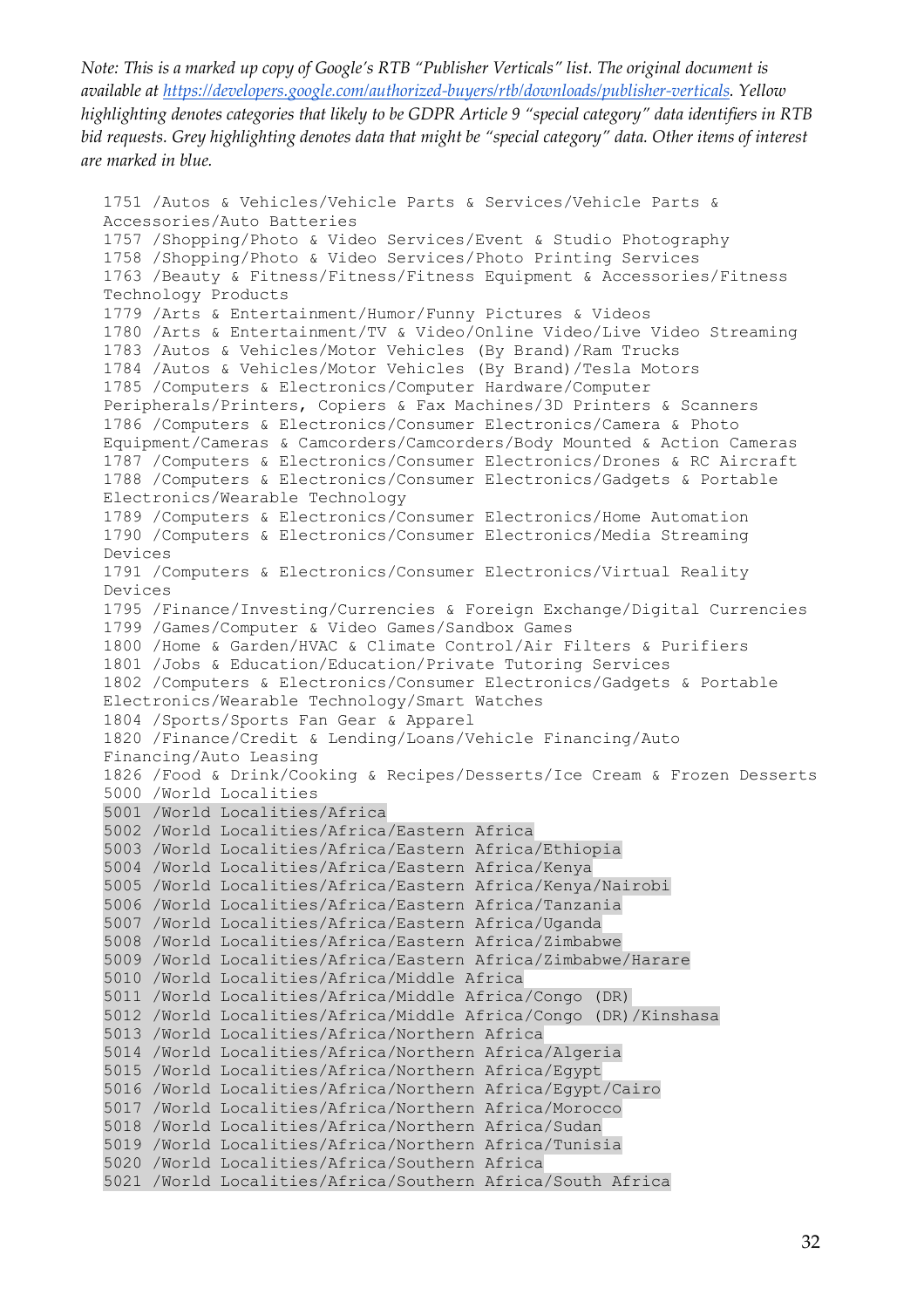*Note: This is a marked up copy of Google's RTB "Publisher Verticals" list. The original document is available at [https://developers.google.com/authorized-buyers/rtb/downloads/publisher-verticals](https://developers.google.com/authorized-buyers/rtb/downloads/publisher-verticals). Yellow highlighting denotes categories that likely to be GDPR Article 9 "special category" data identifiers in RTB bid requests. Grey highlighting denotes data that might be "special category" data. Other items of interest are marked in blue.*

```
1751 /Autos & Vehicles/Vehicle Parts & Services/Vehicle Parts & Accessories/Auto Batteries
1757 /Shopping/Photo & Video Services/Event & Studio Photography
1758 /Shopping/Photo & Video Services/Photo Printing Services
1763 /Beauty & Fitness/Fitness/Fitness Equipment & Accessories/Fitness Technology Products
1779 /Arts & Entertainment/Humor/Funny Pictures & Videos
1780 /Arts & Entertainment/TV & Video/Online Video/Live Video Streaming
1783 /Autos & Vehicles/Motor Vehicles (By Brand)/Ram Trucks
1784 /Autos & Vehicles/Motor Vehicles (By Brand)/Tesla Motors
1785 /Computers & Electronics/Computer Hardware/Computer Peripherals/Printers, Copiers & Fax Machines/3D Printers & Scanners
1786 /Computers & Electronics/Consumer Electronics/Camera & Photo Equipment/Cameras & Camcorders/Camcorders/Body Mounted & Action Cameras
1787 /Computers & Electronics/Consumer Electronics/Drones & RC Aircraft
1788 /Computers & Electronics/Consumer Electronics/Gadgets & Portable Electronics/Wearable Technology
1789 /Computers & Electronics/Consumer Electronics/Home Automation
1790 /Computers & Electronics/Consumer Electronics/Media Streaming Devices
1791 /Computers & Electronics/Consumer Electronics/Virtual Reality Devices
1795 /Finance/Investing/Currencies & Foreign Exchange/Digital Currencies
1799 /Games/Computer & Video Games/Sandbox Games
1800 /Home & Garden/HVAC & Climate Control/Air Filters & Purifiers
1801 /Jobs & Education/Education/Private Tutoring Services
1802 /Computers & Electronics/Consumer Electronics/Gadgets & Portable Electronics/Wearable Technology/Smart Watches
1804 /Sports/Sports Fan Gear & Apparel
1820 /Finance/Credit & Lending/Loans/Vehicle Financing/Auto Financing/Auto Leasing
1826 /Food & Drink/Cooking & Recipes/Desserts/Ice Cream & Frozen Desserts
5000 /World Localities
5001 /World Localities/Africa
5002 /World Localities/Africa/Eastern Africa
5003 /World Localities/Africa/Eastern Africa/Ethiopia
5004 /World Localities/Africa/Eastern Africa/Kenya
5005 /World Localities/Africa/Eastern Africa/Kenya/Nairobi
5006 /World Localities/Africa/Eastern Africa/Tanzania
5007 /World Localities/Africa/Eastern Africa/Uganda
5008 /World Localities/Africa/Eastern Africa/Zimbabwe
5009 /World Localities/Africa/Eastern Africa/Zimbabwe/Harare
5010 /World Localities/Africa/Middle Africa
5011 /World Localities/Africa/Middle Africa/Congo (DR)
5012 /World Localities/Africa/Middle Africa/Congo (DR)/Kinshasa
5013 /World Localities/Africa/Northern Africa
5014 /World Localities/Africa/Northern Africa/Algeria
5015 /World Localities/Africa/Northern Africa/Egypt
5016 /World Localities/Africa/Northern Africa/Egypt/Cairo
5017 /World Localities/Africa/Northern Africa/Morocco
5018 /World Localities/Africa/Northern Africa/Sudan
5019 /World Localities/Africa/Northern Africa/Tunisia
5020 /World Localities/Africa/Southern Africa
5021 /World Localities/Africa/Southern Africa/South Africa
```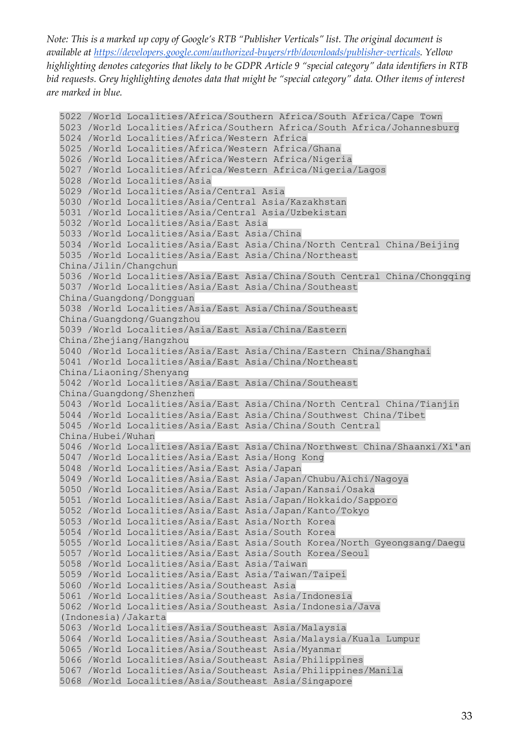*Note: This is a marked up copy of Google's RTB "Publisher Verticals" list. The original document is available at https://developers.google.com/authorized-buyers/rtb/downloads/publisher-verticals. Yellow highlighting denotes categories that likely to be GDPR Article 9 "special category" data identifiers in RTB bid requests. Grey highlighting denotes data that might be "special category" data. Other items of interest are marked in blue.*

```
5022 /World Localities/Africa/Southern Africa/South Africa/Cape Town
5023 /World Localities/Africa/Southern Africa/South Africa/Johannesburg
5024 /World Localities/Africa/Western Africa
5025 /World Localities/Africa/Western Africa/Ghana
5026 /World Localities/Africa/Western Africa/Nigeria
5027 /World Localities/Africa/Western Africa/Nigeria/Lagos
5028 /World Localities/Asia
5029 /World Localities/Asia/Central Asia
5030 /World Localities/Asia/Central Asia/Kazakhstan
5031 /World Localities/Asia/Central Asia/Uzbekistan
5032 /World Localities/Asia/East Asia
5033 /World Localities/Asia/East Asia/China
5034 /World Localities/Asia/East Asia/China/North Central China/Beijing
5035 /World Localities/Asia/East Asia/China/Northeast
China/Jilin/Changchun
5036 /World Localities/Asia/East Asia/China/South Central China/Chongqing
5037 /World Localities/Asia/East Asia/China/Southeast
China/Guangdong/Dongguan
5038 /World Localities/Asia/East Asia/China/Southeast
China/Guangdong/Guangzhou
5039 /World Localities/Asia/East Asia/China/Eastern
China/Zhejiang/Hangzhou
5040 /World Localities/Asia/East Asia/China/Eastern China/Shanghai
5041 /World Localities/Asia/East Asia/China/Northeast
China/Liaoning/Shenyang
5042 /World Localities/Asia/East Asia/China/Southeast
China/Guangdong/Shenzhen
5043 /World Localities/Asia/East Asia/China/North Central China/Tianjin
5044 /World Localities/Asia/East Asia/China/Southwest China/Tibet
5045 /World Localities/Asia/East Asia/China/South Central
China/Hubei/Wuhan
5046 /World Localities/Asia/East Asia/China/Northwest China/Shaanxi/Xi'an
5047 /World Localities/Asia/East Asia/Hong Kong
5048 /World Localities/Asia/East Asia/Japan
5049 /World Localities/Asia/East Asia/Japan/Chubu/Aichi/Nagoya
5050 /World Localities/Asia/East Asia/Japan/Kansai/Osaka
5051 /World Localities/Asia/East Asia/Japan/Hokkaido/Sapporo
5052 /World Localities/Asia/East Asia/Japan/Kanto/Tokyo
5053 /World Localities/Asia/East Asia/North Korea
5054 /World Localities/Asia/East Asia/South Korea
5055 /World Localities/Asia/East Asia/South Korea/North Gyeongsang/Daegu
5057 /World Localities/Asia/East Asia/South Korea/Seoul
5058 /World Localities/Asia/East Asia/Taiwan
5059 /World Localities/Asia/East Asia/Taiwan/Taipei
5060 /World Localities/Asia/Southeast Asia
5061 /World Localities/Asia/Southeast Asia/Indonesia
5062 /World Localities/Asia/Southeast Asia/Indonesia/Java
(Indonesia)/Jakarta
5063 /World Localities/Asia/Southeast Asia/Malaysia
5064 /World Localities/Asia/Southeast Asia/Malaysia/Kuala Lumpur
5065 /World Localities/Asia/Southeast Asia/Myanmar
5066 /World Localities/Asia/Southeast Asia/Philippines
5067 /World Localities/Asia/Southeast Asia/Philippines/Manila
5068 /World Localities/Asia/Southeast Asia/Singapore
```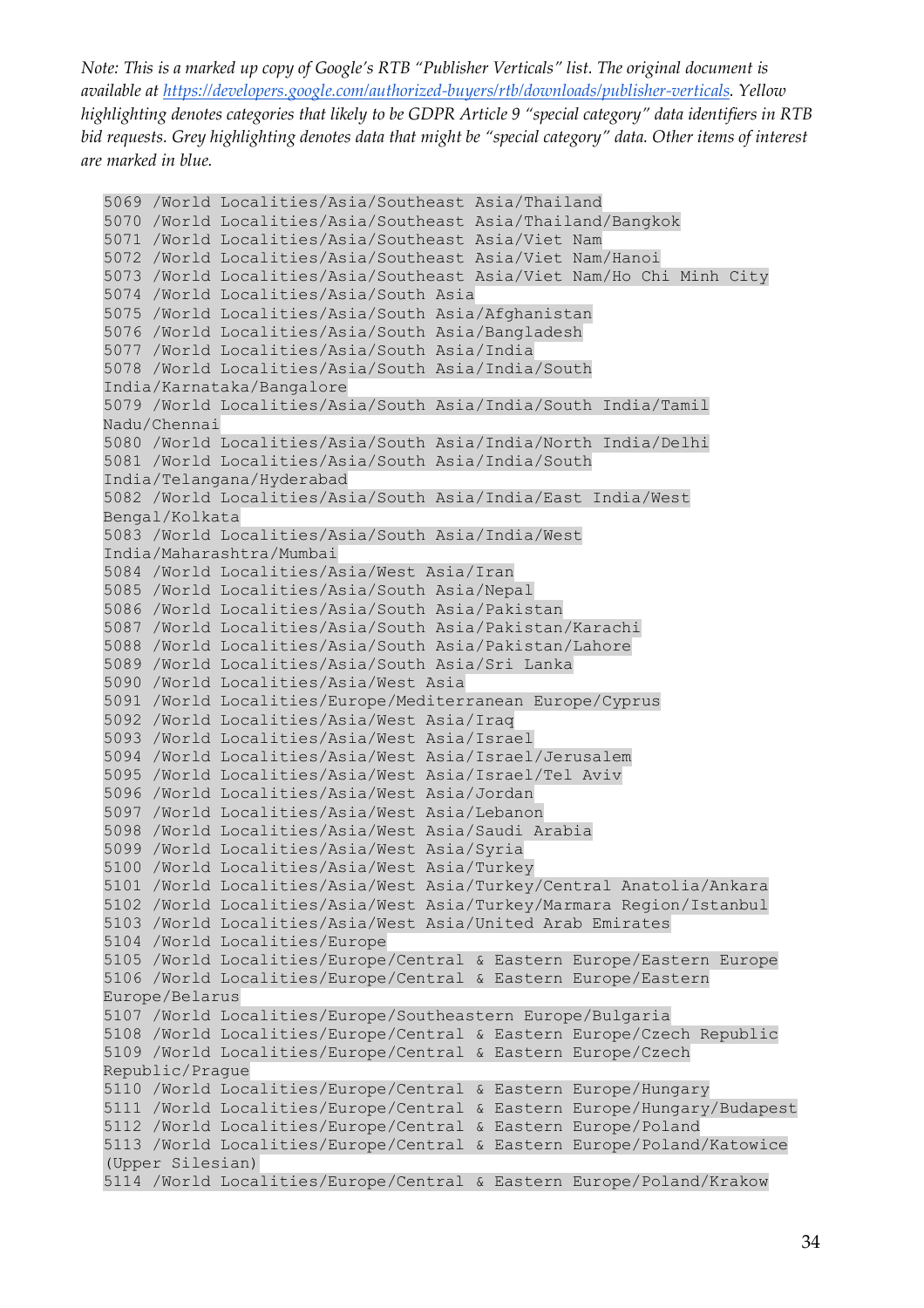*Note: This is a marked up copy of Google's RTB "Publisher Verticals" list. The original document is available at https://developers.google.com/authorized-buyers/rtb/downloads/publisher-verticals. Yellow highlighting denotes categories that likely to be GDPR Article 9 "special category" data identifiers in RTB bid requests. Grey highlighting denotes data that might be "special category" data. Other items of interest are marked in blue.*

```
5069 /World Localities/Asia/Southeast Asia/Thailand
5070 /World Localities/Asia/Southeast Asia/Thailand/Bangkok
5071 /World Localities/Asia/Southeast Asia/Viet Nam
5072 /World Localities/Asia/Southeast Asia/Viet Nam/Hanoi
5073 /World Localities/Asia/Southeast Asia/Viet Nam/Ho Chi Minh City
5074 /World Localities/Asia/South Asia
5075 /World Localities/Asia/South Asia/Afghanistan
5076 /World Localities/Asia/South Asia/Bangladesh
5077 /World Localities/Asia/South Asia/India
5078 /World Localities/Asia/South Asia/India/South India/Karnataka/Bangalore
5079 /World Localities/Asia/South Asia/India/South India/Tamil Nadu/Chennai
5080 /World Localities/Asia/South Asia/India/North India/Delhi
5081 /World Localities/Asia/South Asia/India/South India/Telangana/Hyderabad
5082 /World Localities/Asia/South Asia/India/East India/West Bengal/Kolkata
5083 /World Localities/Asia/South Asia/India/West India/Maharashtra/Mumbai
5084 /World Localities/Asia/West Asia/Iran
5085 /World Localities/Asia/South Asia/Nepal
5086 /World Localities/Asia/South Asia/Pakistan
5087 /World Localities/Asia/South Asia/Pakistan/Karachi
5088 /World Localities/Asia/South Asia/Pakistan/Lahore
5089 /World Localities/Asia/South Asia/Sri Lanka
5090 /World Localities/Asia/West Asia
5091 /World Localities/Europe/Mediterranean Europe/Cyprus
5092 /World Localities/Asia/West Asia/Iraq
5093 /World Localities/Asia/West Asia/Israel
5094 /World Localities/Asia/West Asia/Israel/Jerusalem
5095 /World Localities/Asia/West Asia/Israel/Tel Aviv
5096 /World Localities/Asia/West Asia/Jordan
5097 /World Localities/Asia/West Asia/Lebanon
5098 /World Localities/Asia/West Asia/Saudi Arabia
5099 /World Localities/Asia/West Asia/Syria
5100 /World Localities/Asia/West Asia/Turkey
5101 /World Localities/Asia/West Asia/Turkey/Central Anatolia/Ankara
5102 /World Localities/Asia/West Asia/Turkey/Marmara Region/Istanbul
5103 /World Localities/Asia/West Asia/United Arab Emirates
5104 /World Localities/Europe
5105 /World Localities/Europe/Central & Eastern Europe/Eastern Europe
5106 /World Localities/Europe/Central & Eastern Europe/Eastern Europe/Belarus
5107 /World Localities/Europe/Southeastern Europe/Bulgaria
5108 /World Localities/Europe/Central & Eastern Europe/Czech Republic
5109 /World Localities/Europe/Central & Eastern Europe/Czech Republic/Prague
5110 /World Localities/Europe/Central & Eastern Europe/Hungary
5111 /World Localities/Europe/Central & Eastern Europe/Hungary/Budapest
5112 /World Localities/Europe/Central & Eastern Europe/Poland
5113 /World Localities/Europe/Central & Eastern Europe/Poland/Katowice (Upper Silesian)
5114 /World Localities/Europe/Central & Eastern Europe/Poland/Krakow
```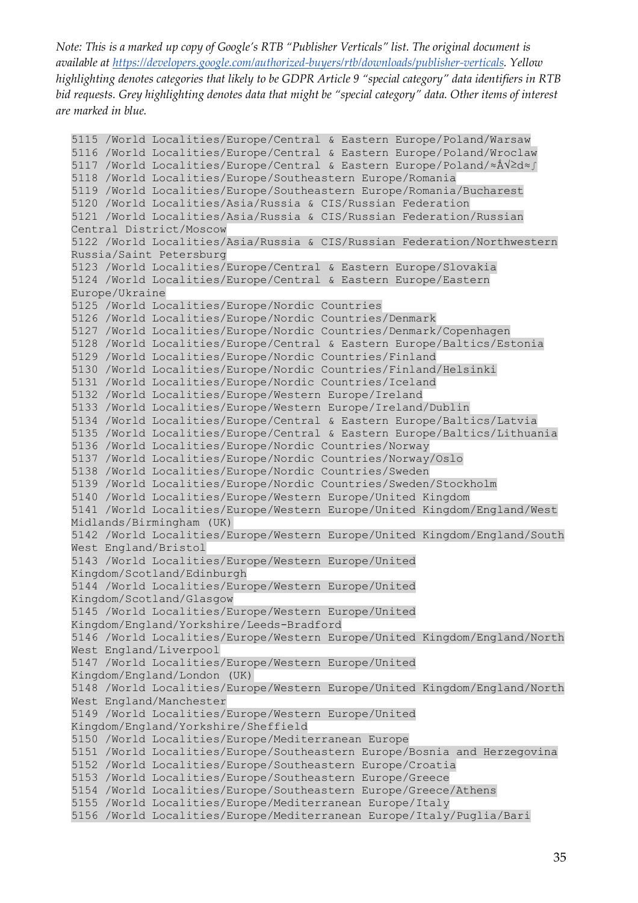*Note: This is a marked up copy of Google's RTB "Publisher Verticals" list. The original document is available at [https://developers.google.com/authorized-buyers/rtb/downloads/publisher-verticals](https://developers.google.com/authorized-buyers/rtb/downloads/publisher-verticals). Yellow highlighting denotes categories that likely to be GDPR Article 9 "special category" data identifiers in RTB bid requests. Grey highlighting denotes data that might be "special category" data. Other items of interest are marked in blue.*

```
5115 /World Localities/Europe/Central & Eastern Europe/Poland/Warsaw
5116 /World Localities/Europe/Central & Eastern Europe/Poland/Wroclaw
5117 /World Localities/Europe/Central & Eastern Europe/Poland/≈Å√≥d≈∫
5118 /World Localities/Europe/Southeastern Europe/Romania
5119 /World Localities/Europe/Southeastern Europe/Romania/Bucharest
5120 /World Localities/Asia/Russia & CIS/Russian Federation
5121 /World Localities/Asia/Russia & CIS/Russian Federation/Russian
Central District/Moscow
5122 /World Localities/Asia/Russia & CIS/Russian Federation/Northwestern
Russia/Saint Petersburg
5123 /World Localities/Europe/Central & Eastern Europe/Slovakia
5124 /World Localities/Europe/Central & Eastern Europe/Eastern
Europe/Ukraine
5125 /World Localities/Europe/Nordic Countries
5126 /World Localities/Europe/Nordic Countries/Denmark
5127 /World Localities/Europe/Nordic Countries/Denmark/Copenhagen
5128 /World Localities/Europe/Central & Eastern Europe/Baltics/Estonia
5129 /World Localities/Europe/Nordic Countries/Finland
5130 /World Localities/Europe/Nordic Countries/Finland/Helsinki
5131 /World Localities/Europe/Nordic Countries/Iceland
5132 /World Localities/Europe/Western Europe/Ireland
5133 /World Localities/Europe/Western Europe/Ireland/Dublin
5134 /World Localities/Europe/Central & Eastern Europe/Baltics/Latvia
5135 /World Localities/Europe/Central & Eastern Europe/Baltics/Lithuania
5136 /World Localities/Europe/Nordic Countries/Norway
5137 /World Localities/Europe/Nordic Countries/Norway/Oslo
5138 /World Localities/Europe/Nordic Countries/Sweden
5139 /World Localities/Europe/Nordic Countries/Sweden/Stockholm
5140 /World Localities/Europe/Western Europe/United Kingdom
5141 /World Localities/Europe/Western Europe/United Kingdom/England/West
Midlands/Birmingham (UK)
5142 /World Localities/Europe/Western Europe/United Kingdom/England/South
West England/Bristol
5143 /World Localities/Europe/Western Europe/United
Kingdom/Scotland/Edinburgh
5144 /World Localities/Europe/Western Europe/United
Kingdom/Scotland/Glasgow
5145 /World Localities/Europe/Western Europe/United
Kingdom/England/Yorkshire/Leeds-Bradford
5146 /World Localities/Europe/Western Europe/United Kingdom/England/North
West England/Liverpool
5147 /World Localities/Europe/Western Europe/United
Kingdom/England/London (UK)
5148 /World Localities/Europe/Western Europe/United Kingdom/England/North
West England/Manchester
5149 /World Localities/Europe/Western Europe/United
Kingdom/England/Yorkshire/Sheffield
5150 /World Localities/Europe/Mediterranean Europe
5151 /World Localities/Europe/Southeastern Europe/Bosnia and Herzegovina
5152 /World Localities/Europe/Southeastern Europe/Croatia
5153 /World Localities/Europe/Southeastern Europe/Greece
5154 /World Localities/Europe/Southeastern Europe/Greece/Athens
5155 /World Localities/Europe/Mediterranean Europe/Italy
5156 /World Localities/Europe/Mediterranean Europe/Italy/Puglia/Bari
```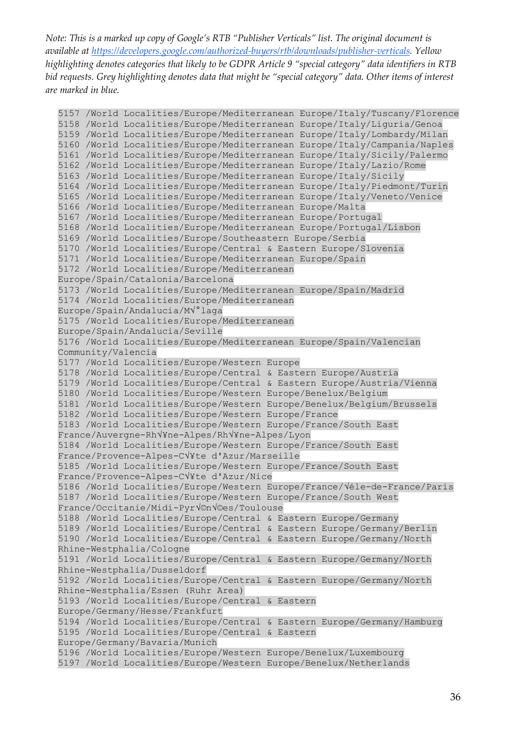*Note: This is a marked up copy of Google's RTB "Publisher Verticals" list. The original document is available at [https://developers.google.com/authorized-buyers/rtb/downloads/publisher-verticals](https://developers.google.com/authorized-buyers/rtb/downloads/publisher-verticals). Yellow highlighting denotes categories that likely to be GDPR Article 9 "special category" data identifiers in RTB bid requests. Grey highlighting denotes data that might be "special category" data. Other items of interest are marked in blue.*

```
5157 /World Localities/Europe/Mediterranean Europe/Italy/Tuscany/Florence
5158 /World Localities/Europe/Mediterranean Europe/Italy/Liguria/Genoa
5159 /World Localities/Europe/Mediterranean Europe/Italy/Lombardy/Milan
5160 /World Localities/Europe/Mediterranean Europe/Italy/Campania/Naples
5161 /World Localities/Europe/Mediterranean Europe/Italy/Sicily/Palermo
5162 /World Localities/Europe/Mediterranean Europe/Italy/Lazio/Rome
5163 /World Localities/Europe/Mediterranean Europe/Italy/Sicily
5164 /World Localities/Europe/Mediterranean Europe/Italy/Piedmont/Turin
5165 /World Localities/Europe/Mediterranean Europe/Italy/Veneto/Venice
5166 /World Localities/Europe/Mediterranean Europe/Malta
5167 /World Localities/Europe/Mediterranean Europe/Portugal
5168 /World Localities/Europe/Mediterranean Europe/Portugal/Lisbon
5169 /World Localities/Europe/Southeastern Europe/Serbia
5170 /World Localities/Europe/Central & Eastern Europe/Slovenia
5171 /World Localities/Europe/Mediterranean Europe/Spain
5172 /World Localities/Europe/Mediterranean
Europe/Spain/Catalonia/Barcelona
5173 /World Localities/Europe/Mediterranean Europe/Spain/Madrid
5174 /World Localities/Europe/Mediterranean
Europe/Spain/Andalucia/M√°laga
5175 /World Localities/Europe/Mediterranean
Europe/Spain/Andalucia/Seville
5176 /World Localities/Europe/Mediterranean Europe/Spain/Valencian
Community/Valencia
5177 /World Localities/Europe/Western Europe
5178 /World Localities/Europe/Central & Eastern Europe/Austria
5179 /World Localities/Europe/Central & Eastern Europe/Austria/Vienna
5180 /World Localities/Europe/Western Europe/Benelux/Belgium
5181 /World Localities/Europe/Western Europe/Benelux/Belgium/Brussels
5182 /World Localities/Europe/Western Europe/France
5183 /World Localities/Europe/Western Europe/France/South East
France/Auvergne-Rh√¥ne-Alpes/Rh√¥ne-Alpes/Lyon
5184 /World Localities/Europe/Western Europe/France/South East
France/Provence-Alpes-C√¥te d'Azur/Marseille
5185 /World Localities/Europe/Western Europe/France/South East
France/Provence-Alpes-C√¥te d'Azur/Nice
5186 /World Localities/Europe/Western Europe/France/√éle-de-France/Paris
5187 /World Localities/Europe/Western Europe/France/South West
France/Occitanie/Midi-Pyr√©n√©es/Toulouse
5188 /World Localities/Europe/Central & Eastern Europe/Germany
5189 /World Localities/Europe/Central & Eastern Europe/Germany/Berlin
5190 /World Localities/Europe/Central & Eastern Europe/Germany/North
Rhine-Westphalia/Cologne
5191 /World Localities/Europe/Central & Eastern Europe/Germany/North
Rhine-Westphalia/Dusseldorf
5192 /World Localities/Europe/Central & Eastern Europe/Germany/North
Rhine-Westphalia/Essen (Ruhr Area)
5193 /World Localities/Europe/Central & Eastern
Europe/Germany/Hesse/Frankfurt
5194 /World Localities/Europe/Central & Eastern Europe/Germany/Hamburg
5195 /World Localities/Europe/Central & Eastern
Europe/Germany/Bavaria/Munich
5196 /World Localities/Europe/Western Europe/Benelux/Luxembourg
5197 /World Localities/Europe/Western Europe/Benelux/Netherlands
```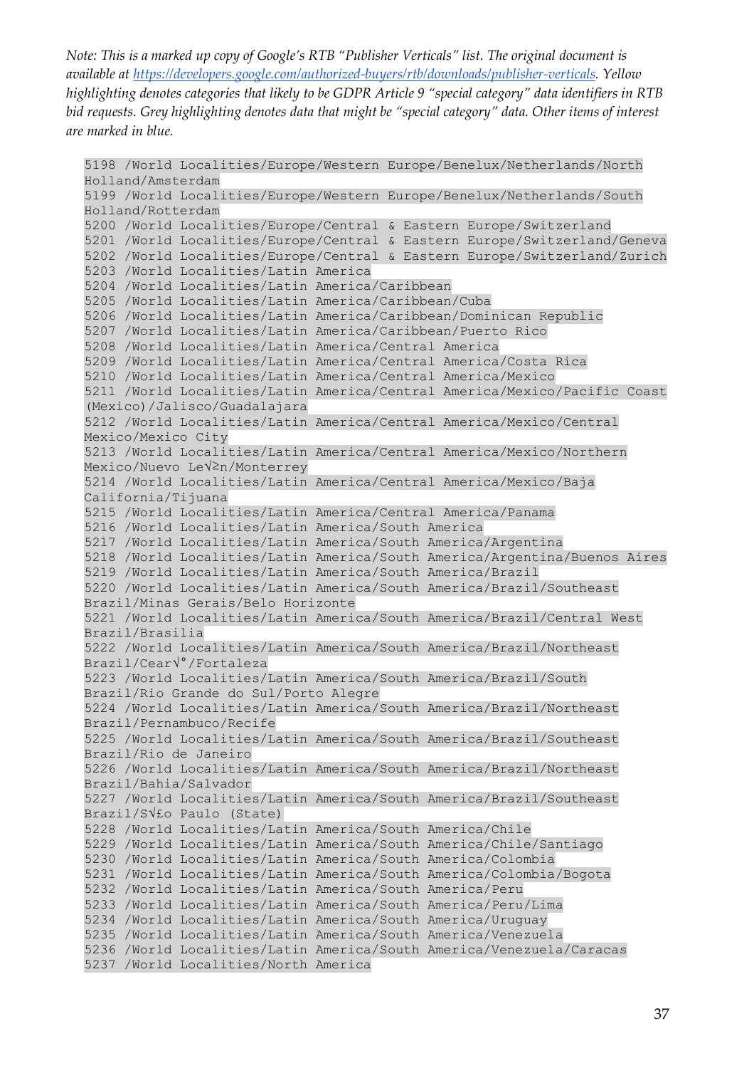*Note: This is a marked up copy of Google's RTB "Publisher Verticals" list. The original document is available at https://developers.google.com/authorized-buyers/rtb/downloads/publisher-verticals. Yellow highlighting denotes categories that likely to be GDPR Article 9 "special category" data identifiers in RTB bid requests. Grey highlighting denotes data that might be "special category" data. Other items of interest are marked in blue.*

```
5198 /World Localities/Europe/Western Europe/Benelux/Netherlands/North Holland/Amsterdam
5199 /World Localities/Europe/Western Europe/Benelux/Netherlands/South Holland/Rotterdam
5200 /World Localities/Europe/Central & Eastern Europe/Switzerland
5201 /World Localities/Europe/Central & Eastern Europe/Switzerland/Geneva
5202 /World Localities/Europe/Central & Eastern Europe/Switzerland/Zurich
5203 /World Localities/Latin America
5204 /World Localities/Latin America/Caribbean
5205 /World Localities/Latin America/Caribbean/Cuba
5206 /World Localities/Latin America/Caribbean/Dominican Republic
5207 /World Localities/Latin America/Caribbean/Puerto Rico
5208 /World Localities/Latin America/Central America
5209 /World Localities/Latin America/Central America/Costa Rica
5210 /World Localities/Latin America/Central America/Mexico
5211 /World Localities/Latin America/Central America/Mexico/Pacific Coast (Mexico)/Jalisco/Guadalajara
5212 /World Localities/Latin America/Central America/Mexico/Central Mexico/Mexico City
5213 /World Localities/Latin America/Central America/Mexico/Northern Mexico/Nuevo Le√≥n/Monterrey
5214 /World Localities/Latin America/Central America/Mexico/Baja California/Tijuana
5215 /World Localities/Latin America/Central America/Panama
5216 /World Localities/Latin America/South America
5217 /World Localities/Latin America/South America/Argentina
5218 /World Localities/Latin America/South America/Argentina/Buenos Aires
5219 /World Localities/Latin America/South America/Brazil
5220 /World Localities/Latin America/South America/Brazil/Southeast Brazil/Minas Gerais/Belo Horizonte
5221 /World Localities/Latin America/South America/Brazil/Central West Brazil/Brasilia
5222 /World Localities/Latin America/South America/Brazil/Northeast Brazil/Cear√°/Fortaleza
5223 /World Localities/Latin America/South America/Brazil/South Brazil/Rio Grande do Sul/Porto Alegre
5224 /World Localities/Latin America/South America/Brazil/Northeast Brazil/Pernambuco/Recife
5225 /World Localities/Latin America/South America/Brazil/Southeast Brazil/Rio de Janeiro
5226 /World Localities/Latin America/South America/Brazil/Northeast Brazil/Bahia/Salvador
5227 /World Localities/Latin America/South America/Brazil/Southeast Brazil/S√£o Paulo (State)
5228 /World Localities/Latin America/South America/Chile
5229 /World Localities/Latin America/South America/Chile/Santiago
5230 /World Localities/Latin America/South America/Colombia
5231 /World Localities/Latin America/South America/Colombia/Bogota
5232 /World Localities/Latin America/South America/Peru
5233 /World Localities/Latin America/South America/Peru/Lima
5234 /World Localities/Latin America/South America/Uruguay
5235 /World Localities/Latin America/South America/Venezuela
5236 /World Localities/Latin America/South America/Venezuela/Caracas
5237 /World Localities/North America
```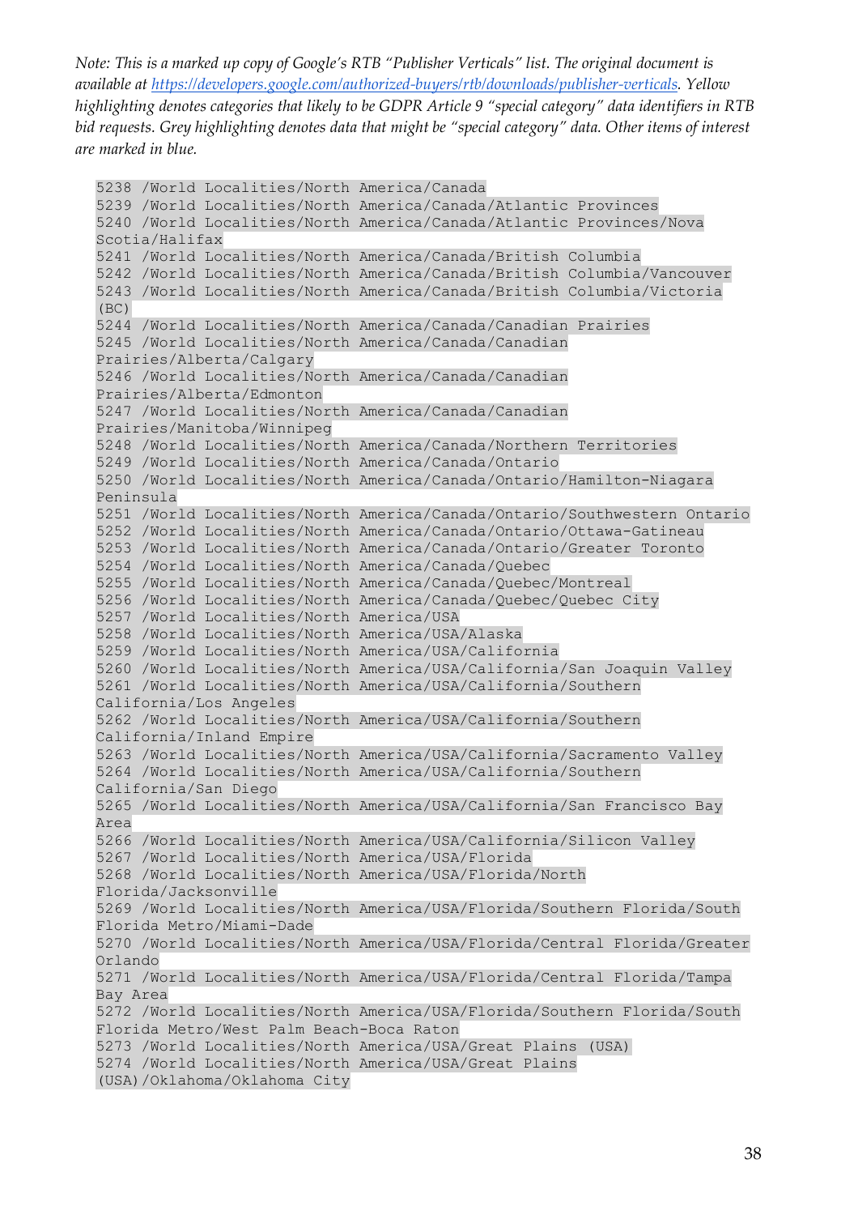*Note: This is a marked up copy of Google's RTB "Publisher Verticals" list. The original document is available at https://developers.google.com/authorized-buyers/rtb/downloads/publisher-verticals. Yellow highlighting denotes categories that likely to be GDPR Article 9 "special category" data identifiers in RTB bid requests. Grey highlighting denotes data that might be "special category" data. Other items of interest are marked in blue.*

```
5238 /World Localities/North America/Canada
5239 /World Localities/North America/Canada/Atlantic Provinces
5240 /World Localities/North America/Canada/Atlantic Provinces/Nova Scotia/Halifax
5241 /World Localities/North America/Canada/British Columbia
5242 /World Localities/North America/Canada/British Columbia/Vancouver
5243 /World Localities/North America/Canada/British Columbia/Victoria (BC)
5244 /World Localities/North America/Canada/Canadian Prairies
5245 /World Localities/North America/Canada/Canadian Prairies/Alberta/Calgary
5246 /World Localities/North America/Canada/Canadian Prairies/Alberta/Edmonton
5247 /World Localities/North America/Canada/Canadian Prairies/Manitoba/Winnipeg
5248 /World Localities/North America/Canada/Northern Territories
5249 /World Localities/North America/Canada/Ontario
5250 /World Localities/North America/Canada/Ontario/Hamilton-Niagara Peninsula
5251 /World Localities/North America/Canada/Ontario/Southwestern Ontario
5252 /World Localities/North America/Canada/Ontario/Ottawa-Gatineau
5253 /World Localities/North America/Canada/Ontario/Greater Toronto
5254 /World Localities/North America/Canada/Quebec
5255 /World Localities/North America/Canada/Quebec/Montreal
5256 /World Localities/North America/Canada/Quebec/Quebec City
5257 /World Localities/North America/USA
5258 /World Localities/North America/USA/Alaska
5259 /World Localities/North America/USA/California
5260 /World Localities/North America/USA/California/San Joaquin Valley
5261 /World Localities/North America/USA/California/Southern California/Los Angeles
5262 /World Localities/North America/USA/California/Southern California/Inland Empire
5263 /World Localities/North America/USA/California/Sacramento Valley
5264 /World Localities/North America/USA/California/Southern California/San Diego
5265 /World Localities/North America/USA/California/San Francisco Bay Area
5266 /World Localities/North America/USA/California/Silicon Valley
5267 /World Localities/North America/USA/Florida
5268 /World Localities/North America/USA/Florida/North Florida/Jacksonville
5269 /World Localities/North America/USA/Florida/Southern Florida/South Florida Metro/Miami-Dade
5270 /World Localities/North America/USA/Florida/Central Florida/Greater Orlando
5271 /World Localities/North America/USA/Florida/Central Florida/Tampa Bay Area
5272 /World Localities/North America/USA/Florida/Southern Florida/South Florida Metro/West Palm Beach-Boca Raton
5273 /World Localities/North America/USA/Great Plains (USA)
5274 /World Localities/North America/USA/Great Plains (USA)/Oklahoma/Oklahoma City
```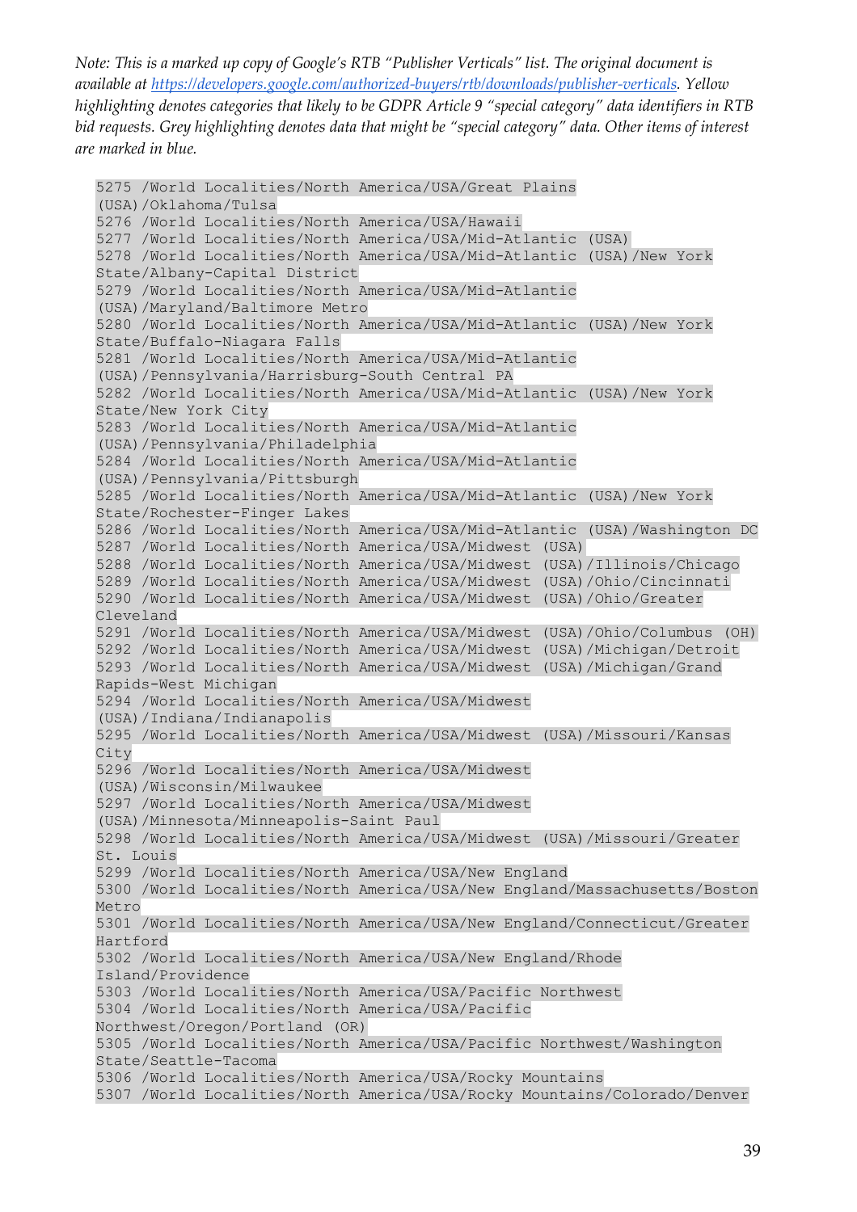*Note: This is a marked up copy of Google's RTB "Publisher Verticals" list. The original document is available at https://developers.google.com/authorized-buyers/rtb/downloads/publisher-verticals. Yellow highlighting denotes categories that likely to be GDPR Article 9 "special category" data identifiers in RTB bid requests. Grey highlighting denotes data that might be "special category" data. Other items of interest are marked in blue.*

```
5275 /World Localities/North America/USA/Great Plains
(USA)/Oklahoma/Tulsa
5276 /World Localities/North America/USA/Hawaii
5277 /World Localities/North America/USA/Mid-Atlantic (USA)
5278 /World Localities/North America/USA/Mid-Atlantic (USA)/New York
State/Albany-Capital District
5279 /World Localities/North America/USA/Mid-Atlantic
(USA)/Maryland/Baltimore Metro
5280 /World Localities/North America/USA/Mid-Atlantic (USA)/New York
State/Buffalo-Niagara Falls
5281 /World Localities/North America/USA/Mid-Atlantic
(USA)/Pennsylvania/Harrisburg-South Central PA
5282 /World Localities/North America/USA/Mid-Atlantic (USA)/New York
State/New York City
5283 /World Localities/North America/USA/Mid-Atlantic
(USA)/Pennsylvania/Philadelphia
5284 /World Localities/North America/USA/Mid-Atlantic
(USA)/Pennsylvania/Pittsburgh
5285 /World Localities/North America/USA/Mid-Atlantic (USA)/New York
State/Rochester-Finger Lakes
5286 /World Localities/North America/USA/Mid-Atlantic (USA)/Washington DC
5287 /World Localities/North America/USA/Midwest (USA)
5288 /World Localities/North America/USA/Midwest (USA)/Illinois/Chicago
5289 /World Localities/North America/USA/Midwest (USA)/Ohio/Cincinnati
5290 /World Localities/North America/USA/Midwest (USA)/Ohio/Greater
Cleveland
5291 /World Localities/North America/USA/Midwest (USA)/Ohio/Columbus (OH)
5292 /World Localities/North America/USA/Midwest (USA)/Michigan/Detroit
5293 /World Localities/North America/USA/Midwest (USA)/Michigan/Grand
Rapids-West Michigan
5294 /World Localities/North America/USA/Midwest
(USA)/Indiana/Indianapolis
5295 /World Localities/North America/USA/Midwest (USA)/Missouri/Kansas
City
5296 /World Localities/North America/USA/Midwest
(USA)/Wisconsin/Milwaukee
5297 /World Localities/North America/USA/Midwest
(USA)/Minnesota/Minneapolis-Saint Paul
5298 /World Localities/North America/USA/Midwest (USA)/Missouri/Greater
St. Louis
5299 /World Localities/North America/USA/New England
5300 /World Localities/North America/USA/New England/Massachusetts/Boston
Metro
5301 /World Localities/North America/USA/New England/Connecticut/Greater
Hartford
5302 /World Localities/North America/USA/New England/Rhode
Island/Providence
5303 /World Localities/North America/USA/Pacific Northwest
5304 /World Localities/North America/USA/Pacific
Northwest/Oregon/Portland (OR)
5305 /World Localities/North America/USA/Pacific Northwest/Washington
State/Seattle-Tacoma
5306 /World Localities/North America/USA/Rocky Mountains
5307 /World Localities/North America/USA/Rocky Mountains/Colorado/Denver
```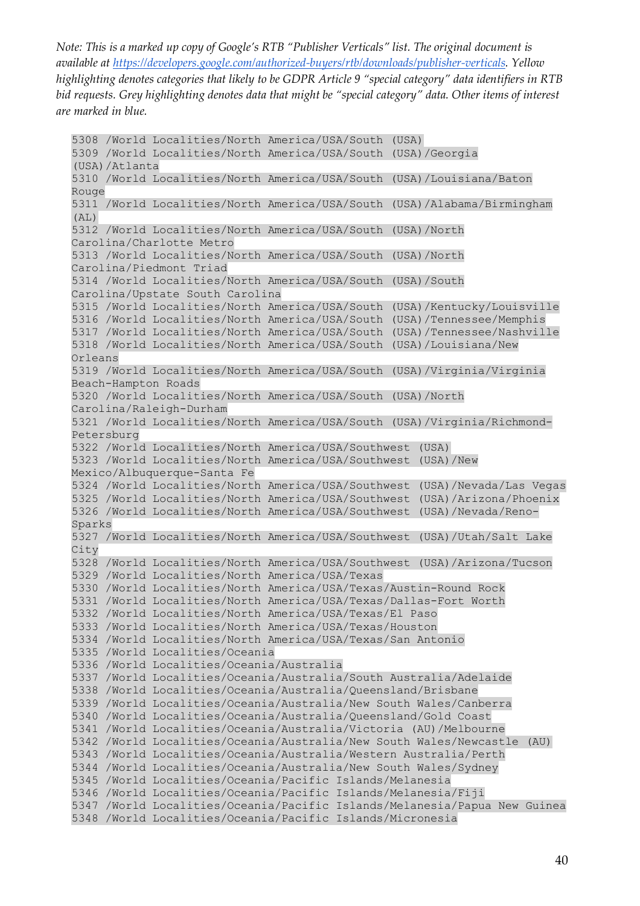*Note: This is a marked up copy of Google's RTB "Publisher Verticals" list. The original document is available at https://developers.google.com/authorized-buyers/rtb/downloads/publisher-verticals. Yellow highlighting denotes categories that likely to be GDPR Article 9 "special category" data identifiers in RTB bid requests. Grey highlighting denotes data that might be "special category" data. Other items of interest are marked in blue.*

```
5308 /World Localities/North America/USA/South (USA)
5309 /World Localities/North America/USA/South (USA)/Georgia
(USA)/Atlanta
5310 /World Localities/North America/USA/South (USA)/Louisiana/Baton
Rouge
5311 /World Localities/North America/USA/South (USA)/Alabama/Birmingham
(AL)
5312 /World Localities/North America/USA/South (USA)/North
Carolina/Charlotte Metro
5313 /World Localities/North America/USA/South (USA)/North
Carolina/Piedmont Triad
5314 /World Localities/North America/USA/South (USA)/South
Carolina/Upstate South Carolina
5315 /World Localities/North America/USA/South (USA)/Kentucky/Louisville
5316 /World Localities/North America/USA/South (USA)/Tennessee/Memphis
5317 /World Localities/North America/USA/South (USA)/Tennessee/Nashville
5318 /World Localities/North America/USA/South (USA)/Louisiana/New
Orleans
5319 /World Localities/North America/USA/South (USA)/Virginia/Virginia
Beach-Hampton Roads
5320 /World Localities/North America/USA/South (USA)/North
Carolina/Raleigh-Durham
5321 /World Localities/North America/USA/South (USA)/Virginia/Richmond-
Petersburg
5322 /World Localities/North America/USA/Southwest (USA)
5323 /World Localities/North America/USA/Southwest (USA)/New
Mexico/Albuquerque-Santa Fe
5324 /World Localities/North America/USA/Southwest (USA)/Nevada/Las Vegas
5325 /World Localities/North America/USA/Southwest (USA)/Arizona/Phoenix
5326 /World Localities/North America/USA/Southwest (USA)/Nevada/Reno-
Sparks
5327 /World Localities/North America/USA/Southwest (USA)/Utah/Salt Lake
City
5328 /World Localities/North America/USA/Southwest (USA)/Arizona/Tucson
5329 /World Localities/North America/USA/Texas
5330 /World Localities/North America/USA/Texas/Austin-Round Rock
5331 /World Localities/North America/USA/Texas/Dallas-Fort Worth
5332 /World Localities/North America/USA/Texas/El Paso
5333 /World Localities/North America/USA/Texas/Houston
5334 /World Localities/North America/USA/Texas/San Antonio
5335 /World Localities/Oceania
5336 /World Localities/Oceania/Australia
5337 /World Localities/Oceania/Australia/South Australia/Adelaide
5338 /World Localities/Oceania/Australia/Queensland/Brisbane
5339 /World Localities/Oceania/Australia/New South Wales/Canberra
5340 /World Localities/Oceania/Australia/Queensland/Gold Coast
5341 /World Localities/Oceania/Australia/Victoria (AU)/Melbourne
5342 /World Localities/Oceania/Australia/New South Wales/Newcastle (AU)
5343 /World Localities/Oceania/Australia/Western Australia/Perth
5344 /World Localities/Oceania/Australia/New South Wales/Sydney
5345 /World Localities/Oceania/Pacific Islands/Melanesia
5346 /World Localities/Oceania/Pacific Islands/Melanesia/Fiji
5347 /World Localities/Oceania/Pacific Islands/Melanesia/Papua New Guinea
5348 /World Localities/Oceania/Pacific Islands/Micronesia
```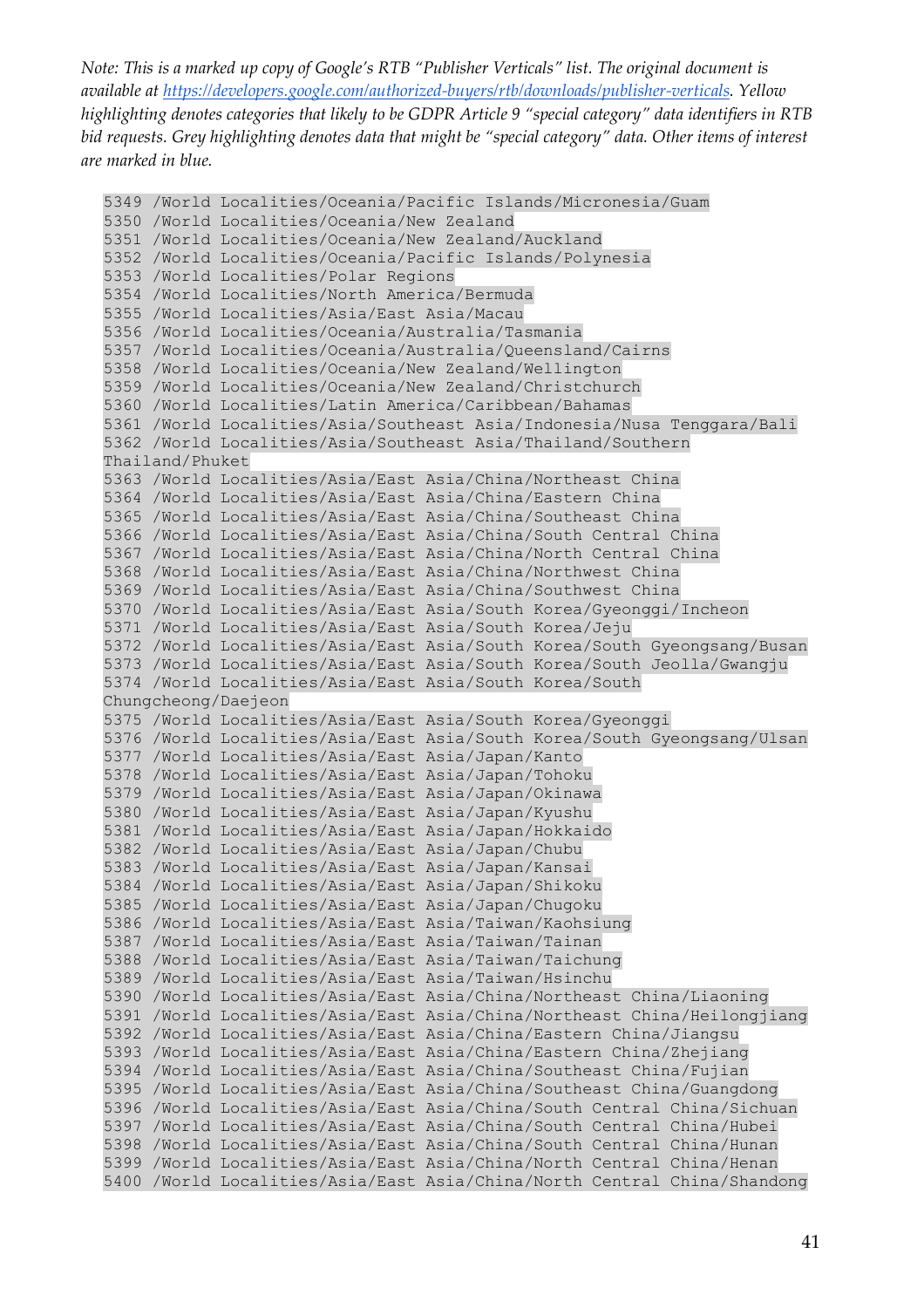*Note: This is a marked up copy of Google's RTB "Publisher Verticals" list. The original document is available at https://developers.google.com/authorized-buyers/rtb/downloads/publisher-verticals. Yellow highlighting denotes categories that likely to be GDPR Article 9 "special category" data identifiers in RTB bid requests. Grey highlighting denotes data that might be "special category" data. Other items of interest are marked in blue.*

```
5349 /World Localities/Oceania/Pacific Islands/Micronesia/Guam
5350 /World Localities/Oceania/New Zealand
5351 /World Localities/Oceania/New Zealand/Auckland
5352 /World Localities/Oceania/Pacific Islands/Polynesia
5353 /World Localities/Polar Regions
5354 /World Localities/North America/Bermuda
5355 /World Localities/Asia/East Asia/Macau
5356 /World Localities/Oceania/Australia/Tasmania
5357 /World Localities/Oceania/Australia/Queensland/Cairns
5358 /World Localities/Oceania/New Zealand/Wellington
5359 /World Localities/Oceania/New Zealand/Christchurch
5360 /World Localities/Latin America/Caribbean/Bahamas
5361 /World Localities/Asia/Southeast Asia/Indonesia/Nusa Tenggara/Bali
5362 /World Localities/Asia/Southeast Asia/Thailand/Southern 
Thailand/Phuket
5363 /World Localities/Asia/East Asia/China/Northeast China
5364 /World Localities/Asia/East Asia/China/Eastern China
5365 /World Localities/Asia/East Asia/China/Southeast China
5366 /World Localities/Asia/East Asia/China/South Central China
5367 /World Localities/Asia/East Asia/China/North Central China
5368 /World Localities/Asia/East Asia/China/Northwest China
5369 /World Localities/Asia/East Asia/China/Southwest China
5370 /World Localities/Asia/East Asia/South Korea/Gyeonggi/Incheon
5371 /World Localities/Asia/East Asia/South Korea/Jeju
5372 /World Localities/Asia/East Asia/South Korea/South Gyeongsang/Busan
5373 /World Localities/Asia/East Asia/South Korea/South Jeolla/Gwangju
5374 /World Localities/Asia/East Asia/South Korea/South 
Chungcheong/Daejeon
5375 /World Localities/Asia/East Asia/South Korea/Gyeonggi
5376 /World Localities/Asia/East Asia/South Korea/South Gyeongsang/Ulsan
5377 /World Localities/Asia/East Asia/Japan/Kanto
5378 /World Localities/Asia/East Asia/Japan/Tohoku
5379 /World Localities/Asia/East Asia/Japan/Okinawa
5380 /World Localities/Asia/East Asia/Japan/Kyushu
5381 /World Localities/Asia/East Asia/Japan/Hokkaido
5382 /World Localities/Asia/East Asia/Japan/Chubu
5383 /World Localities/Asia/East Asia/Japan/Kansai
5384 /World Localities/Asia/East Asia/Japan/Shikoku
5385 /World Localities/Asia/East Asia/Japan/Chugoku
5386 /World Localities/Asia/East Asia/Taiwan/Kaohsiung
5387 /World Localities/Asia/East Asia/Taiwan/Tainan
5388 /World Localities/Asia/East Asia/Taiwan/Taichung
5389 /World Localities/Asia/East Asia/Taiwan/Hsinchu
5390 /World Localities/Asia/East Asia/China/Northeast China/Liaoning
5391 /World Localities/Asia/East Asia/China/Northeast China/Heilongjiang
5392 /World Localities/Asia/East Asia/China/Eastern China/Jiangsu
5393 /World Localities/Asia/East Asia/China/Eastern China/Zhejiang
5394 /World Localities/Asia/East Asia/China/Southeast China/Fujian
5395 /World Localities/Asia/East Asia/China/Southeast China/Guangdong
5396 /World Localities/Asia/East Asia/China/South Central China/Sichuan
5397 /World Localities/Asia/East Asia/China/South Central China/Hubei
5398 /World Localities/Asia/East Asia/China/South Central China/Hunan
5399 /World Localities/Asia/East Asia/China/North Central China/Henan
5400 /World Localities/Asia/East Asia/China/North Central China/Shandong
```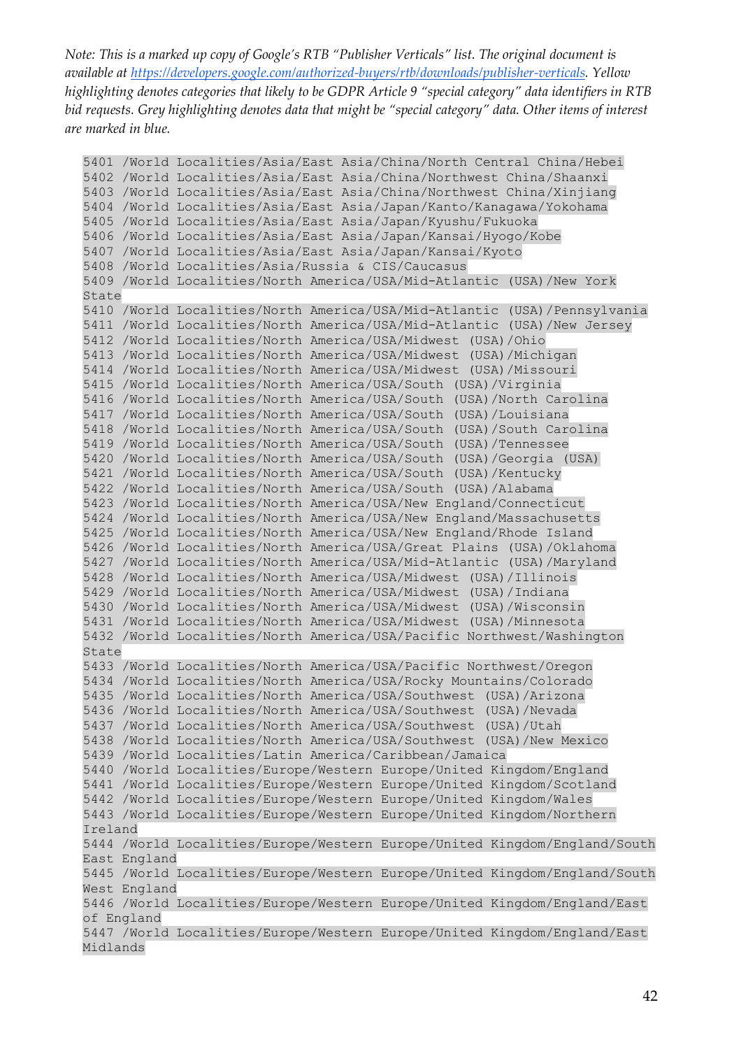*Note: This is a marked up copy of Google's RTB "Publisher Verticals" list. The original document is available at https://developers.google.com/authorized-buyers/rtb/downloads/publisher-verticals. Yellow highlighting denotes categories that likely to be GDPR Article 9 "special category" data identifiers in RTB bid requests. Grey highlighting denotes data that might be "special category" data. Other items of interest are marked in blue.*

```
5401 /World Localities/Asia/East Asia/China/North Central China/Hebei
5402 /World Localities/Asia/East Asia/China/Northwest China/Shaanxi
5403 /World Localities/Asia/East Asia/China/Northwest China/Xinjiang
5404 /World Localities/Asia/East Asia/Japan/Kanto/Kanagawa/Yokohama
5405 /World Localities/Asia/East Asia/Japan/Kyushu/Fukuoka
5406 /World Localities/Asia/East Asia/Japan/Kansai/Hyogo/Kobe
5407 /World Localities/Asia/East Asia/Japan/Kansai/Kyoto
5408 /World Localities/Asia/Russia & CIS/Caucasus
5409 /World Localities/North America/USA/Mid-Atlantic (USA)/New York State
5410 /World Localities/North America/USA/Mid-Atlantic (USA)/Pennsylvania
5411 /World Localities/North America/USA/Mid-Atlantic (USA)/New Jersey
5412 /World Localities/North America/USA/Midwest (USA)/Ohio
5413 /World Localities/North America/USA/Midwest (USA)/Michigan
5414 /World Localities/North America/USA/Midwest (USA)/Missouri
5415 /World Localities/North America/USA/South (USA)/Virginia
5416 /World Localities/North America/USA/South (USA)/North Carolina
5417 /World Localities/North America/USA/South (USA)/Louisiana
5418 /World Localities/North America/USA/South (USA)/South Carolina
5419 /World Localities/North America/USA/South (USA)/Tennessee
5420 /World Localities/North America/USA/South (USA)/Georgia (USA)
5421 /World Localities/North America/USA/South (USA)/Kentucky
5422 /World Localities/North America/USA/South (USA)/Alabama
5423 /World Localities/North America/USA/New England/Connecticut
5424 /World Localities/North America/USA/New England/Massachusetts
5425 /World Localities/North America/USA/New England/Rhode Island
5426 /World Localities/North America/USA/Great Plains (USA)/Oklahoma
5427 /World Localities/North America/USA/Mid-Atlantic (USA)/Maryland
5428 /World Localities/North America/USA/Midwest (USA)/Illinois
5429 /World Localities/North America/USA/Midwest (USA)/Indiana
5430 /World Localities/North America/USA/Midwest (USA)/Wisconsin
5431 /World Localities/North America/USA/Midwest (USA)/Minnesota
5432 /World Localities/North America/USA/Pacific Northwest/Washington State
5433 /World Localities/North America/USA/Pacific Northwest/Oregon
5434 /World Localities/North America/USA/Rocky Mountains/Colorado
5435 /World Localities/North America/USA/Southwest (USA)/Arizona
5436 /World Localities/North America/USA/Southwest (USA)/Nevada
5437 /World Localities/North America/USA/Southwest (USA)/Utah
5438 /World Localities/North America/USA/Southwest (USA)/New Mexico
5439 /World Localities/Latin America/Caribbean/Jamaica
5440 /World Localities/Europe/Western Europe/United Kingdom/England
5441 /World Localities/Europe/Western Europe/United Kingdom/Scotland
5442 /World Localities/Europe/Western Europe/United Kingdom/Wales
5443 /World Localities/Europe/Western Europe/United Kingdom/Northern Ireland
5444 /World Localities/Europe/Western Europe/United Kingdom/England/South East England
5445 /World Localities/Europe/Western Europe/United Kingdom/England/South West England
5446 /World Localities/Europe/Western Europe/United Kingdom/England/East of England
5447 /World Localities/Europe/Western Europe/United Kingdom/England/East Midlands
```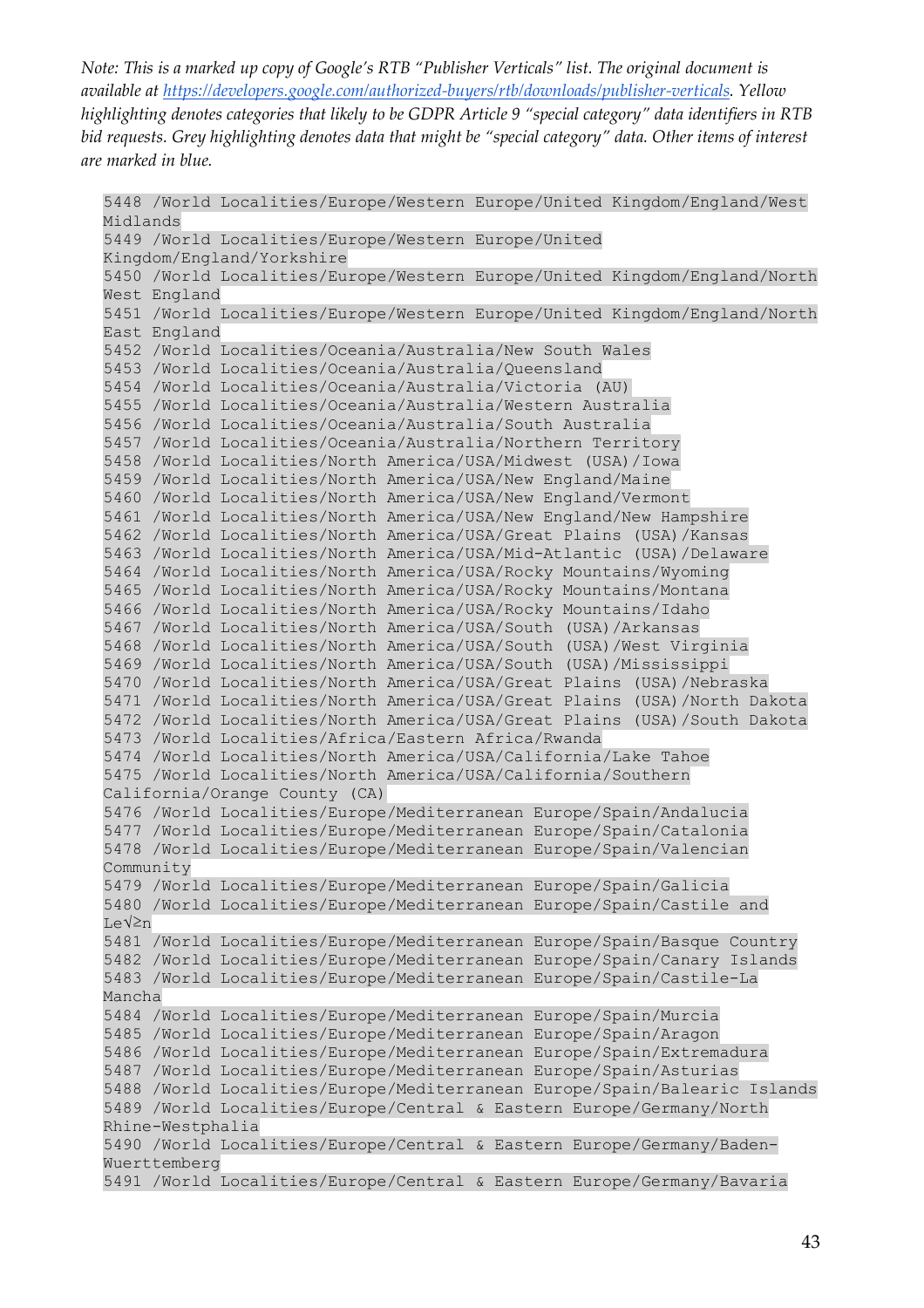*Note: This is a marked up copy of Google's RTB "Publisher Verticals" list. The original document is available at https://developers.google.com/authorized-buyers/rtb/downloads/publisher-verticals. Yellow highlighting denotes categories that likely to be GDPR Article 9 "special category" data identifiers in RTB bid requests. Grey highlighting denotes data that might be "special category" data. Other items of interest are marked in blue.*

```
5448 /World Localities/Europe/Western Europe/United Kingdom/England/West Midlands
5449 /World Localities/Europe/Western Europe/United Kingdom/England/Yorkshire
5450 /World Localities/Europe/Western Europe/United Kingdom/England/North West England
5451 /World Localities/Europe/Western Europe/United Kingdom/England/North East England
5452 /World Localities/Oceania/Australia/New South Wales
5453 /World Localities/Oceania/Australia/Queensland
5454 /World Localities/Oceania/Australia/Victoria (AU)
5455 /World Localities/Oceania/Australia/Western Australia
5456 /World Localities/Oceania/Australia/South Australia
5457 /World Localities/Oceania/Australia/Northern Territory
5458 /World Localities/North America/USA/Midwest (USA)/Iowa
5459 /World Localities/North America/USA/New England/Maine
5460 /World Localities/North America/USA/New England/Vermont
5461 /World Localities/North America/USA/New England/New Hampshire
5462 /World Localities/North America/USA/Great Plains (USA)/Kansas
5463 /World Localities/North America/USA/Mid-Atlantic (USA)/Delaware
5464 /World Localities/North America/USA/Rocky Mountains/Wyoming
5465 /World Localities/North America/USA/Rocky Mountains/Montana
5466 /World Localities/North America/USA/Rocky Mountains/Idaho
5467 /World Localities/North America/USA/South (USA)/Arkansas
5468 /World Localities/North America/USA/South (USA)/West Virginia
5469 /World Localities/North America/USA/South (USA)/Mississippi
5470 /World Localities/North America/USA/Great Plains (USA)/Nebraska
5471 /World Localities/North America/USA/Great Plains (USA)/North Dakota
5472 /World Localities/North America/USA/Great Plains (USA)/South Dakota
5473 /World Localities/Africa/Eastern Africa/Rwanda
5474 /World Localities/North America/USA/California/Lake Tahoe
5475 /World Localities/North America/USA/California/Southern California/Orange County (CA)
5476 /World Localities/Europe/Mediterranean Europe/Spain/Andalucia
5477 /World Localities/Europe/Mediterranean Europe/Spain/Catalonia
5478 /World Localities/Europe/Mediterranean Europe/Spain/Valencian Community
5479 /World Localities/Europe/Mediterranean Europe/Spain/Galicia
5480 /World Localities/Europe/Mediterranean Europe/Spain/Castile and Le√≥n
5481 /World Localities/Europe/Mediterranean Europe/Spain/Basque Country
5482 /World Localities/Europe/Mediterranean Europe/Spain/Canary Islands
5483 /World Localities/Europe/Mediterranean Europe/Spain/Castile-La Mancha
5484 /World Localities/Europe/Mediterranean Europe/Spain/Murcia
5485 /World Localities/Europe/Mediterranean Europe/Spain/Aragon
5486 /World Localities/Europe/Mediterranean Europe/Spain/Extremadura
5487 /World Localities/Europe/Mediterranean Europe/Spain/Asturias
5488 /World Localities/Europe/Mediterranean Europe/Spain/Balearic Islands
5489 /World Localities/Europe/Central & Eastern Europe/Germany/North Rhine-Westphalia
5490 /World Localities/Europe/Central & Eastern Europe/Germany/Baden-Wuerttemberg
5491 /World Localities/Europe/Central & Eastern Europe/Germany/Bavaria
```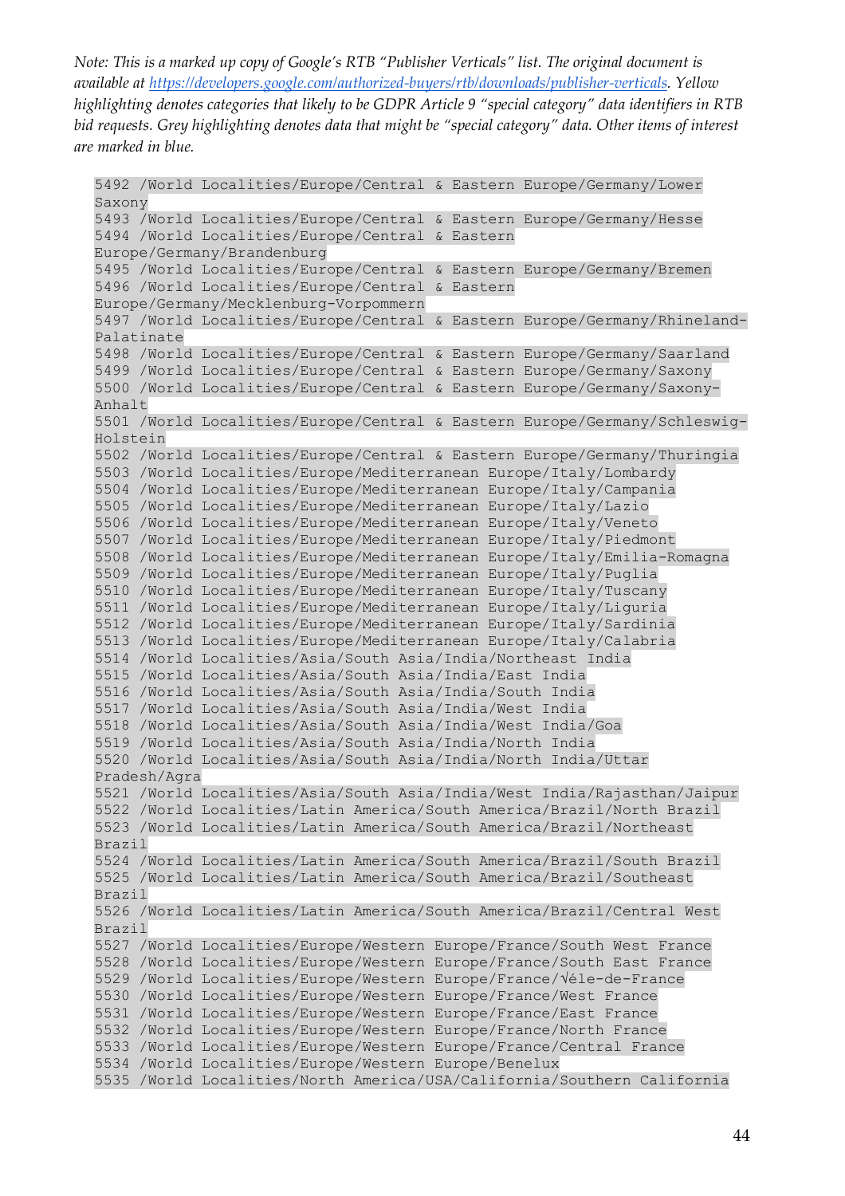*Note: This is a marked up copy of Google's RTB "Publisher Verticals" list. The original document is available at https://developers.google.com/authorized-buyers/rtb/downloads/publisher-verticals. Yellow highlighting denotes categories that likely to be GDPR Article 9 "special category" data identifiers in RTB bid requests. Grey highlighting denotes data that might be "special category" data. Other items of interest are marked in blue.*

```
5492 /World Localities/Europe/Central & Eastern Europe/Germany/Lower
Saxony
5493 /World Localities/Europe/Central & Eastern Europe/Germany/Hesse
5494 /World Localities/Europe/Central & Eastern
Europe/Germany/Brandenburg
5495 /World Localities/Europe/Central & Eastern Europe/Germany/Bremen
5496 /World Localities/Europe/Central & Eastern
Europe/Germany/Mecklenburg-Vorpommern
5497 /World Localities/Europe/Central & Eastern Europe/Germany/Rhineland-
Palatinate
5498 /World Localities/Europe/Central & Eastern Europe/Germany/Saarland
5499 /World Localities/Europe/Central & Eastern Europe/Germany/Saxony
5500 /World Localities/Europe/Central & Eastern Europe/Germany/Saxony-
Anhalt
5501 /World Localities/Europe/Central & Eastern Europe/Germany/Schleswig-
Holstein
5502 /World Localities/Europe/Central & Eastern Europe/Germany/Thuringia
5503 /World Localities/Europe/Mediterranean Europe/Italy/Lombardy
5504 /World Localities/Europe/Mediterranean Europe/Italy/Campania
5505 /World Localities/Europe/Mediterranean Europe/Italy/Lazio
5506 /World Localities/Europe/Mediterranean Europe/Italy/Veneto
5507 /World Localities/Europe/Mediterranean Europe/Italy/Piedmont
5508 /World Localities/Europe/Mediterranean Europe/Italy/Emilia-Romagna
5509 /World Localities/Europe/Mediterranean Europe/Italy/Puglia
5510 /World Localities/Europe/Mediterranean Europe/Italy/Tuscany
5511 /World Localities/Europe/Mediterranean Europe/Italy/Liguria
5512 /World Localities/Europe/Mediterranean Europe/Italy/Sardinia
5513 /World Localities/Europe/Mediterranean Europe/Italy/Calabria
5514 /World Localities/Asia/South Asia/India/Northeast India
5515 /World Localities/Asia/South Asia/India/East India
5516 /World Localities/Asia/South Asia/India/South India
5517 /World Localities/Asia/South Asia/India/West India
5518 /World Localities/Asia/South Asia/India/West India/Goa
5519 /World Localities/Asia/South Asia/India/North India
5520 /World Localities/Asia/South Asia/India/North India/Uttar
Pradesh/Agra
5521 /World Localities/Asia/South Asia/India/West India/Rajasthan/Jaipur
5522 /World Localities/Latin America/South America/Brazil/North Brazil
5523 /World Localities/Latin America/South America/Brazil/Northeast
Brazil
5524 /World Localities/Latin America/South America/Brazil/South Brazil
5525 /World Localities/Latin America/South America/Brazil/Southeast
Brazil
5526 /World Localities/Latin America/South America/Brazil/Central West
Brazil
5527 /World Localities/Europe/Western Europe/France/South West France
5528 /World Localities/Europe/Western Europe/France/South East France
5529 /World Localities/Europe/Western Europe/France/√éle-de-France
5530 /World Localities/Europe/Western Europe/France/West France
5531 /World Localities/Europe/Western Europe/France/East France
5532 /World Localities/Europe/Western Europe/France/North France
5533 /World Localities/Europe/Western Europe/France/Central France
5534 /World Localities/Europe/Western Europe/Benelux
5535 /World Localities/North America/USA/California/Southern California
```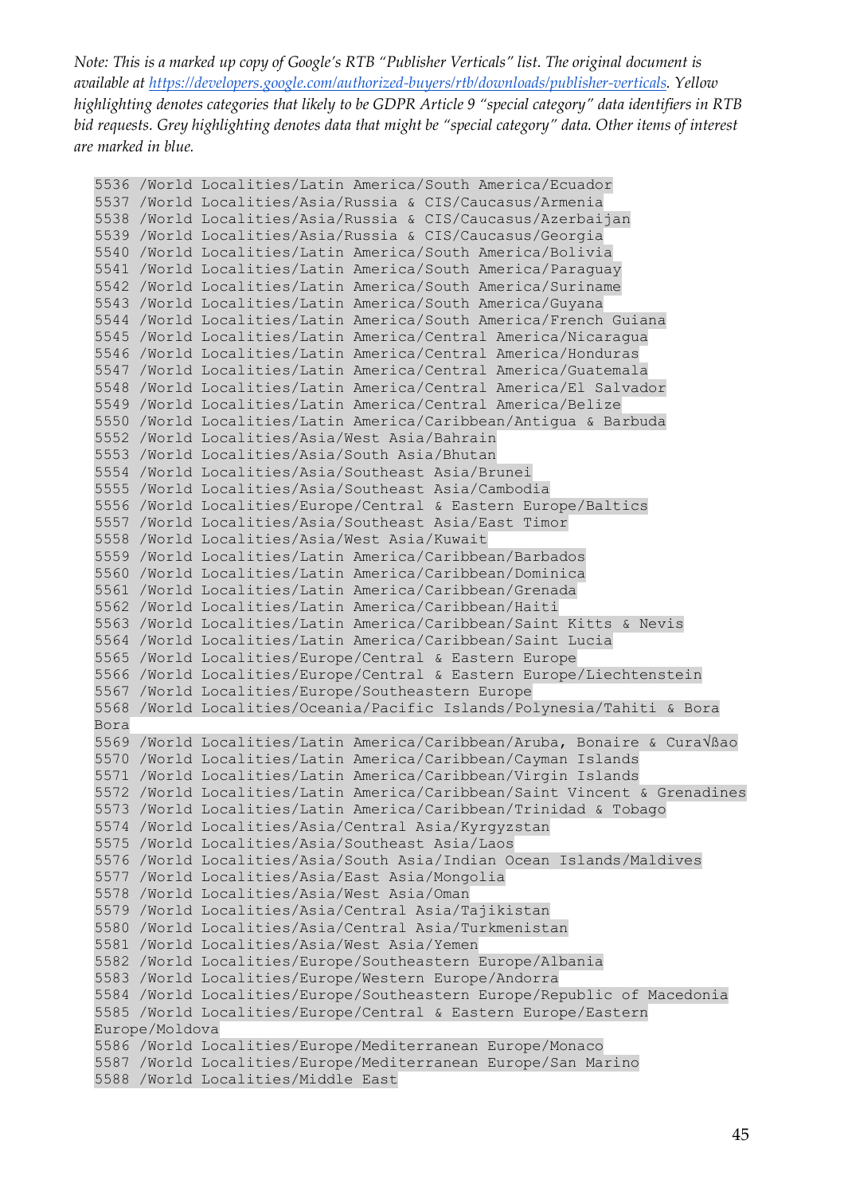*Note: This is a marked up copy of Google's RTB "Publisher Verticals" list. The original document is available at https://developers.google.com/authorized-buyers/rtb/downloads/publisher-verticals. Yellow highlighting denotes categories that likely to be GDPR Article 9 "special category" data identifiers in RTB bid requests. Grey highlighting denotes data that might be "special category" data. Other items of interest are marked in blue.*

```
5536 /World Localities/Latin America/South America/Ecuador
5537 /World Localities/Asia/Russia & CIS/Caucasus/Armenia
5538 /World Localities/Asia/Russia & CIS/Caucasus/Azerbaijan
5539 /World Localities/Asia/Russia & CIS/Caucasus/Georgia
5540 /World Localities/Latin America/South America/Bolivia
5541 /World Localities/Latin America/South America/Paraguay
5542 /World Localities/Latin America/South America/Suriname
5543 /World Localities/Latin America/South America/Guyana
5544 /World Localities/Latin America/South America/French Guiana
5545 /World Localities/Latin America/Central America/Nicaragua
5546 /World Localities/Latin America/Central America/Honduras
5547 /World Localities/Latin America/Central America/Guatemala
5548 /World Localities/Latin America/Central America/El Salvador
5549 /World Localities/Latin America/Central America/Belize
5550 /World Localities/Latin America/Caribbean/Antigua & Barbuda
5552 /World Localities/Asia/West Asia/Bahrain
5553 /World Localities/Asia/South Asia/Bhutan
5554 /World Localities/Asia/Southeast Asia/Brunei
5555 /World Localities/Asia/Southeast Asia/Cambodia
5556 /World Localities/Europe/Central & Eastern Europe/Baltics
5557 /World Localities/Asia/Southeast Asia/East Timor
5558 /World Localities/Asia/West Asia/Kuwait
5559 /World Localities/Latin America/Caribbean/Barbados
5560 /World Localities/Latin America/Caribbean/Dominica
5561 /World Localities/Latin America/Caribbean/Grenada
5562 /World Localities/Latin America/Caribbean/Haiti
5563 /World Localities/Latin America/Caribbean/Saint Kitts & Nevis
5564 /World Localities/Latin America/Caribbean/Saint Lucia
5565 /World Localities/Europe/Central & Eastern Europe
5566 /World Localities/Europe/Central & Eastern Europe/Liechtenstein
5567 /World Localities/Europe/Southeastern Europe
5568 /World Localities/Oceania/Pacific Islands/Polynesia/Tahiti & Bora
Bora
5569 /World Localities/Latin America/Caribbean/Aruba, Bonaire & Cura√ßao
5570 /World Localities/Latin America/Caribbean/Cayman Islands
5571 /World Localities/Latin America/Caribbean/Virgin Islands
5572 /World Localities/Latin America/Caribbean/Saint Vincent & Grenadines
5573 /World Localities/Latin America/Caribbean/Trinidad & Tobago
5574 /World Localities/Asia/Central Asia/Kyrgyzstan
5575 /World Localities/Asia/Southeast Asia/Laos
5576 /World Localities/Asia/South Asia/Indian Ocean Islands/Maldives
5577 /World Localities/Asia/East Asia/Mongolia
5578 /World Localities/Asia/West Asia/Oman
5579 /World Localities/Asia/Central Asia/Tajikistan
5580 /World Localities/Asia/Central Asia/Turkmenistan
5581 /World Localities/Asia/West Asia/Yemen
5582 /World Localities/Europe/Southeastern Europe/Albania
5583 /World Localities/Europe/Western Europe/Andorra
5584 /World Localities/Europe/Southeastern Europe/Republic of Macedonia
5585 /World Localities/Europe/Central & Eastern Europe/Eastern
Europe/Moldova
5586 /World Localities/Europe/Mediterranean Europe/Monaco
5587 /World Localities/Europe/Mediterranean Europe/San Marino
5588 /World Localities/Middle East
```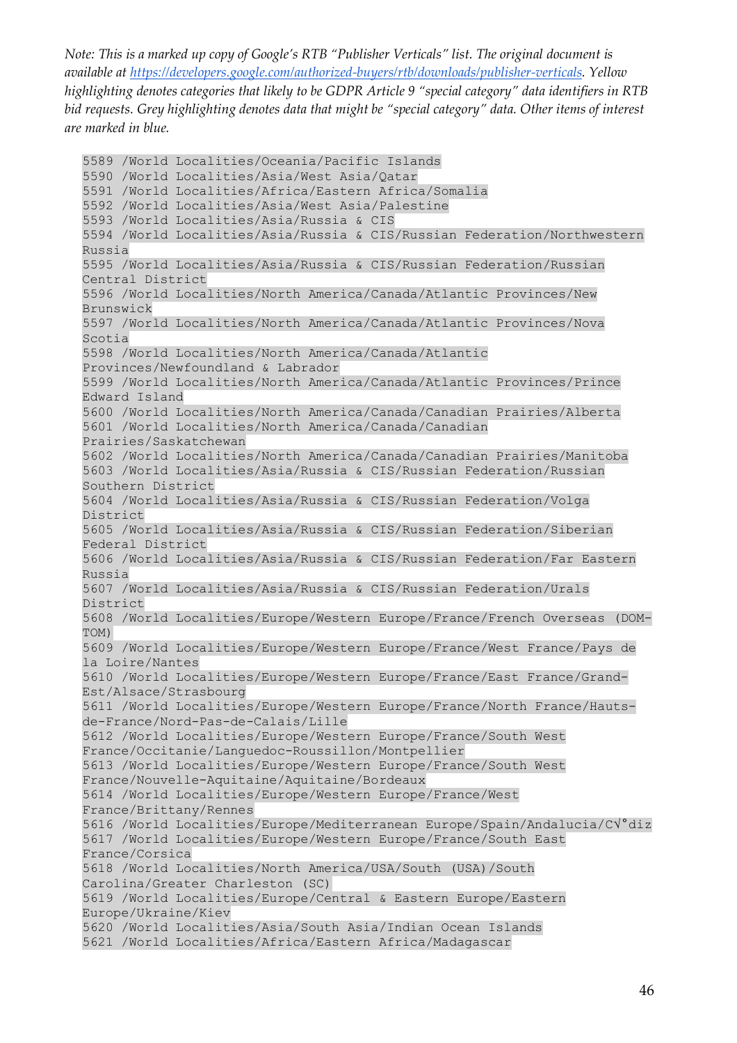*Note: This is a marked up copy of Google's RTB "Publisher Verticals" list. The original document is available at https://developers.google.com/authorized-buyers/rtb/downloads/publisher-verticals. Yellow highlighting denotes categories that likely to be GDPR Article 9 "special category" data identifiers in RTB bid requests. Grey highlighting denotes data that might be "special category" data. Other items of interest are marked in blue.*

```
5589 /World Localities/Oceania/Pacific Islands
5590 /World Localities/Asia/West Asia/Qatar
5591 /World Localities/Africa/Eastern Africa/Somalia
5592 /World Localities/Asia/West Asia/Palestine
5593 /World Localities/Asia/Russia & CIS
5594 /World Localities/Asia/Russia & CIS/Russian Federation/Northwestern Russia
5595 /World Localities/Asia/Russia & CIS/Russian Federation/Russian Central District
5596 /World Localities/North America/Canada/Atlantic Provinces/New Brunswick
5597 /World Localities/North America/Canada/Atlantic Provinces/Nova Scotia
5598 /World Localities/North America/Canada/Atlantic Provinces/Newfoundland & Labrador
5599 /World Localities/North America/Canada/Atlantic Provinces/Prince Edward Island
5600 /World Localities/North America/Canada/Canadian Prairies/Alberta
5601 /World Localities/North America/Canada/Canadian Prairies/Saskatchewan
5602 /World Localities/North America/Canada/Canadian Prairies/Manitoba
5603 /World Localities/Asia/Russia & CIS/Russian Federation/Russian Southern District
5604 /World Localities/Asia/Russia & CIS/Russian Federation/Volga District
5605 /World Localities/Asia/Russia & CIS/Russian Federation/Siberian Federal District
5606 /World Localities/Asia/Russia & CIS/Russian Federation/Far Eastern Russia
5607 /World Localities/Asia/Russia & CIS/Russian Federation/Urals District
5608 /World Localities/Europe/Western Europe/France/French Overseas (DOM-TOM)
5609 /World Localities/Europe/Western Europe/France/West France/Pays de la Loire/Nantes
5610 /World Localities/Europe/Western Europe/France/East France/Grand-Est/Alsace/Strasbourg
5611 /World Localities/Europe/Western Europe/France/North France/Hauts-de-France/Nord-Pas-de-Calais/Lille
5612 /World Localities/Europe/Western Europe/France/South West France/Occitanie/Languedoc-Roussillon/Montpellier
5613 /World Localities/Europe/Western Europe/France/South West France/Nouvelle-Aquitaine/Aquitaine/Bordeaux
5614 /World Localities/Europe/Western Europe/France/West France/Brittany/Rennes
5616 /World Localities/Europe/Mediterranean Europe/Spain/Andalucia/C√°diz
5617 /World Localities/Europe/Western Europe/France/South East France/Corsica
5618 /World Localities/North America/USA/South (USA)/South Carolina/Greater Charleston (SC)
5619 /World Localities/Europe/Central & Eastern Europe/Eastern Europe/Ukraine/Kiev
5620 /World Localities/Asia/South Asia/Indian Ocean Islands
5621 /World Localities/Africa/Eastern Africa/Madagascar
```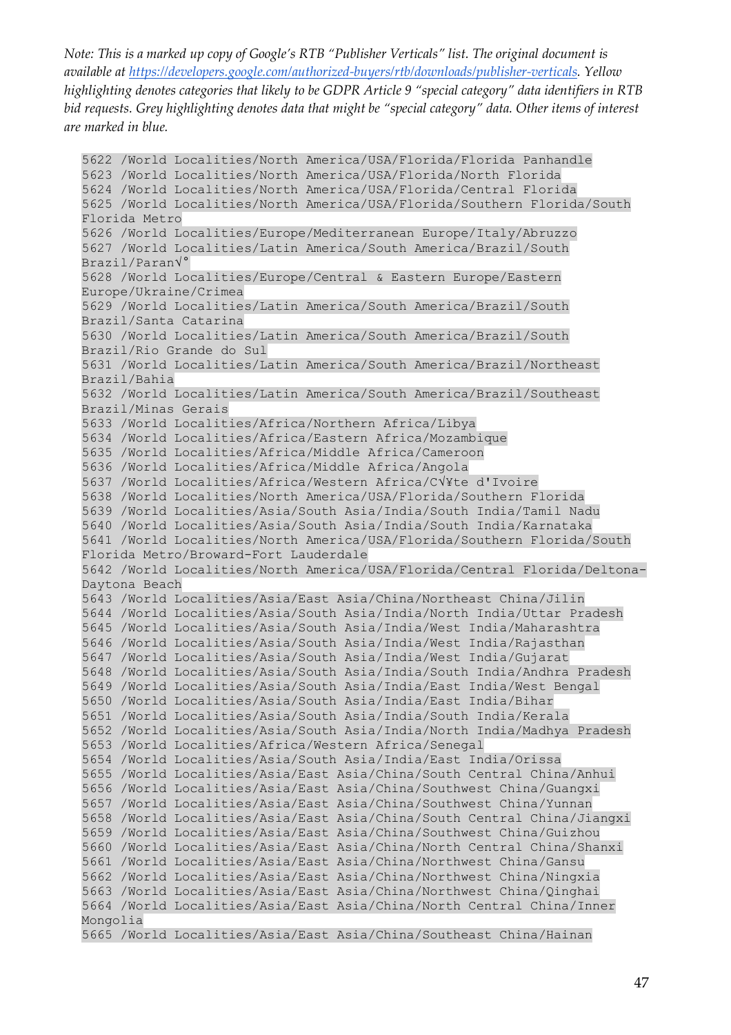*Note: This is a marked up copy of Google's RTB "Publisher Verticals" list. The original document is available at https://developers.google.com/authorized-buyers/rtb/downloads/publisher-verticals. Yellow highlighting denotes categories that likely to be GDPR Article 9 "special category" data identifiers in RTB bid requests. Grey highlighting denotes data that might be "special category" data. Other items of interest are marked in blue.*

```
5622 /World Localities/North America/USA/Florida/Florida Panhandle
5623 /World Localities/North America/USA/Florida/North Florida
5624 /World Localities/North America/USA/Florida/Central Florida
5625 /World Localities/North America/USA/Florida/Southern Florida/South
Florida Metro
5626 /World Localities/Europe/Mediterranean Europe/Italy/Abruzzo
5627 /World Localities/Latin America/South America/Brazil/South
Brazil/Paran√°
5628 /World Localities/Europe/Central & Eastern Europe/Eastern
Europe/Ukraine/Crimea
5629 /World Localities/Latin America/South America/Brazil/South
Brazil/Santa Catarina
5630 /World Localities/Latin America/South America/Brazil/South
Brazil/Rio Grande do Sul
5631 /World Localities/Latin America/South America/Brazil/Northeast
Brazil/Bahia
5632 /World Localities/Latin America/South America/Brazil/Southeast
Brazil/Minas Gerais
5633 /World Localities/Africa/Northern Africa/Libya
5634 /World Localities/Africa/Eastern Africa/Mozambique
5635 /World Localities/Africa/Middle Africa/Cameroon
5636 /World Localities/Africa/Middle Africa/Angola
5637 /World Localities/Africa/Western Africa/C√¥te d'Ivoire
5638 /World Localities/North America/USA/Florida/Southern Florida
5639 /World Localities/Asia/South Asia/India/South India/Tamil Nadu
5640 /World Localities/Asia/South Asia/India/South India/Karnataka
5641 /World Localities/North America/USA/Florida/Southern Florida/South
Florida Metro/Broward-Fort Lauderdale
5642 /World Localities/North America/USA/Florida/Central Florida/Deltona-
Daytona Beach
5643 /World Localities/Asia/East Asia/China/Northeast China/Jilin
5644 /World Localities/Asia/South Asia/India/North India/Uttar Pradesh
5645 /World Localities/Asia/South Asia/India/West India/Maharashtra
5646 /World Localities/Asia/South Asia/India/West India/Rajasthan
5647 /World Localities/Asia/South Asia/India/West India/Gujarat
5648 /World Localities/Asia/South Asia/India/South India/Andhra Pradesh
5649 /World Localities/Asia/South Asia/India/East India/West Bengal
5650 /World Localities/Asia/South Asia/India/East India/Bihar
5651 /World Localities/Asia/South Asia/India/South India/Kerala
5652 /World Localities/Asia/South Asia/India/North India/Madhya Pradesh
5653 /World Localities/Africa/Western Africa/Senegal
5654 /World Localities/Asia/South Asia/India/East India/Orissa
5655 /World Localities/Asia/East Asia/China/South Central China/Anhui
5656 /World Localities/Asia/East Asia/China/Southwest China/Guangxi
5657 /World Localities/Asia/East Asia/China/Southwest China/Yunnan
5658 /World Localities/Asia/East Asia/China/South Central China/Jiangxi
5659 /World Localities/Asia/East Asia/China/Southwest China/Guizhou
5660 /World Localities/Asia/East Asia/China/North Central China/Shanxi
5661 /World Localities/Asia/East Asia/China/Northwest China/Gansu
5662 /World Localities/Asia/East Asia/China/Northwest China/Ningxia
5663 /World Localities/Asia/East Asia/China/Northwest China/Qinghai
5664 /World Localities/Asia/East Asia/China/North Central China/Inner
Mongolia
5665 /World Localities/Asia/East Asia/China/Southeast China/Hainan
```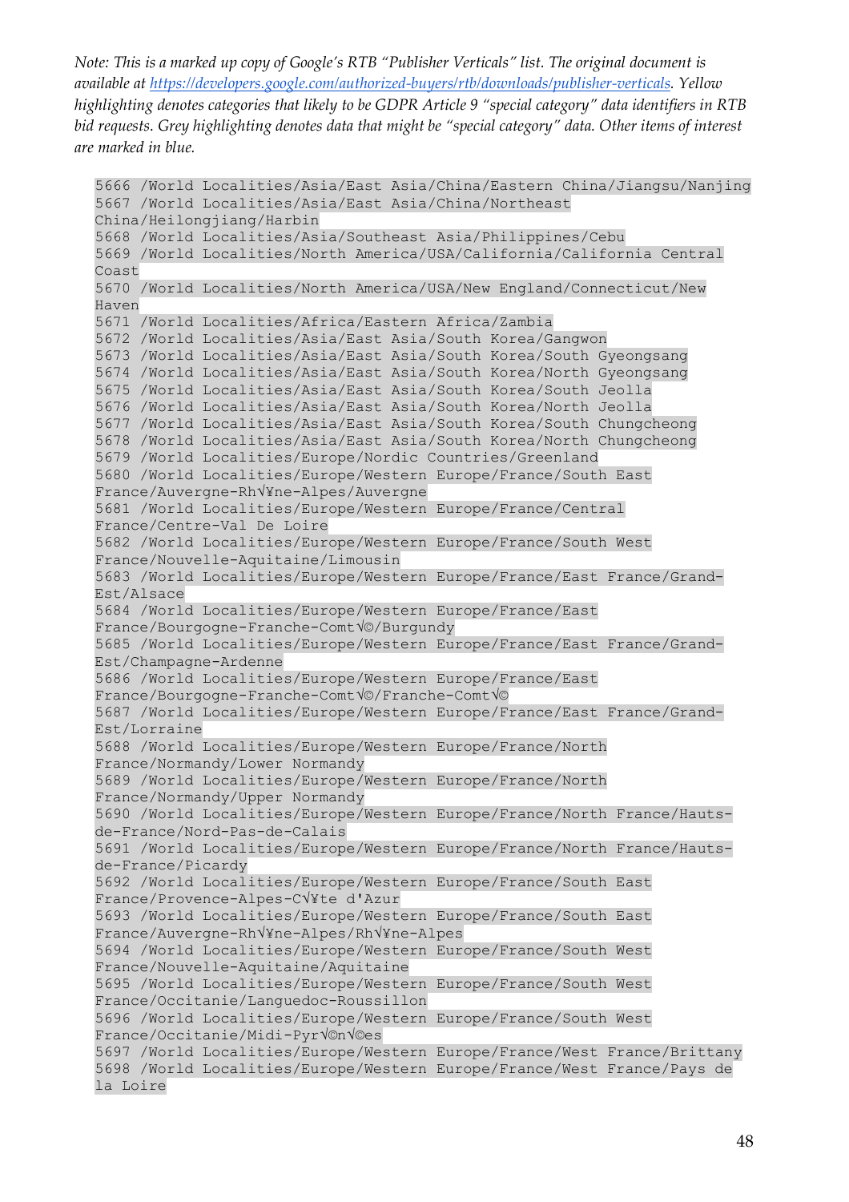*Note: This is a marked up copy of Google's RTB "Publisher Verticals" list. The original document is available at https://developers.google.com/authorized-buyers/rtb/downloads/publisher-verticals. Yellow highlighting denotes categories that likely to be GDPR Article 9 "special category" data identifiers in RTB bid requests. Grey highlighting denotes data that might be "special category" data. Other items of interest are marked in blue.*

```
5666 /World Localities/Asia/East Asia/China/Eastern China/Jiangsu/Nanjing
5667 /World Localities/Asia/East Asia/China/Northeast
China/Heilongjiang/Harbin
5668 /World Localities/Asia/Southeast Asia/Philippines/Cebu
5669 /World Localities/North America/USA/California/California Central
Coast
5670 /World Localities/North America/USA/New England/Connecticut/New
Haven
5671 /World Localities/Africa/Eastern Africa/Zambia
5672 /World Localities/Asia/East Asia/South Korea/Gangwon
5673 /World Localities/Asia/East Asia/South Korea/South Gyeongsang
5674 /World Localities/Asia/East Asia/South Korea/North Gyeongsang
5675 /World Localities/Asia/East Asia/South Korea/South Jeolla
5676 /World Localities/Asia/East Asia/South Korea/North Jeolla
5677 /World Localities/Asia/East Asia/South Korea/South Chungcheong
5678 /World Localities/Asia/East Asia/South Korea/North Chungcheong
5679 /World Localities/Europe/Nordic Countries/Greenland
5680 /World Localities/Europe/Western Europe/France/South East
France/Auvergne-Rh√¥ne-Alpes/Auvergne
5681 /World Localities/Europe/Western Europe/France/Central
France/Centre-Val De Loire
5682 /World Localities/Europe/Western Europe/France/South West
France/Nouvelle-Aquitaine/Limousin
5683 /World Localities/Europe/Western Europe/France/East France/Grand-
Est/Alsace
5684 /World Localities/Europe/Western Europe/France/East
France/Bourgogne-Franche-Comt√©/Burgundy
5685 /World Localities/Europe/Western Europe/France/East France/Grand-
Est/Champagne-Ardenne
5686 /World Localities/Europe/Western Europe/France/East
France/Bourgogne-Franche-Comt√©/Franche-Comt√©
5687 /World Localities/Europe/Western Europe/France/East France/Grand-
Est/Lorraine
5688 /World Localities/Europe/Western Europe/France/North
France/Normandy/Lower Normandy
5689 /World Localities/Europe/Western Europe/France/North
France/Normandy/Upper Normandy
5690 /World Localities/Europe/Western Europe/France/North France/Hauts-
de-France/Nord-Pas-de-Calais
5691 /World Localities/Europe/Western Europe/France/North France/Hauts-
de-France/Picardy
5692 /World Localities/Europe/Western Europe/France/South East
France/Provence-Alpes-C√¥te d'Azur
5693 /World Localities/Europe/Western Europe/France/South East
France/Auvergne-Rh√¥ne-Alpes/Rh√¥ne-Alpes
5694 /World Localities/Europe/Western Europe/France/South West
France/Nouvelle-Aquitaine/Aquitaine
5695 /World Localities/Europe/Western Europe/France/South West
France/Occitanie/Languedoc-Roussillon
5696 /World Localities/Europe/Western Europe/France/South West
France/Occitanie/Midi-Pyr√©n√©es
5697 /World Localities/Europe/Western Europe/France/West France/Brittany
5698 /World Localities/Europe/Western Europe/France/West France/Pays de
la Loire
```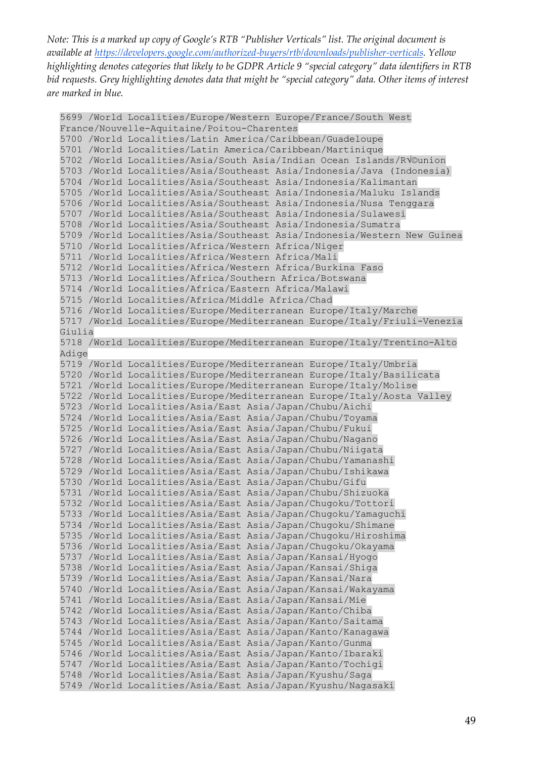*Note: This is a marked up copy of Google's RTB "Publisher Verticals" list. The original document is available at https://developers.google.com/authorized-buyers/rtb/downloads/publisher-verticals. Yellow highlighting denotes categories that likely to be GDPR Article 9 "special category" data identifiers in RTB bid requests. Grey highlighting denotes data that might be "special category" data. Other items of interest are marked in blue.*

```
5699 /World Localities/Europe/Western Europe/France/South West
France/Nouvelle-Aquitaine/Poitou-Charentes
5700 /World Localities/Latin America/Caribbean/Guadeloupe
5701 /World Localities/Latin America/Caribbean/Martinique
5702 /World Localities/Asia/South Asia/Indian Ocean Islands/R√©union
5703 /World Localities/Asia/Southeast Asia/Indonesia/Java (Indonesia)
5704 /World Localities/Asia/Southeast Asia/Indonesia/Kalimantan
5705 /World Localities/Asia/Southeast Asia/Indonesia/Maluku Islands
5706 /World Localities/Asia/Southeast Asia/Indonesia/Nusa Tenggara
5707 /World Localities/Asia/Southeast Asia/Indonesia/Sulawesi
5708 /World Localities/Asia/Southeast Asia/Indonesia/Sumatra
5709 /World Localities/Asia/Southeast Asia/Indonesia/Western New Guinea
5710 /World Localities/Africa/Western Africa/Niger
5711 /World Localities/Africa/Western Africa/Mali
5712 /World Localities/Africa/Western Africa/Burkina Faso
5713 /World Localities/Africa/Southern Africa/Botswana
5714 /World Localities/Africa/Eastern Africa/Malawi
5715 /World Localities/Africa/Middle Africa/Chad
5716 /World Localities/Europe/Mediterranean Europe/Italy/Marche
5717 /World Localities/Europe/Mediterranean Europe/Italy/Friuli-Venezia
Giulia
5718 /World Localities/Europe/Mediterranean Europe/Italy/Trentino-Alto
Adige
5719 /World Localities/Europe/Mediterranean Europe/Italy/Umbria
5720 /World Localities/Europe/Mediterranean Europe/Italy/Basilicata
5721 /World Localities/Europe/Mediterranean Europe/Italy/Molise
5722 /World Localities/Europe/Mediterranean Europe/Italy/Aosta Valley
5723 /World Localities/Asia/East Asia/Japan/Chubu/Aichi
5724 /World Localities/Asia/East Asia/Japan/Chubu/Toyama
5725 /World Localities/Asia/East Asia/Japan/Chubu/Fukui
5726 /World Localities/Asia/East Asia/Japan/Chubu/Nagano
5727 /World Localities/Asia/East Asia/Japan/Chubu/Niigata
5728 /World Localities/Asia/East Asia/Japan/Chubu/Yamanashi
5729 /World Localities/Asia/East Asia/Japan/Chubu/Ishikawa
5730 /World Localities/Asia/East Asia/Japan/Chubu/Gifu
5731 /World Localities/Asia/East Asia/Japan/Chubu/Shizuoka
5732 /World Localities/Asia/East Asia/Japan/Chugoku/Tottori
5733 /World Localities/Asia/East Asia/Japan/Chugoku/Yamaguchi
5734 /World Localities/Asia/East Asia/Japan/Chugoku/Shimane
5735 /World Localities/Asia/East Asia/Japan/Chugoku/Hiroshima
5736 /World Localities/Asia/East Asia/Japan/Chugoku/Okayama
5737 /World Localities/Asia/East Asia/Japan/Kansai/Hyogo
5738 /World Localities/Asia/East Asia/Japan/Kansai/Shiga
5739 /World Localities/Asia/East Asia/Japan/Kansai/Nara
5740 /World Localities/Asia/East Asia/Japan/Kansai/Wakayama
5741 /World Localities/Asia/East Asia/Japan/Kansai/Mie
5742 /World Localities/Asia/East Asia/Japan/Kanto/Chiba
5743 /World Localities/Asia/East Asia/Japan/Kanto/Saitama
5744 /World Localities/Asia/East Asia/Japan/Kanto/Kanagawa
5745 /World Localities/Asia/East Asia/Japan/Kanto/Gunma
5746 /World Localities/Asia/East Asia/Japan/Kanto/Ibaraki
5747 /World Localities/Asia/East Asia/Japan/Kanto/Tochigi
5748 /World Localities/Asia/East Asia/Japan/Kyushu/Saga
5749 /World Localities/Asia/East Asia/Japan/Kyushu/Nagasaki
```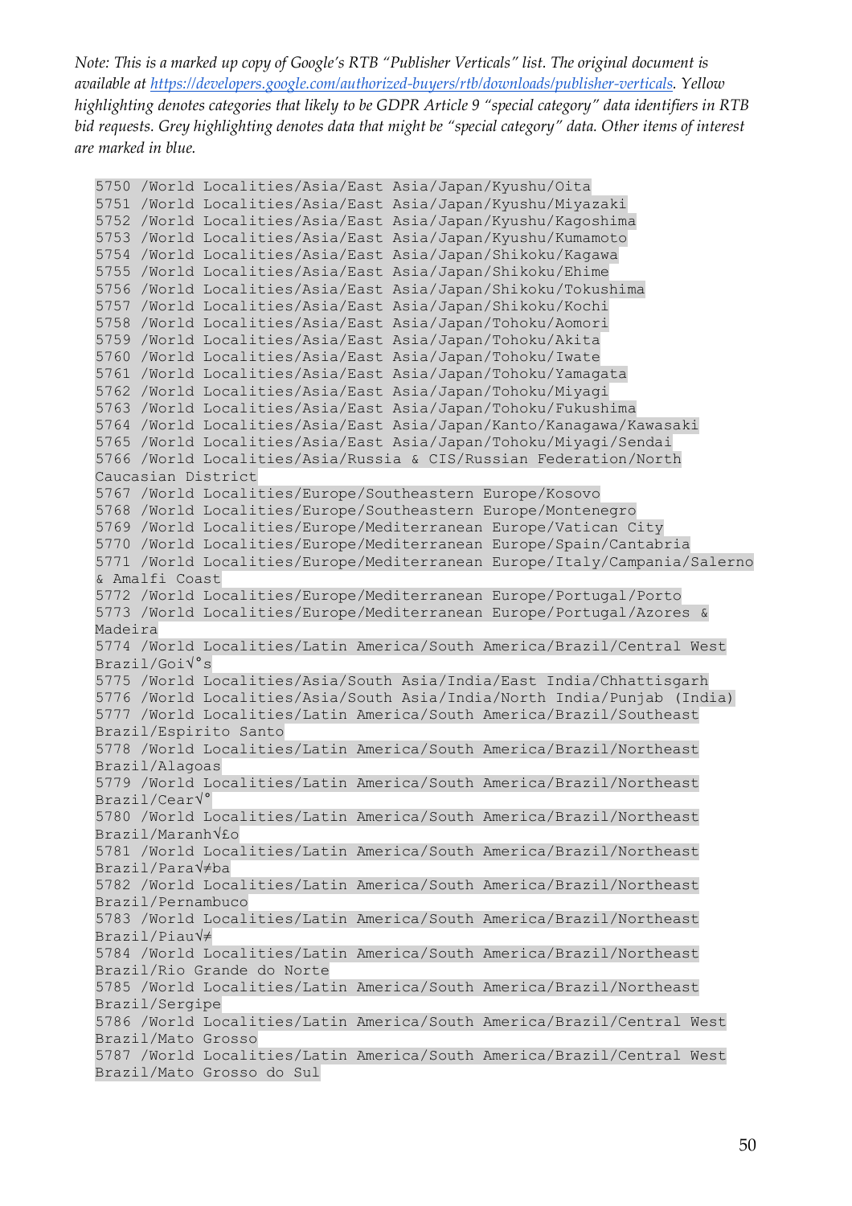*Note: This is a marked up copy of Google's RTB "Publisher Verticals" list. The original document is available at https://developers.google.com/authorized-buyers/rtb/downloads/publisher-verticals. Yellow highlighting denotes categories that likely to be GDPR Article 9 "special category" data identifiers in RTB bid requests. Grey highlighting denotes data that might be "special category" data. Other items of interest are marked in blue.*

```
5750 /World Localities/Asia/East Asia/Japan/Kyushu/Oita
5751 /World Localities/Asia/East Asia/Japan/Kyushu/Miyazaki
5752 /World Localities/Asia/East Asia/Japan/Kyushu/Kagoshima
5753 /World Localities/Asia/East Asia/Japan/Kyushu/Kumamoto
5754 /World Localities/Asia/East Asia/Japan/Shikoku/Kagawa
5755 /World Localities/Asia/East Asia/Japan/Shikoku/Ehime
5756 /World Localities/Asia/East Asia/Japan/Shikoku/Tokushima
5757 /World Localities/Asia/East Asia/Japan/Shikoku/Kochi
5758 /World Localities/Asia/East Asia/Japan/Tohoku/Aomori
5759 /World Localities/Asia/East Asia/Japan/Tohoku/Akita
5760 /World Localities/Asia/East Asia/Japan/Tohoku/Iwate
5761 /World Localities/Asia/East Asia/Japan/Tohoku/Yamagata
5762 /World Localities/Asia/East Asia/Japan/Tohoku/Miyagi
5763 /World Localities/Asia/East Asia/Japan/Tohoku/Fukushima
5764 /World Localities/Asia/East Asia/Japan/Kanto/Kanagawa/Kawasaki
5765 /World Localities/Asia/East Asia/Japan/Tohoku/Miyagi/Sendai
5766 /World Localities/Asia/Russia & CIS/Russian Federation/North
Caucasian District
5767 /World Localities/Europe/Southeastern Europe/Kosovo
5768 /World Localities/Europe/Southeastern Europe/Montenegro
5769 /World Localities/Europe/Mediterranean Europe/Vatican City
5770 /World Localities/Europe/Mediterranean Europe/Spain/Cantabria
5771 /World Localities/Europe/Mediterranean Europe/Italy/Campania/Salerno
& Amalfi Coast
5772 /World Localities/Europe/Mediterranean Europe/Portugal/Porto
5773 /World Localities/Europe/Mediterranean Europe/Portugal/Azores &
Madeira
5774 /World Localities/Latin America/South America/Brazil/Central West
Brazil/Goi√°s
5775 /World Localities/Asia/South Asia/India/East India/Chhattisgarh
5776 /World Localities/Asia/South Asia/India/North India/Punjab (India)
5777 /World Localities/Latin America/South America/Brazil/Southeast
Brazil/Espirito Santo
5778 /World Localities/Latin America/South America/Brazil/Northeast
Brazil/Alagoas
5779 /World Localities/Latin America/South America/Brazil/Northeast
Brazil/Cear√°
5780 /World Localities/Latin America/South America/Brazil/Northeast
Brazil/Maranh√£o
5781 /World Localities/Latin America/South America/Brazil/Northeast
Brazil/Para√≠ba
5782 /World Localities/Latin America/South America/Brazil/Northeast
Brazil/Pernambuco
5783 /World Localities/Latin America/South America/Brazil/Northeast
Brazil/Piau√≠
5784 /World Localities/Latin America/South America/Brazil/Northeast
Brazil/Rio Grande do Norte
5785 /World Localities/Latin America/South America/Brazil/Northeast
Brazil/Sergipe
5786 /World Localities/Latin America/South America/Brazil/Central West
Brazil/Mato Grosso
5787 /World Localities/Latin America/South America/Brazil/Central West
Brazil/Mato Grosso do Sul
```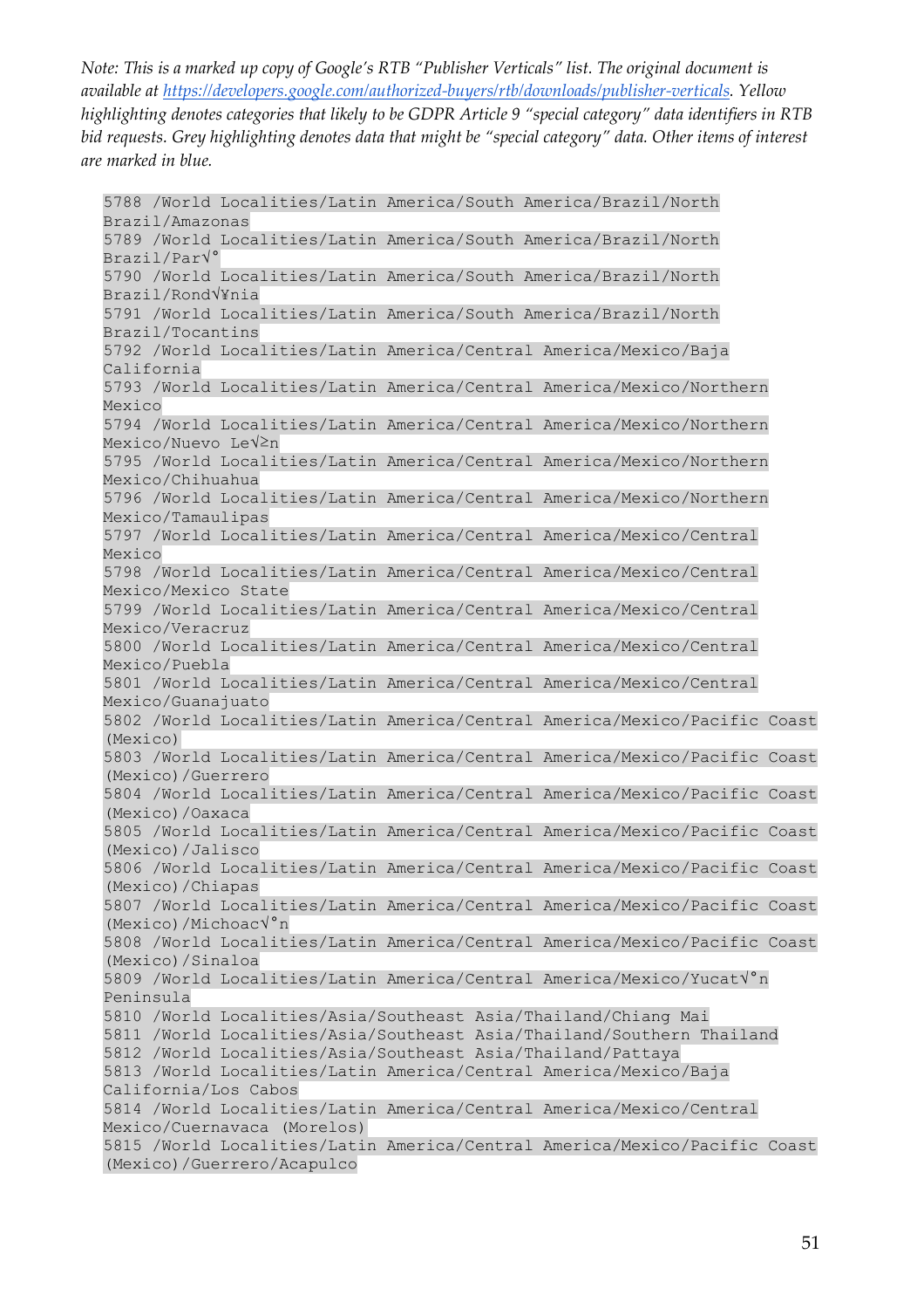*Note: This is a marked up copy of Google's RTB "Publisher Verticals" list. The original document is available at [https://developers.google.com/authorized-buyers/rtb/downloads/publisher-verticals](https://developers.google.com/authorized-buyers/rtb/downloads/publisher-verticals). Yellow highlighting denotes categories that likely to be GDPR Article 9 "special category" data identifiers in RTB bid requests. Grey highlighting denotes data that might be "special category" data. Other items of interest are marked in blue.*

```
5788 /World Localities/Latin America/South America/Brazil/North
Brazil/Amazonas
5789 /World Localities/Latin America/South America/Brazil/North
Brazil/Par√°
5790 /World Localities/Latin America/South America/Brazil/North
Brazil/Rond√¥nia
5791 /World Localities/Latin America/South America/Brazil/North
Brazil/Tocantins
5792 /World Localities/Latin America/Central America/Mexico/Baja
California
5793 /World Localities/Latin America/Central America/Mexico/Northern
Mexico
5794 /World Localities/Latin America/Central America/Mexico/Northern
Mexico/Nuevo Le√≥n
5795 /World Localities/Latin America/Central America/Mexico/Northern
Mexico/Chihuahua
5796 /World Localities/Latin America/Central America/Mexico/Northern
Mexico/Tamaulipas
5797 /World Localities/Latin America/Central America/Mexico/Central
Mexico
5798 /World Localities/Latin America/Central America/Mexico/Central
Mexico/Mexico State
5799 /World Localities/Latin America/Central America/Mexico/Central
Mexico/Veracruz
5800 /World Localities/Latin America/Central America/Mexico/Central
Mexico/Puebla
5801 /World Localities/Latin America/Central America/Mexico/Central
Mexico/Guanajuato
5802 /World Localities/Latin America/Central America/Mexico/Pacific Coast
(Mexico)
5803 /World Localities/Latin America/Central America/Mexico/Pacific Coast
(Mexico)/Guerrero
5804 /World Localities/Latin America/Central America/Mexico/Pacific Coast
(Mexico)/Oaxaca
5805 /World Localities/Latin America/Central America/Mexico/Pacific Coast
(Mexico)/Jalisco
5806 /World Localities/Latin America/Central America/Mexico/Pacific Coast
(Mexico)/Chiapas
5807 /World Localities/Latin America/Central America/Mexico/Pacific Coast
(Mexico)/Michoac√°n
5808 /World Localities/Latin America/Central America/Mexico/Pacific Coast
(Mexico)/Sinaloa
5809 /World Localities/Latin America/Central America/Mexico/Yucat√°n
Peninsula
5810 /World Localities/Asia/Southeast Asia/Thailand/Chiang Mai
5811 /World Localities/Asia/Southeast Asia/Thailand/Southern Thailand
5812 /World Localities/Asia/Southeast Asia/Thailand/Pattaya
5813 /World Localities/Latin America/Central America/Mexico/Baja
California/Los Cabos
5814 /World Localities/Latin America/Central America/Mexico/Central
Mexico/Cuernavaca (Morelos)
5815 /World Localities/Latin America/Central America/Mexico/Pacific Coast
(Mexico)/Guerrero/Acapulco
```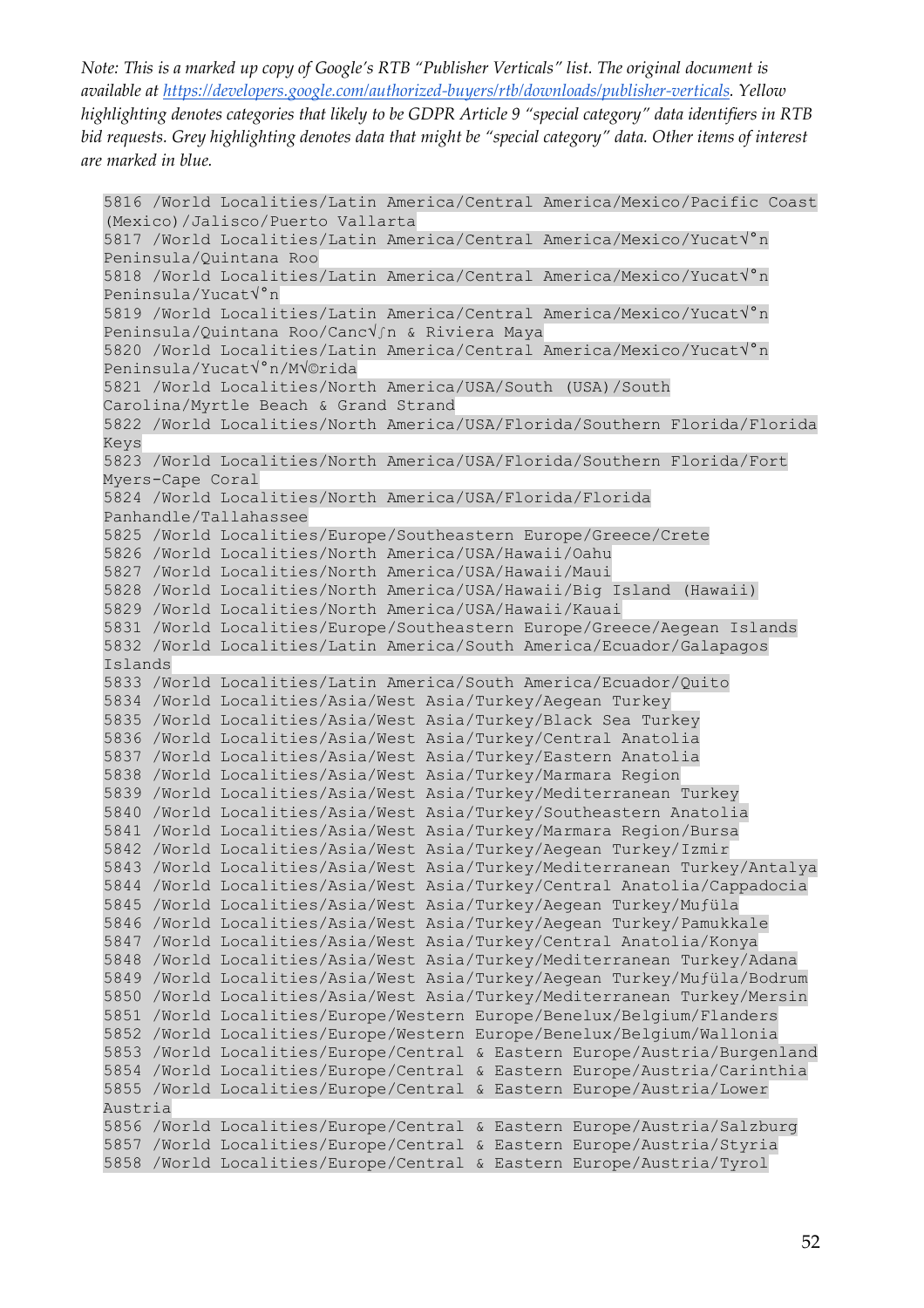*Note: This is a marked up copy of Google's RTB "Publisher Verticals" list. The original document is available at https://developers.google.com/authorized-buyers/rtb/downloads/publisher-verticals. Yellow highlighting denotes categories that likely to be GDPR Article 9 "special category" data identifiers in RTB bid requests. Grey highlighting denotes data that might be "special category" data. Other items of interest are marked in blue.*

```
5816 /World Localities/Latin America/Central America/Mexico/Pacific Coast (Mexico)/Jalisco/Puerto Vallarta
5817 /World Localities/Latin America/Central America/Mexico/Yucat√°n Peninsula/Quintana Roo
5818 /World Localities/Latin America/Central America/Mexico/Yucat√°n Peninsula/Yucat√°n
5819 /World Localities/Latin America/Central America/Mexico/Yucat√°n Peninsula/Quintana Roo/Canc√∫n & Riviera Maya
5820 /World Localities/Latin America/Central America/Mexico/Yucat√°n Peninsula/Yucat√°n/M√©rida
5821 /World Localities/North America/USA/South (USA)/South Carolina/Myrtle Beach & Grand Strand
5822 /World Localities/North America/USA/Florida/Southern Florida/Florida Keys
5823 /World Localities/North America/USA/Florida/Southern Florida/Fort Myers-Cape Coral
5824 /World Localities/North America/USA/Florida/Florida Panhandle/Tallahassee
5825 /World Localities/Europe/Southeastern Europe/Greece/Crete
5826 /World Localities/North America/USA/Hawaii/Oahu
5827 /World Localities/North America/USA/Hawaii/Maui
5828 /World Localities/North America/USA/Hawaii/Big Island (Hawaii)
5829 /World Localities/North America/USA/Hawaii/Kauai
5831 /World Localities/Europe/Southeastern Europe/Greece/Aegean Islands
5832 /World Localities/Latin America/South America/Ecuador/Galapagos Islands
5833 /World Localities/Latin America/South America/Ecuador/Quito
5834 /World Localities/Asia/West Asia/Turkey/Aegean Turkey
5835 /World Localities/Asia/West Asia/Turkey/Black Sea Turkey
5836 /World Localities/Asia/West Asia/Turkey/Central Anatolia
5837 /World Localities/Asia/West Asia/Turkey/Eastern Anatolia
5838 /World Localities/Asia/West Asia/Turkey/Marmara Region
5839 /World Localities/Asia/West Asia/Turkey/Mediterranean Turkey
5840 /World Localities/Asia/West Asia/Turkey/Southeastern Anatolia
5841 /World Localities/Asia/West Asia/Turkey/Marmara Region/Bursa
5842 /World Localities/Asia/West Asia/Turkey/Aegean Turkey/Izmir
5843 /World Localities/Asia/West Asia/Turkey/Mediterranean Turkey/Antalya
5844 /World Localities/Asia/West Asia/Turkey/Central Anatolia/Cappadocia
5845 /World Localities/Asia/West Asia/Turkey/Aegean Turkey/Muƒüla
5846 /World Localities/Asia/West Asia/Turkey/Aegean Turkey/Pamukkale
5847 /World Localities/Asia/West Asia/Turkey/Central Anatolia/Konya
5848 /World Localities/Asia/West Asia/Turkey/Mediterranean Turkey/Adana
5849 /World Localities/Asia/West Asia/Turkey/Aegean Turkey/Muƒüla/Bodrum
5850 /World Localities/Asia/West Asia/Turkey/Mediterranean Turkey/Mersin
5851 /World Localities/Europe/Western Europe/Benelux/Belgium/Flanders
5852 /World Localities/Europe/Western Europe/Benelux/Belgium/Wallonia
5853 /World Localities/Europe/Central & Eastern Europe/Austria/Burgenland
5854 /World Localities/Europe/Central & Eastern Europe/Austria/Carinthia
5855 /World Localities/Europe/Central & Eastern Europe/Austria/Lower Austria
5856 /World Localities/Europe/Central & Eastern Europe/Austria/Salzburg
5857 /World Localities/Europe/Central & Eastern Europe/Austria/Styria
5858 /World Localities/Europe/Central & Eastern Europe/Austria/Tyrol
```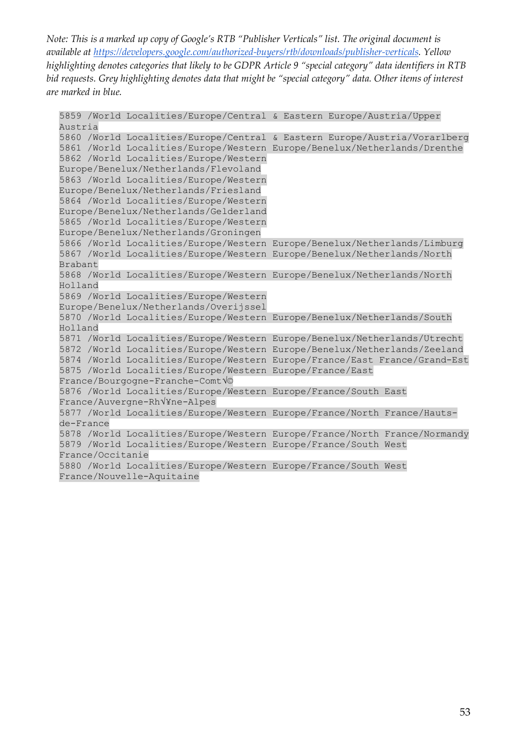*Note: This is a marked up copy of Google's RTB "Publisher Verticals" list. The original document is available at [https://developers.google.com/authorized-buyers/rtb/downloads/publisher-verticals](https://developers.google.com/authorized-buyers/rtb/downloads/publisher-verticals). Yellow highlighting denotes categories that likely to be GDPR Article 9 "special category" data identifiers in RTB bid requests. Grey highlighting denotes data that might be "special category" data. Other items of interest are marked in blue.*

```
5859 /World Localities/Europe/Central & Eastern Europe/Austria/Upper Austria
5860 /World Localities/Europe/Central & Eastern Europe/Austria/Vorarlberg
5861 /World Localities/Europe/Western Europe/Benelux/Netherlands/Drenthe
5862 /World Localities/Europe/Western Europe/Benelux/Netherlands/Flevoland
5863 /World Localities/Europe/Western Europe/Benelux/Netherlands/Friesland
5864 /World Localities/Europe/Western Europe/Benelux/Netherlands/Gelderland
5865 /World Localities/Europe/Western Europe/Benelux/Netherlands/Groningen
5866 /World Localities/Europe/Western Europe/Benelux/Netherlands/Limburg
5867 /World Localities/Europe/Western Europe/Benelux/Netherlands/North Brabant
5868 /World Localities/Europe/Western Europe/Benelux/Netherlands/North Holland
5869 /World Localities/Europe/Western Europe/Benelux/Netherlands/Overijssel
5870 /World Localities/Europe/Western Europe/Benelux/Netherlands/South Holland
5871 /World Localities/Europe/Western Europe/Benelux/Netherlands/Utrecht
5872 /World Localities/Europe/Western Europe/Benelux/Netherlands/Zeeland
5874 /World Localities/Europe/Western Europe/France/East France/Grand-Est
5875 /World Localities/Europe/Western Europe/France/East France/Bourgogne-Franche-Comt√©
5876 /World Localities/Europe/Western Europe/France/South East France/Auvergne-Rh√¥ne-Alpes
5877 /World Localities/Europe/Western Europe/France/North France/Hauts-de-France
5878 /World Localities/Europe/Western Europe/France/North France/Normandy
5879 /World Localities/Europe/Western Europe/France/South West France/Occitanie
5880 /World Localities/Europe/Western Europe/France/South West France/Nouvelle-Aquitaine
```